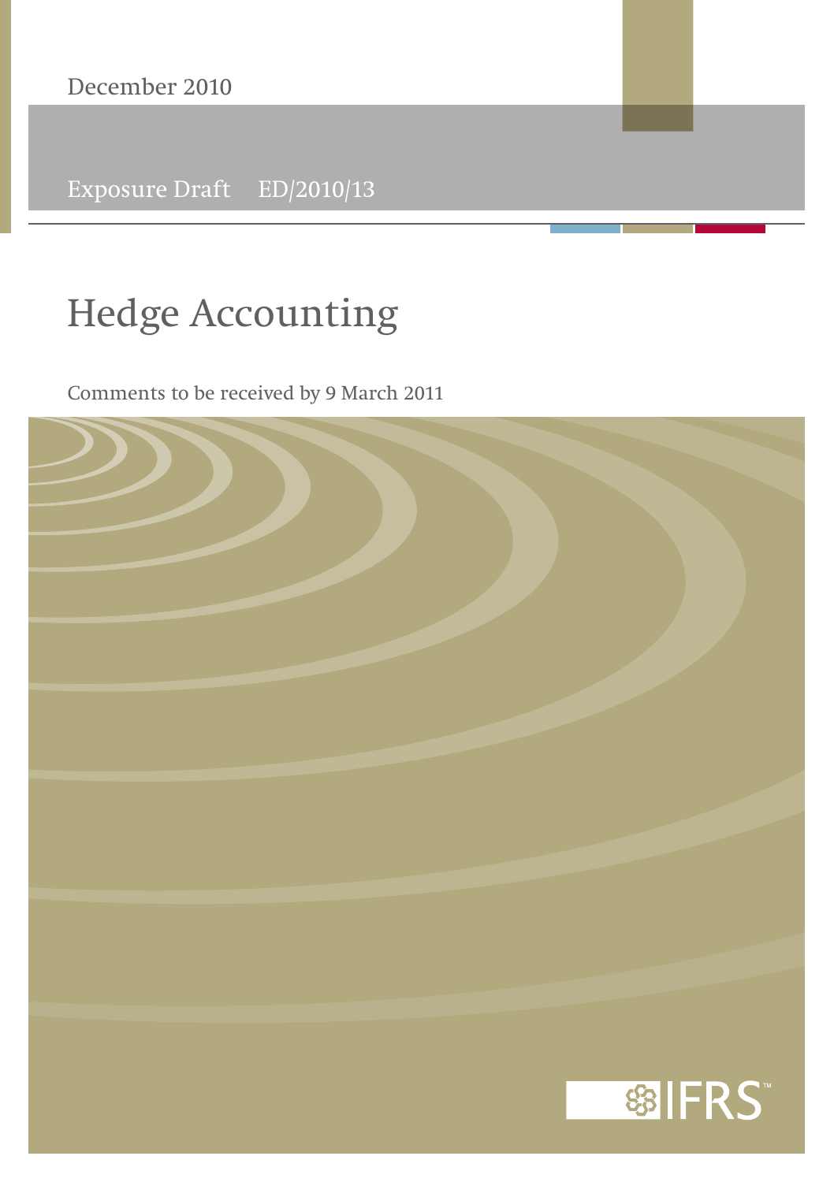December 2010

Exposure Draft ED/2010/13

# Hedge Accounting

Comments to be received by 9 March 2011

IFRS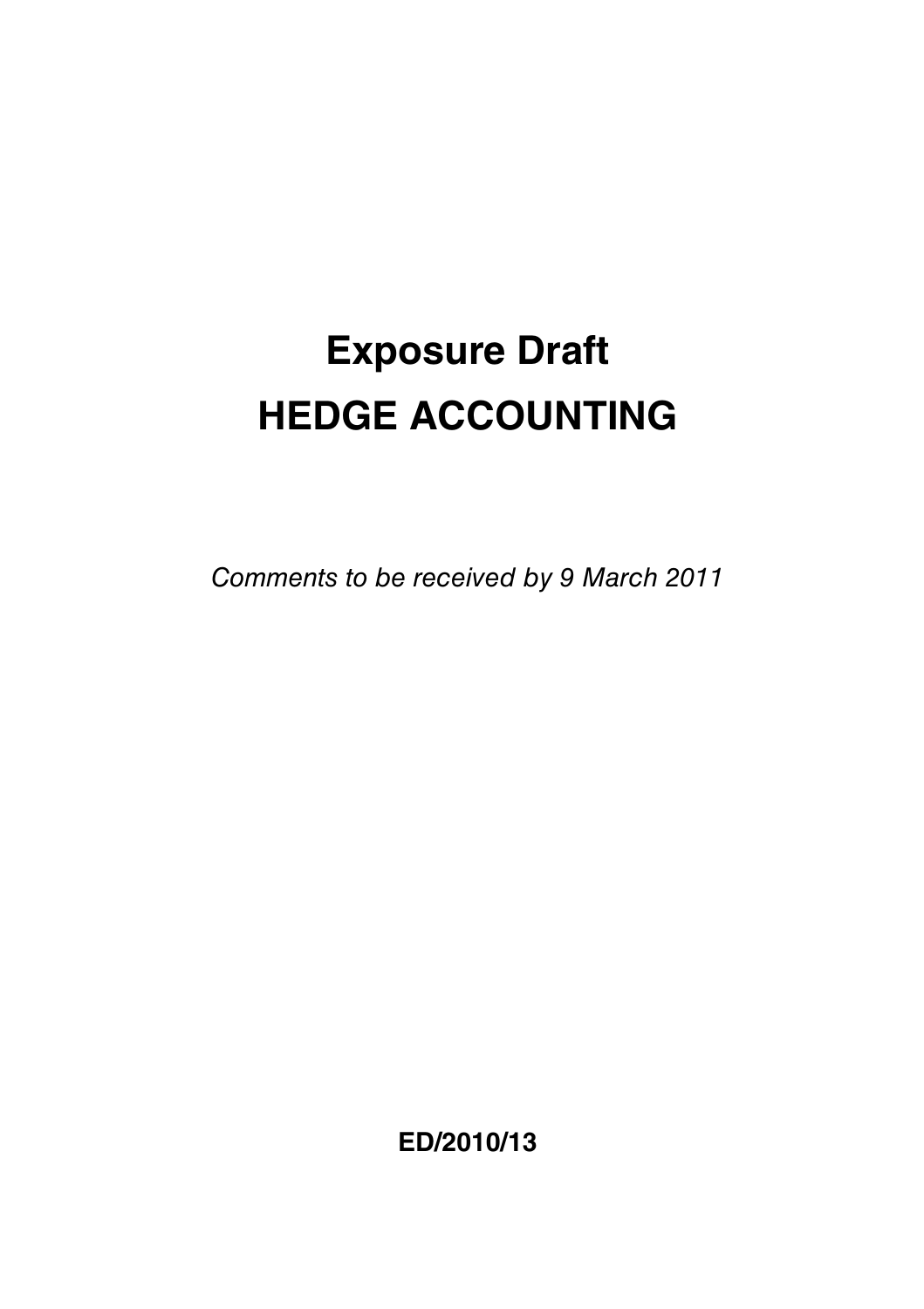# Exposure Draft

# HEDGE ACCOUNTING

*Comments to be received by 9 March 2011*

**ED/2010/13**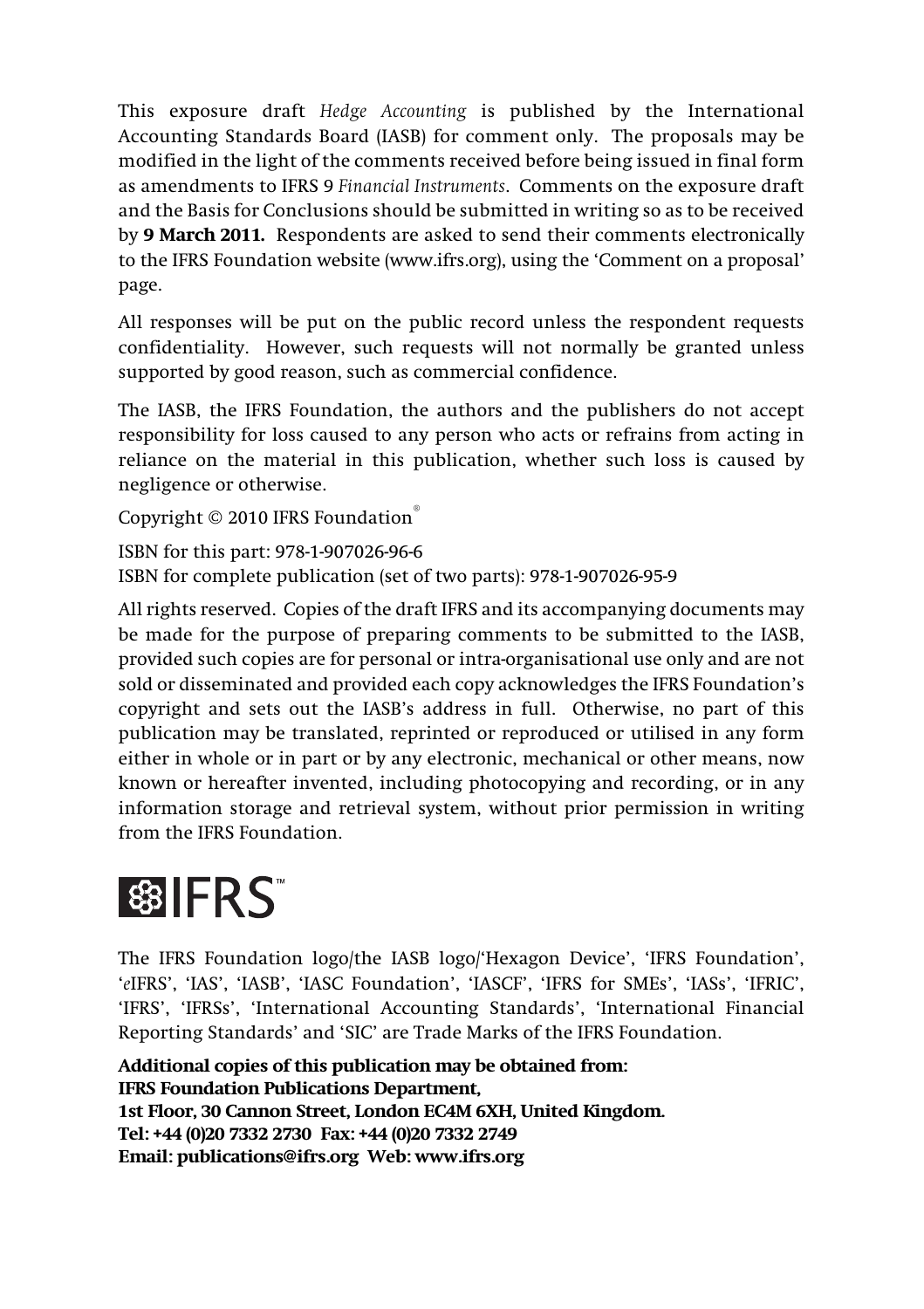This exposure draft *Hedge Accounting* is published by the International Accounting Standards Board (IASB) for comment only. The proposals may be modified in the light of the comments received before being issued in final form as amendments to IFRS 9 *Financial Instruments*. Comments on the exposure draft and the Basis for Conclusions should be submitted in writing so as to be received by **9 March 2011.** Respondents are asked to send their comments electronically to the IFRS Foundation website (www.ifrs.org), using the 'Comment on a proposal' page.

All responses will be put on the public record unless the respondent requests confidentiality. However, such requests will not normally be granted unless supported by good reason, such as commercial confidence.

The IASB, the IFRS Foundation, the authors and the publishers do not accept responsibility for loss caused to any person who acts or refrains from acting in reliance on the material in this publication, whether such loss is caused by negligence or otherwise.

Copyright © 2010 IFRS Foundation®

ISBN for this part: 978-1-907026-96-6
ISBN for complete publication (set of two parts): 978-1-907026-95-9

All rights reserved. Copies of the draft IFRS and its accompanying documents may be made for the purpose of preparing comments to be submitted to the IASB, provided such copies are for personal or intra-organisational use only and are not sold or disseminated and provided each copy acknowledges the IFRS Foundation's copyright and sets out the IASB's address in full. Otherwise, no part of this publication may be translated, reprinted or reproduced or utilised in any form either in whole or in part or by any electronic, mechanical or other means, now known or hereafter invented, including photocopying and recording, or in any information storage and retrieval system, without prior permission in writing from the IFRS Foundation.

IFRS™

The IFRS Foundation logo/the IASB logo/'Hexagon Device', 'IFRS Foundation', '*e*IFRS', 'IAS', 'IASB', 'IASC Foundation', 'IASCF', 'IFRS for SMEs', 'IASs', 'IFRIC', 'IFRS', 'IFRSs', 'International Accounting Standards', 'International Financial Reporting Standards' and 'SIC' are Trade Marks of the IFRS Foundation.

**Additional copies of this publication may be obtained from:**
**IFRS Foundation Publications Department,**
**1st Floor, 30 Cannon Street, London EC4M 6XH, United Kingdom.**
**Tel: +44 (0)20 7332 2730 Fax: +44 (0)20 7332 2749**
**Email: publications@ifrs.org Web: www.ifrs.org**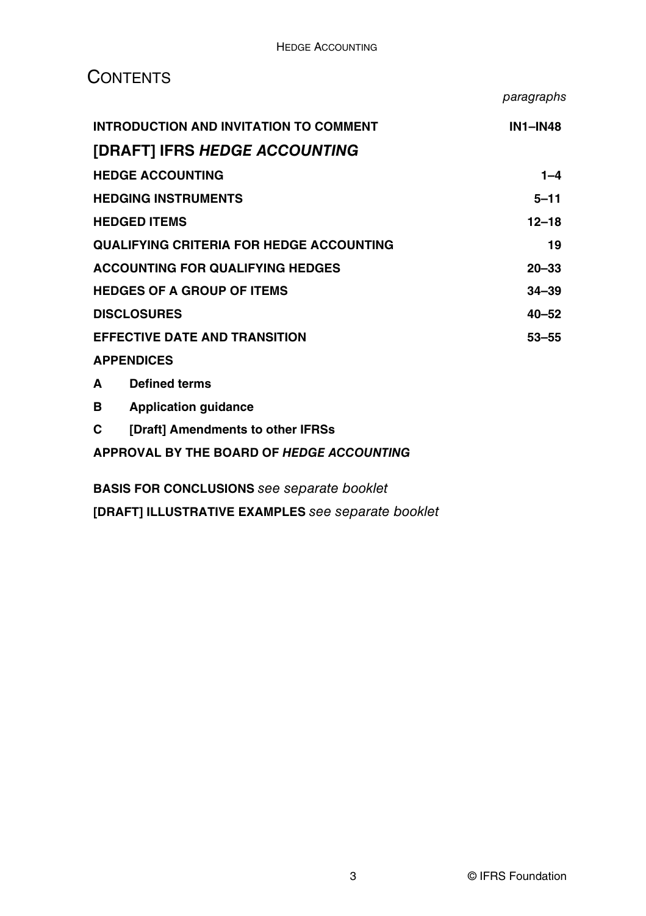# CONTENTS

| | paragraphs |
|---|---|
| **INTRODUCTION AND INVITATION TO COMMENT** | **IN1–IN48** |
| **[DRAFT] IFRS *HEDGE ACCOUNTING*** | |
| **HEDGE ACCOUNTING** | **1–4** |
| **HEDGING INSTRUMENTS** | **5–11** |
| **HEDGED ITEMS** | **12–18** |
| **QUALIFYING CRITERIA FOR HEDGE ACCOUNTING** | **19** |
| **ACCOUNTING FOR QUALIFYING HEDGES** | **20–33** |
| **HEDGES OF A GROUP OF ITEMS** | **34–39** |
| **DISCLOSURES** | **40–52** |
| **EFFECTIVE DATE AND TRANSITION** | **53–55** |

**APPENDICES**

**A Defined terms**

**B Application guidance**

**C [Draft] Amendments to other IFRSs**

**APPROVAL BY THE BOARD OF *HEDGE ACCOUNTING***

**BASIS FOR CONCLUSIONS** *see separate booklet*

**[DRAFT] ILLUSTRATIVE EXAMPLES** *see separate booklet*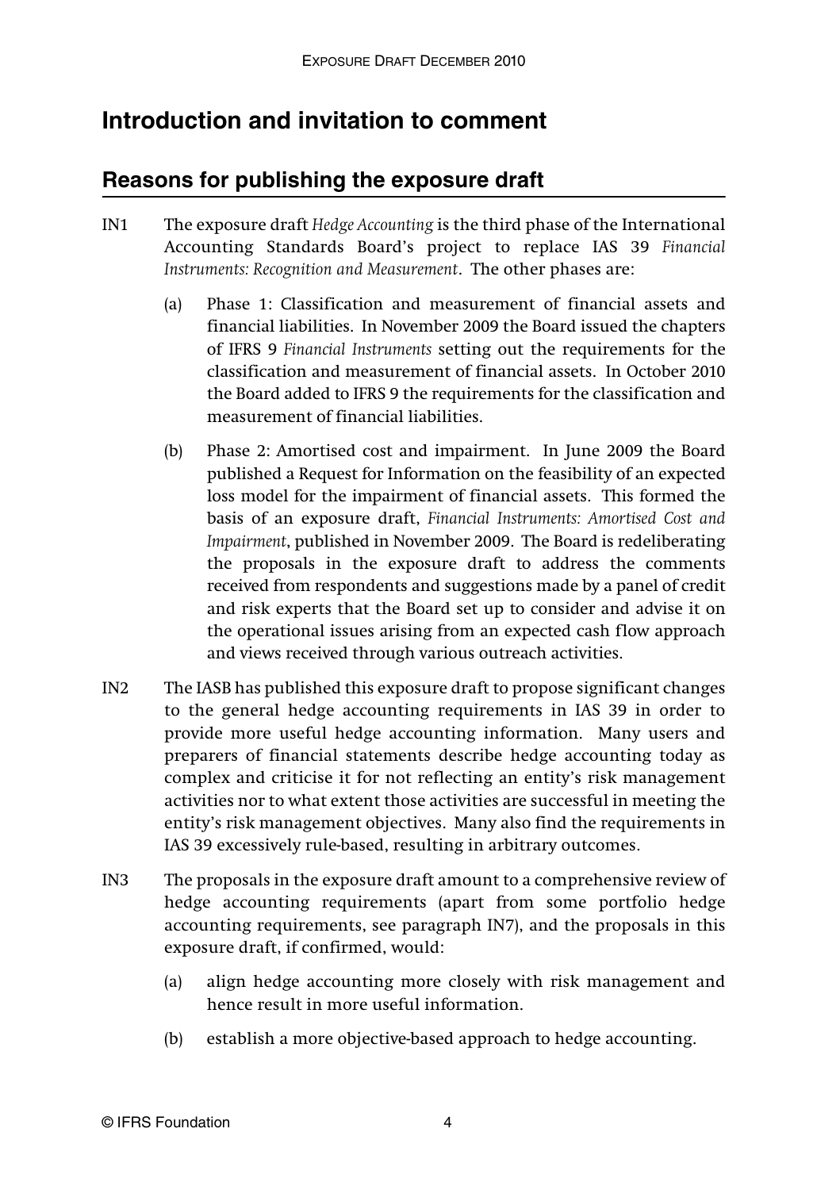# Introduction and invitation to comment

## Reasons for publishing the exposure draft

IN1 The exposure draft *Hedge Accounting* is the third phase of the International Accounting Standards Board's project to replace IAS 39 *Financial Instruments: Recognition and Measurement*. The other phases are:

(a) Phase 1: Classification and measurement of financial assets and financial liabilities. In November 2009 the Board issued the chapters of IFRS 9 *Financial Instruments* setting out the requirements for the classification and measurement of financial assets. In October 2010 the Board added to IFRS 9 the requirements for the classification and measurement of financial liabilities.

(b) Phase 2: Amortised cost and impairment. In June 2009 the Board published a Request for Information on the feasibility of an expected loss model for the impairment of financial assets. This formed the basis of an exposure draft, *Financial Instruments: Amortised Cost and Impairment*, published in November 2009. The Board is redeliberating the proposals in the exposure draft to address the comments received from respondents and suggestions made by a panel of credit and risk experts that the Board set up to consider and advise it on the operational issues arising from an expected cash flow approach and views received through various outreach activities.

IN2 The IASB has published this exposure draft to propose significant changes to the general hedge accounting requirements in IAS 39 in order to provide more useful hedge accounting information. Many users and preparers of financial statements describe hedge accounting today as complex and criticise it for not reflecting an entity's risk management activities nor to what extent those activities are successful in meeting the entity's risk management objectives. Many also find the requirements in IAS 39 excessively rule-based, resulting in arbitrary outcomes.

IN3 The proposals in the exposure draft amount to a comprehensive review of hedge accounting requirements (apart from some portfolio hedge accounting requirements, see paragraph IN7), and the proposals in this exposure draft, if confirmed, would:

(a) align hedge accounting more closely with risk management and hence result in more useful information.

(b) establish a more objective-based approach to hedge accounting.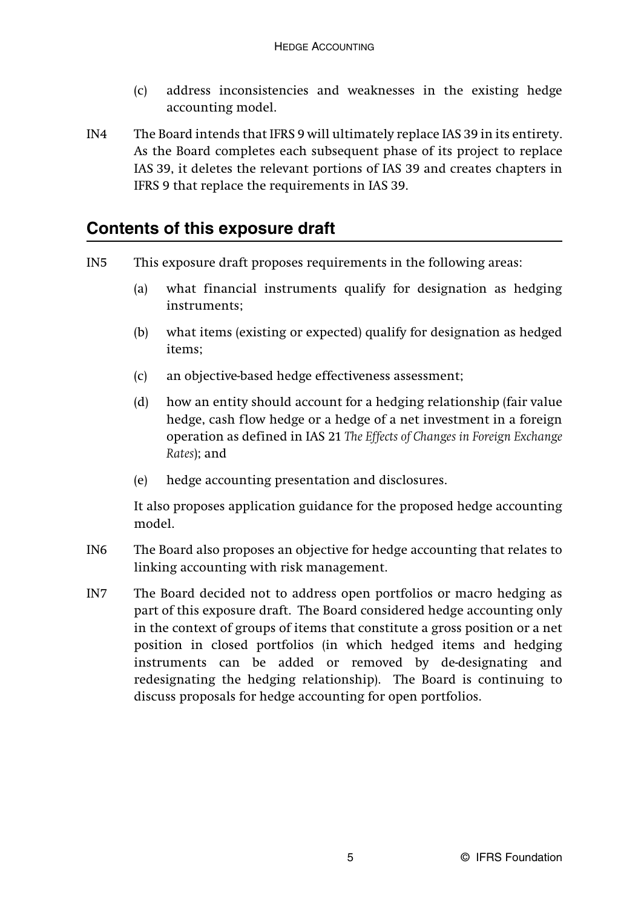(c) address inconsistencies and weaknesses in the existing hedge accounting model.

IN4 The Board intends that IFRS 9 will ultimately replace IAS 39 in its entirety. As the Board completes each subsequent phase of its project to replace IAS 39, it deletes the relevant portions of IAS 39 and creates chapters in IFRS 9 that replace the requirements in IAS 39.

## Contents of this exposure draft

IN5 This exposure draft proposes requirements in the following areas:

(a) what financial instruments qualify for designation as hedging instruments;

(b) what items (existing or expected) qualify for designation as hedged items;

(c) an objective-based hedge effectiveness assessment;

(d) how an entity should account for a hedging relationship (fair value hedge, cash flow hedge or a hedge of a net investment in a foreign operation as defined in IAS 21 *The Effects of Changes in Foreign Exchange Rates*); and

(e) hedge accounting presentation and disclosures.

It also proposes application guidance for the proposed hedge accounting model.

IN6 The Board also proposes an objective for hedge accounting that relates to linking accounting with risk management.

IN7 The Board decided not to address open portfolios or macro hedging as part of this exposure draft. The Board considered hedge accounting only in the context of groups of items that constitute a gross position or a net position in closed portfolios (in which hedged items and hedging instruments can be added or removed by de-designating and redesignating the hedging relationship). The Board is continuing to discuss proposals for hedge accounting for open portfolios.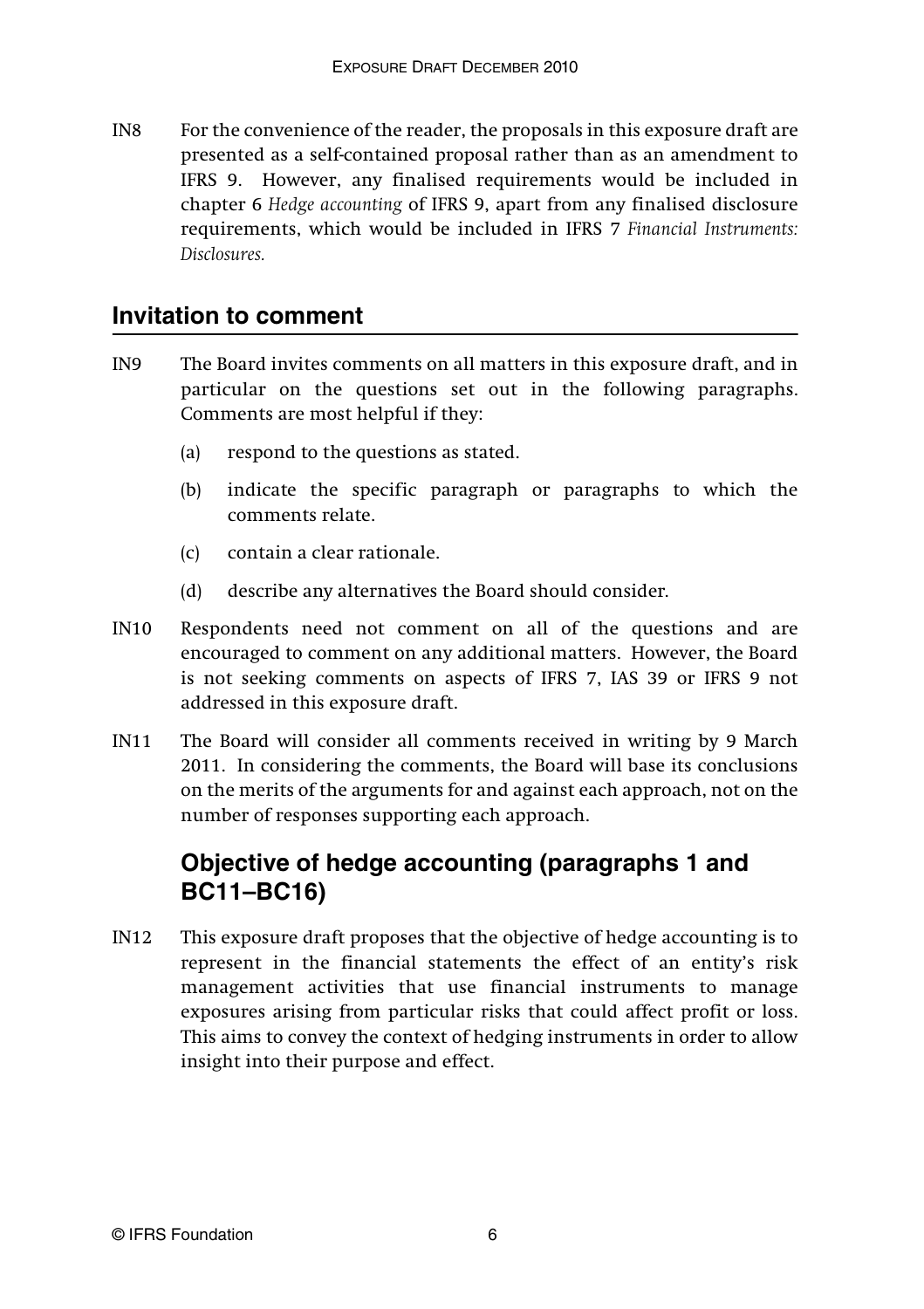IN8 For the convenience of the reader, the proposals in this exposure draft are presented as a self-contained proposal rather than as an amendment to IFRS 9. However, any finalised requirements would be included in chapter 6 *Hedge accounting* of IFRS 9, apart from any finalised disclosure requirements, which would be included in IFRS 7 *Financial Instruments: Disclosures.*

## Invitation to comment

IN9 The Board invites comments on all matters in this exposure draft, and in particular on the questions set out in the following paragraphs. Comments are most helpful if they:

(a) respond to the questions as stated.

(b) indicate the specific paragraph or paragraphs to which the comments relate.

(c) contain a clear rationale.

(d) describe any alternatives the Board should consider.

IN10 Respondents need not comment on all of the questions and are encouraged to comment on any additional matters. However, the Board is not seeking comments on aspects of IFRS 7, IAS 39 or IFRS 9 not addressed in this exposure draft.

IN11 The Board will consider all comments received in writing by 9 March 2011. In considering the comments, the Board will base its conclusions on the merits of the arguments for and against each approach, not on the number of responses supporting each approach.

### Objective of hedge accounting (paragraphs 1 and BC11–BC16)

IN12 This exposure draft proposes that the objective of hedge accounting is to represent in the financial statements the effect of an entity's risk management activities that use financial instruments to manage exposures arising from particular risks that could affect profit or loss. This aims to convey the context of hedging instruments in order to allow insight into their purpose and effect.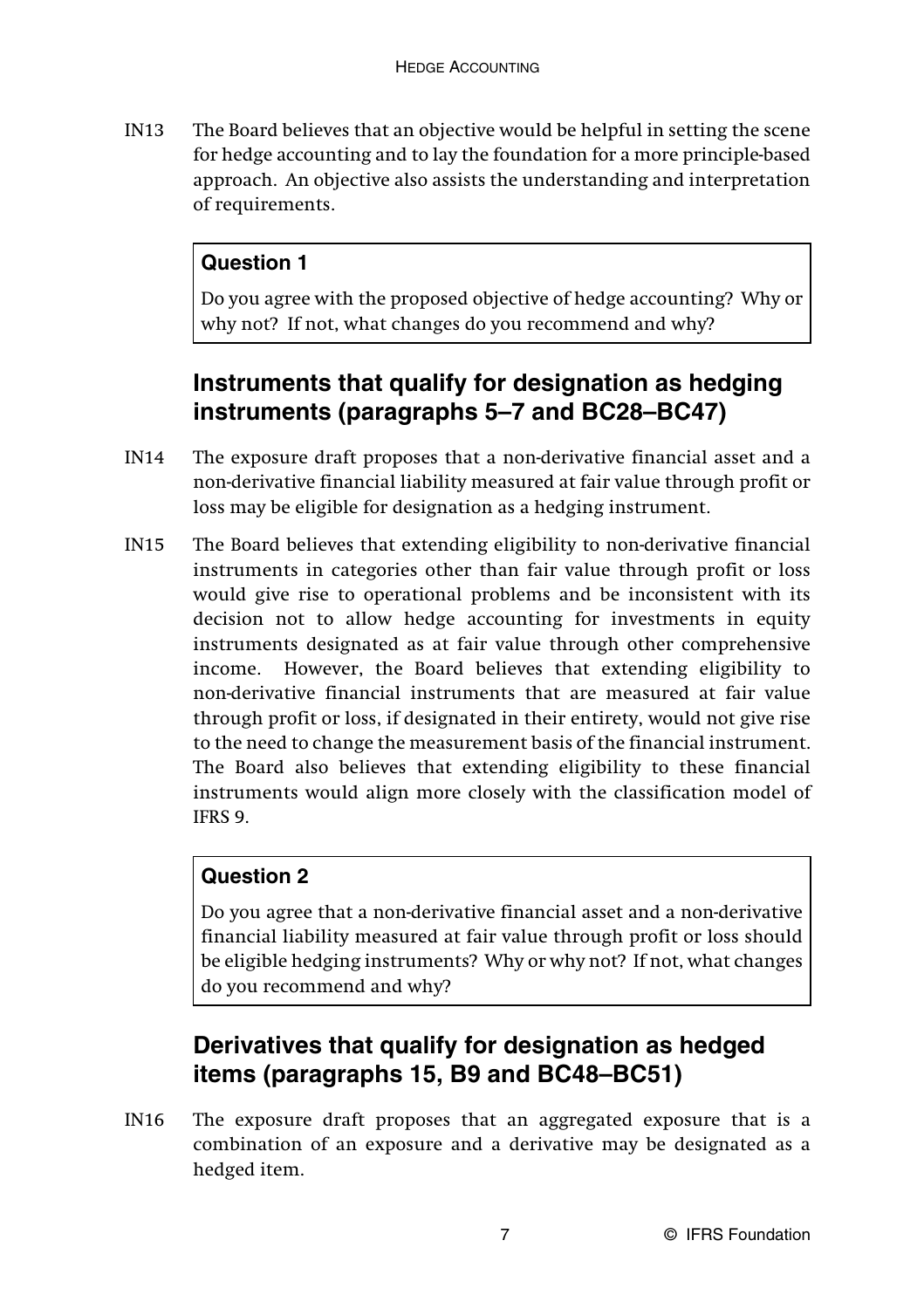IN13 The Board believes that an objective would be helpful in setting the scene for hedge accounting and to lay the foundation for a more principle-based approach. An objective also assists the understanding and interpretation of requirements.

> **Question 1**
>
> Do you agree with the proposed objective of hedge accounting? Why or why not? If not, what changes do you recommend and why?

## Instruments that qualify for designation as hedging instruments (paragraphs 5–7 and BC28–BC47)

IN14 The exposure draft proposes that a non-derivative financial asset and a non-derivative financial liability measured at fair value through profit or loss may be eligible for designation as a hedging instrument.

IN15 The Board believes that extending eligibility to non-derivative financial instruments in categories other than fair value through profit or loss would give rise to operational problems and be inconsistent with its decision not to allow hedge accounting for investments in equity instruments designated as at fair value through other comprehensive income. However, the Board believes that extending eligibility to non-derivative financial instruments that are measured at fair value through profit or loss, if designated in their entirety, would not give rise to the need to change the measurement basis of the financial instrument. The Board also believes that extending eligibility to these financial instruments would align more closely with the classification model of IFRS 9.

> **Question 2**
>
> Do you agree that a non-derivative financial asset and a non-derivative financial liability measured at fair value through profit or loss should be eligible hedging instruments? Why or why not? If not, what changes do you recommend and why?

## Derivatives that qualify for designation as hedged items (paragraphs 15, B9 and BC48–BC51)

IN16 The exposure draft proposes that an aggregated exposure that is a combination of an exposure and a derivative may be designated as a hedged item.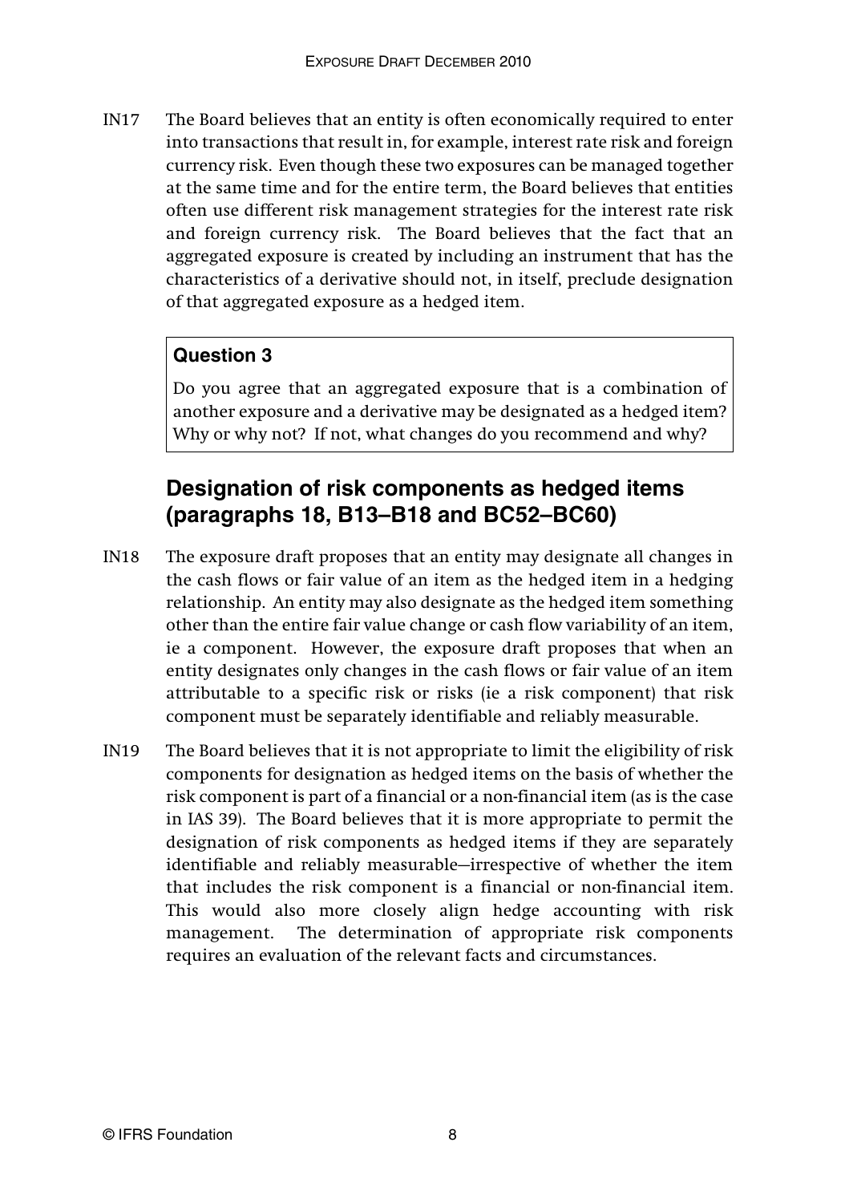IN17 The Board believes that an entity is often economically required to enter into transactions that result in, for example, interest rate risk and foreign currency risk. Even though these two exposures can be managed together at the same time and for the entire term, the Board believes that entities often use different risk management strategies for the interest rate risk and foreign currency risk. The Board believes that the fact that an aggregated exposure is created by including an instrument that has the characteristics of a derivative should not, in itself, preclude designation of that aggregated exposure as a hedged item.

> **Question 3**
>
> Do you agree that an aggregated exposure that is a combination of another exposure and a derivative may be designated as a hedged item? Why or why not? If not, what changes do you recommend and why?

## Designation of risk components as hedged items (paragraphs 18, B13–B18 and BC52–BC60)

IN18 The exposure draft proposes that an entity may designate all changes in the cash flows or fair value of an item as the hedged item in a hedging relationship. An entity may also designate as the hedged item something other than the entire fair value change or cash flow variability of an item, ie a component. However, the exposure draft proposes that when an entity designates only changes in the cash flows or fair value of an item attributable to a specific risk or risks (ie a risk component) that risk component must be separately identifiable and reliably measurable.

IN19 The Board believes that it is not appropriate to limit the eligibility of risk components for designation as hedged items on the basis of whether the risk component is part of a financial or a non-financial item (as is the case in IAS 39). The Board believes that it is more appropriate to permit the designation of risk components as hedged items if they are separately identifiable and reliably measurable—irrespective of whether the item that includes the risk component is a financial or non-financial item. This would also more closely align hedge accounting with risk management. The determination of appropriate risk components requires an evaluation of the relevant facts and circumstances.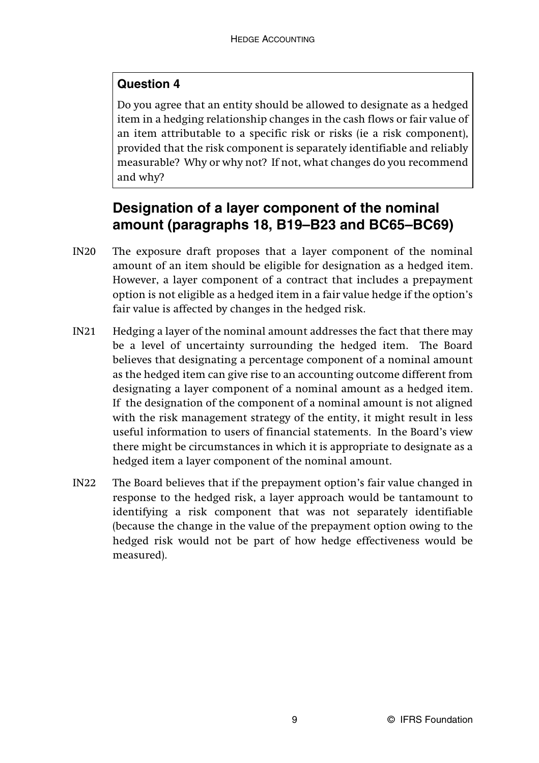**Question 4**

Do you agree that an entity should be allowed to designate as a hedged item in a hedging relationship changes in the cash flows or fair value of an item attributable to a specific risk or risks (ie a risk component), provided that the risk component is separately identifiable and reliably measurable? Why or why not? If not, what changes do you recommend and why?

## Designation of a layer component of the nominal amount (paragraphs 18, B19–B23 and BC65–BC69)

IN20 The exposure draft proposes that a layer component of the nominal amount of an item should be eligible for designation as a hedged item. However, a layer component of a contract that includes a prepayment option is not eligible as a hedged item in a fair value hedge if the option's fair value is affected by changes in the hedged risk.

IN21 Hedging a layer of the nominal amount addresses the fact that there may be a level of uncertainty surrounding the hedged item. The Board believes that designating a percentage component of a nominal amount as the hedged item can give rise to an accounting outcome different from designating a layer component of a nominal amount as a hedged item. If the designation of the component of a nominal amount is not aligned with the risk management strategy of the entity, it might result in less useful information to users of financial statements. In the Board's view there might be circumstances in which it is appropriate to designate as a hedged item a layer component of the nominal amount.

IN22 The Board believes that if the prepayment option's fair value changed in response to the hedged risk, a layer approach would be tantamount to identifying a risk component that was not separately identifiable (because the change in the value of the prepayment option owing to the hedged risk would not be part of how hedge effectiveness would be measured).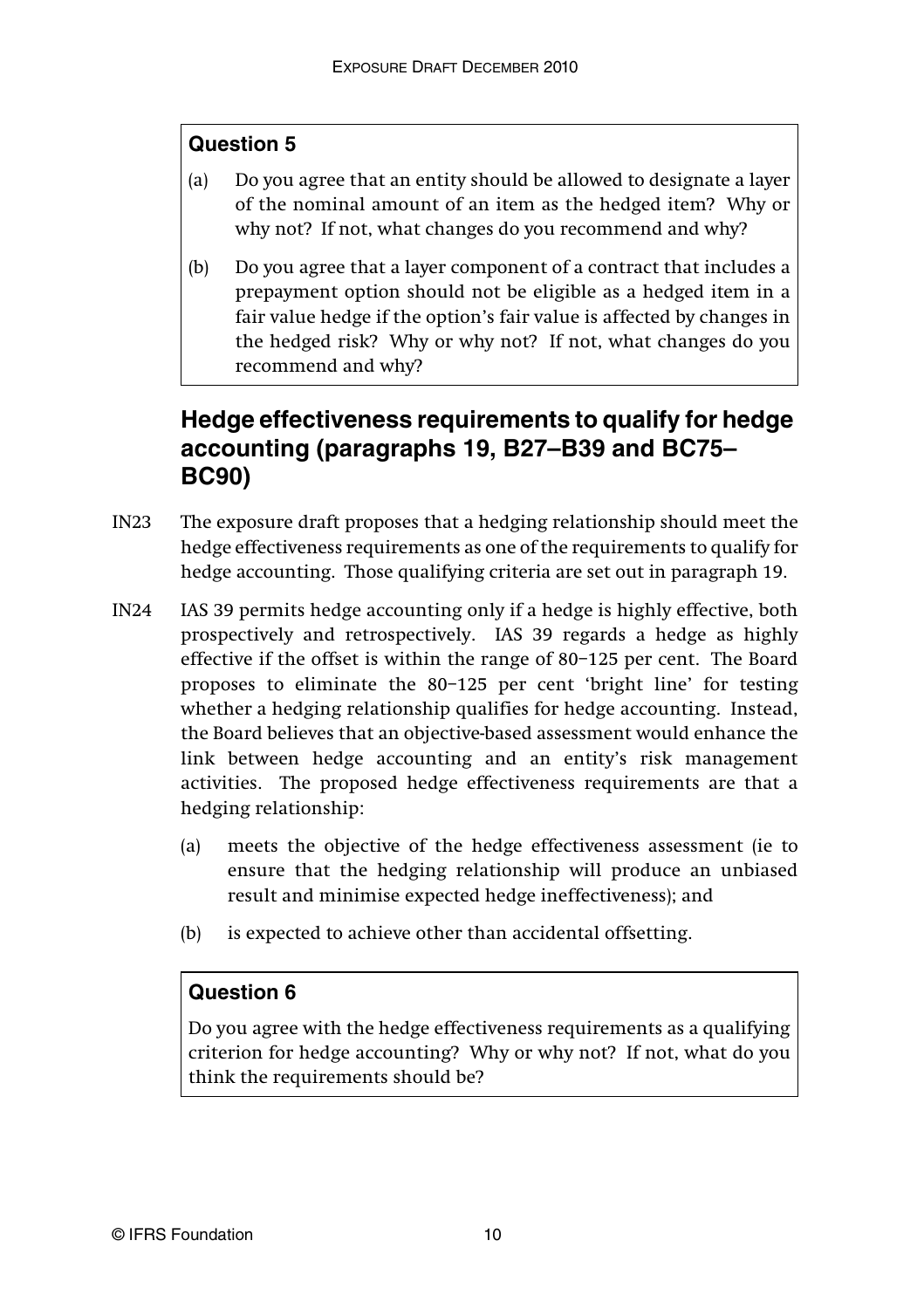### Question 5

(a) Do you agree that an entity should be allowed to designate a layer of the nominal amount of an item as the hedged item? Why or why not? If not, what changes do you recommend and why?

(b) Do you agree that a layer component of a contract that includes a prepayment option should not be eligible as a hedged item in a fair value hedge if the option's fair value is affected by changes in the hedged risk? Why or why not? If not, what changes do you recommend and why?

## Hedge effectiveness requirements to qualify for hedge accounting (paragraphs 19, B27–B39 and BC75–BC90)

IN23 The exposure draft proposes that a hedging relationship should meet the hedge effectiveness requirements as one of the requirements to qualify for hedge accounting. Those qualifying criteria are set out in paragraph 19.

IN24 IAS 39 permits hedge accounting only if a hedge is highly effective, both prospectively and retrospectively. IAS 39 regards a hedge as highly effective if the offset is within the range of 80–125 per cent. The Board proposes to eliminate the 80–125 per cent 'bright line' for testing whether a hedging relationship qualifies for hedge accounting. Instead, the Board believes that an objective-based assessment would enhance the link between hedge accounting and an entity's risk management activities. The proposed hedge effectiveness requirements are that a hedging relationship:

(a) meets the objective of the hedge effectiveness assessment (ie to ensure that the hedging relationship will produce an unbiased result and minimise expected hedge ineffectiveness); and

(b) is expected to achieve other than accidental offsetting.

### Question 6

Do you agree with the hedge effectiveness requirements as a qualifying criterion for hedge accounting? Why or why not? If not, what do you think the requirements should be?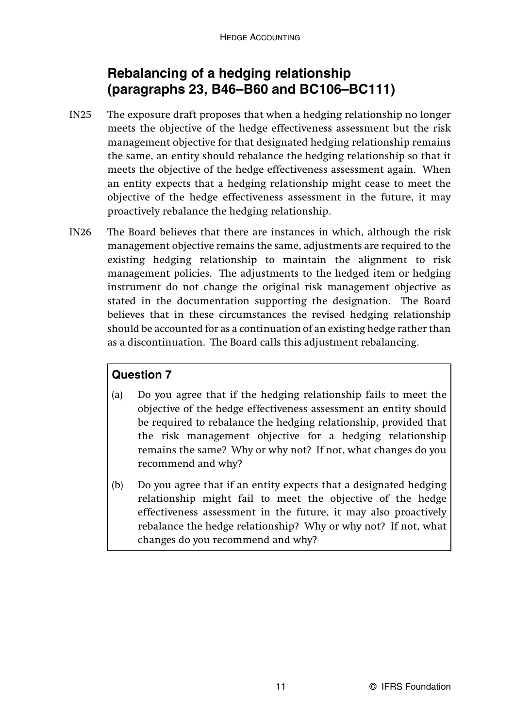## Rebalancing of a hedging relationship (paragraphs 23, B46–B60 and BC106–BC111)

IN25 The exposure draft proposes that when a hedging relationship no longer meets the objective of the hedge effectiveness assessment but the risk management objective for that designated hedging relationship remains the same, an entity should rebalance the hedging relationship so that it meets the objective of the hedge effectiveness assessment again. When an entity expects that a hedging relationship might cease to meet the objective of the hedge effectiveness assessment in the future, it may proactively rebalance the hedging relationship.

IN26 The Board believes that there are instances in which, although the risk management objective remains the same, adjustments are required to the existing hedging relationship to maintain the alignment to risk management policies. The adjustments to the hedged item or hedging instrument do not change the original risk management objective as stated in the documentation supporting the designation. The Board believes that in these circumstances the revised hedging relationship should be accounted for as a continuation of an existing hedge rather than as a discontinuation. The Board calls this adjustment rebalancing.

### Question 7

(a) Do you agree that if the hedging relationship fails to meet the objective of the hedge effectiveness assessment an entity should be required to rebalance the hedging relationship, provided that the risk management objective for a hedging relationship remains the same? Why or why not? If not, what changes do you recommend and why?

(b) Do you agree that if an entity expects that a designated hedging relationship might fail to meet the objective of the hedge effectiveness assessment in the future, it may also proactively rebalance the hedge relationship? Why or why not? If not, what changes do you recommend and why?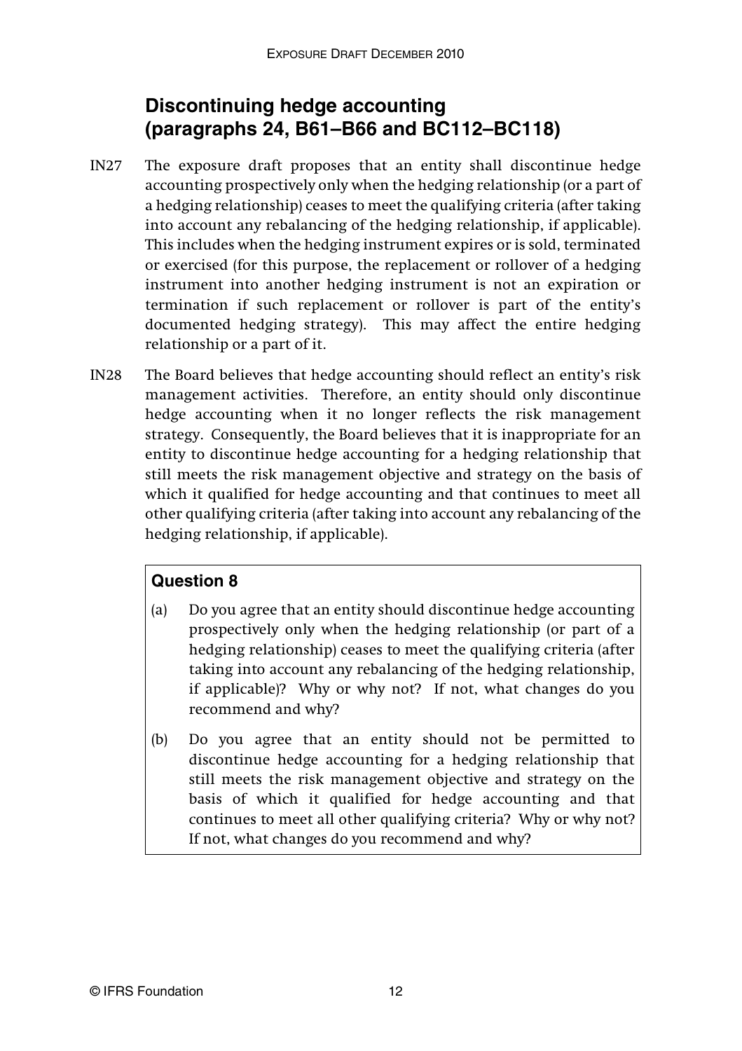## Discontinuing hedge accounting (paragraphs 24, B61–B66 and BC112–BC118)

IN27 The exposure draft proposes that an entity shall discontinue hedge accounting prospectively only when the hedging relationship (or a part of a hedging relationship) ceases to meet the qualifying criteria (after taking into account any rebalancing of the hedging relationship, if applicable). This includes when the hedging instrument expires or is sold, terminated or exercised (for this purpose, the replacement or rollover of a hedging instrument into another hedging instrument is not an expiration or termination if such replacement or rollover is part of the entity's documented hedging strategy). This may affect the entire hedging relationship or a part of it.

IN28 The Board believes that hedge accounting should reflect an entity's risk management activities. Therefore, an entity should only discontinue hedge accounting when it no longer reflects the risk management strategy. Consequently, the Board believes that it is inappropriate for an entity to discontinue hedge accounting for a hedging relationship that still meets the risk management objective and strategy on the basis of which it qualified for hedge accounting and that continues to meet all other qualifying criteria (after taking into account any rebalancing of the hedging relationship, if applicable).

### Question 8

(a) Do you agree that an entity should discontinue hedge accounting prospectively only when the hedging relationship (or part of a hedging relationship) ceases to meet the qualifying criteria (after taking into account any rebalancing of the hedging relationship, if applicable)? Why or why not? If not, what changes do you recommend and why?

(b) Do you agree that an entity should not be permitted to discontinue hedge accounting for a hedging relationship that still meets the risk management objective and strategy on the basis of which it qualified for hedge accounting and that continues to meet all other qualifying criteria? Why or why not? If not, what changes do you recommend and why?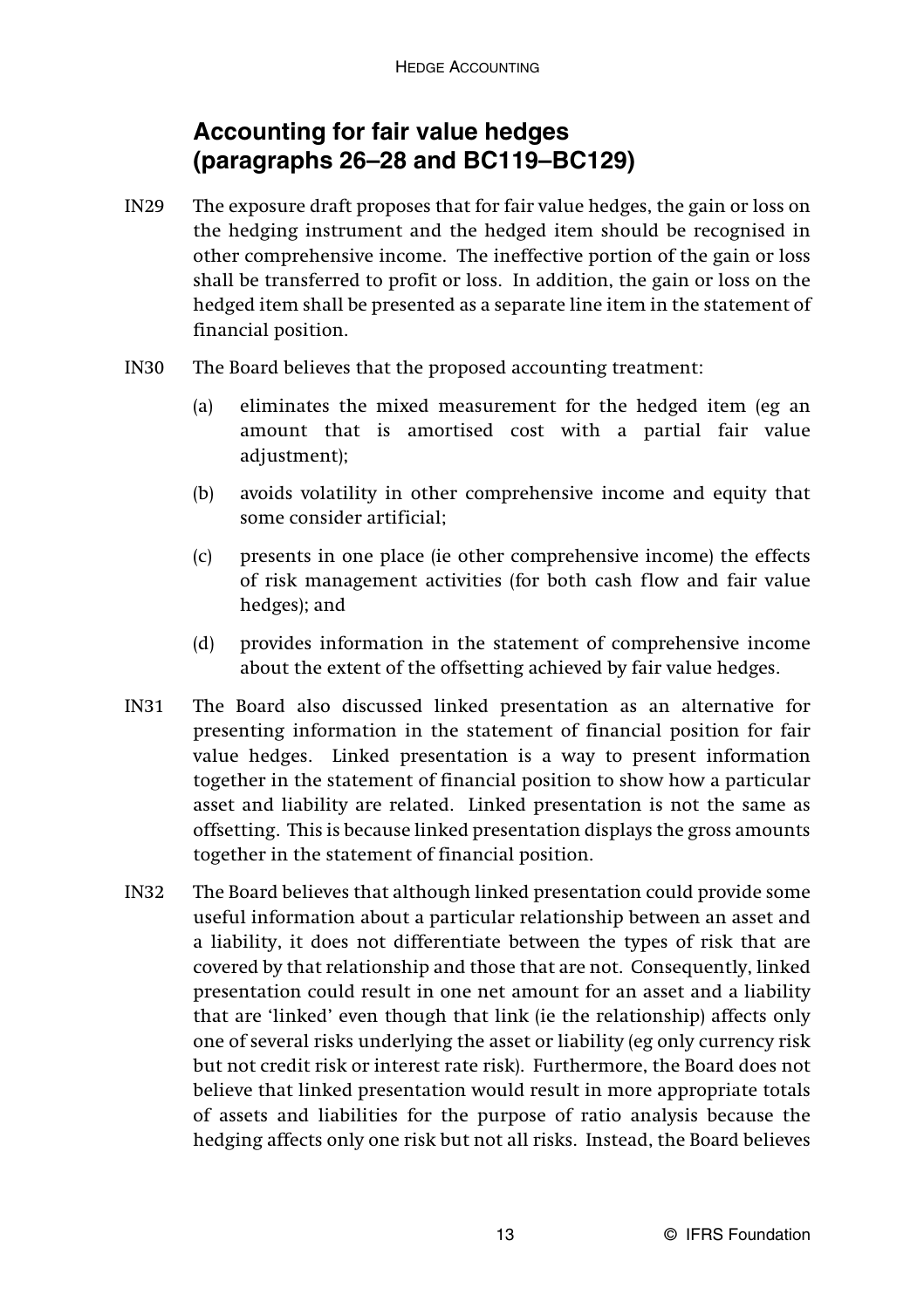## Accounting for fair value hedges (paragraphs 26–28 and BC119–BC129)

IN29 The exposure draft proposes that for fair value hedges, the gain or loss on the hedging instrument and the hedged item should be recognised in other comprehensive income. The ineffective portion of the gain or loss shall be transferred to profit or loss. In addition, the gain or loss on the hedged item shall be presented as a separate line item in the statement of financial position.

IN30 The Board believes that the proposed accounting treatment:

- (a) eliminates the mixed measurement for the hedged item (eg an amount that is amortised cost with a partial fair value adjustment);
- (b) avoids volatility in other comprehensive income and equity that some consider artificial;
- (c) presents in one place (ie other comprehensive income) the effects of risk management activities (for both cash flow and fair value hedges); and
- (d) provides information in the statement of comprehensive income about the extent of the offsetting achieved by fair value hedges.

IN31 The Board also discussed linked presentation as an alternative for presenting information in the statement of financial position for fair value hedges. Linked presentation is a way to present information together in the statement of financial position to show how a particular asset and liability are related. Linked presentation is not the same as offsetting. This is because linked presentation displays the gross amounts together in the statement of financial position.

IN32 The Board believes that although linked presentation could provide some useful information about a particular relationship between an asset and a liability, it does not differentiate between the types of risk that are covered by that relationship and those that are not. Consequently, linked presentation could result in one net amount for an asset and a liability that are 'linked' even though that link (ie the relationship) affects only one of several risks underlying the asset or liability (eg only currency risk but not credit risk or interest rate risk). Furthermore, the Board does not believe that linked presentation would result in more appropriate totals of assets and liabilities for the purpose of ratio analysis because the hedging affects only one risk but not all risks. Instead, the Board believes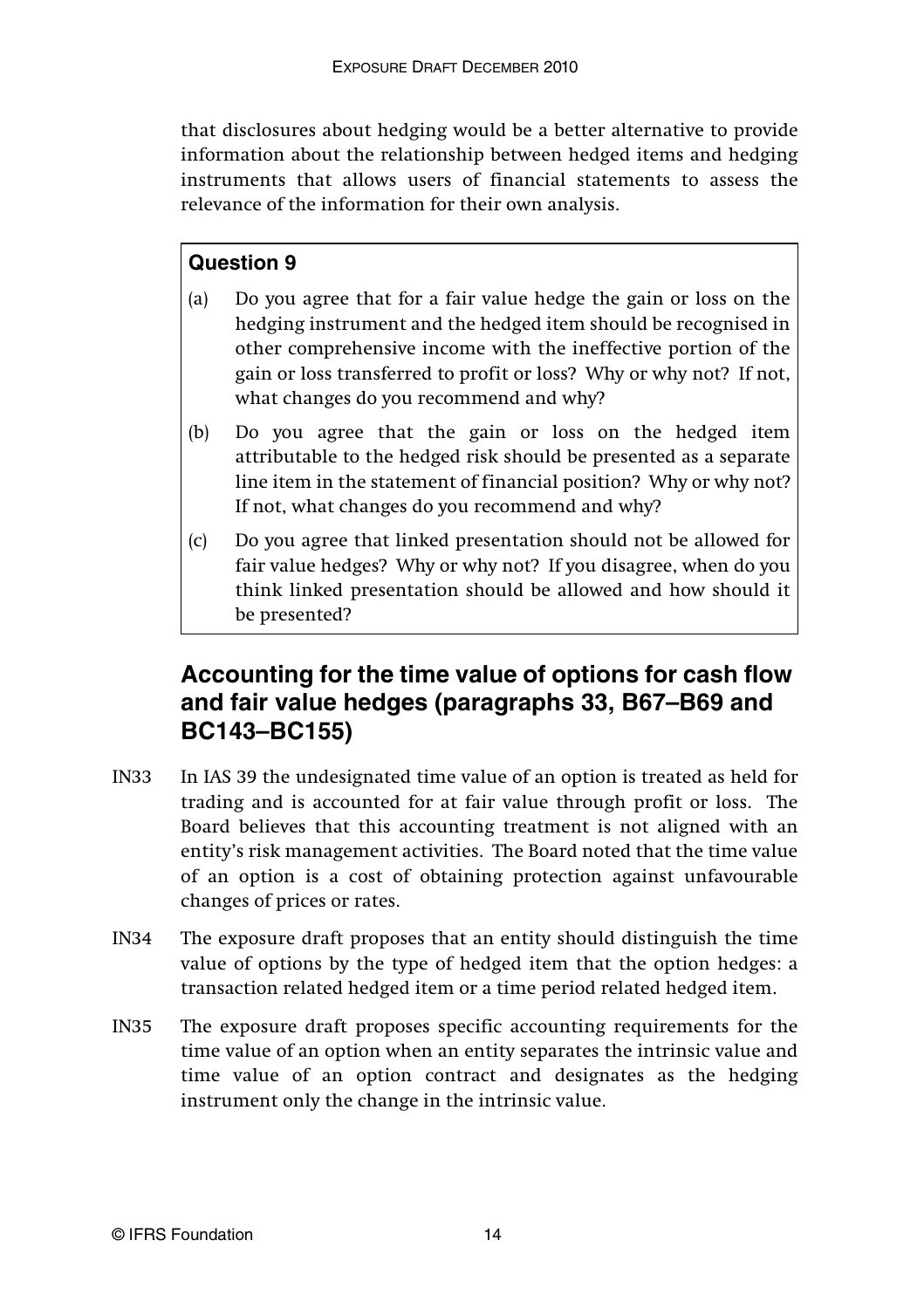that disclosures about hedging would be a better alternative to provide information about the relationship between hedged items and hedging instruments that allows users of financial statements to assess the relevance of the information for their own analysis.

> **Question 9**
>
> (a) Do you agree that for a fair value hedge the gain or loss on the hedging instrument and the hedged item should be recognised in other comprehensive income with the ineffective portion of the gain or loss transferred to profit or loss? Why or why not? If not, what changes do you recommend and why?
>
> (b) Do you agree that the gain or loss on the hedged item attributable to the hedged risk should be presented as a separate line item in the statement of financial position? Why or why not? If not, what changes do you recommend and why?
>
> (c) Do you agree that linked presentation should not be allowed for fair value hedges? Why or why not? If you disagree, when do you think linked presentation should be allowed and how should it be presented?

## Accounting for the time value of options for cash flow and fair value hedges (paragraphs 33, B67–B69 and BC143–BC155)

IN33 In IAS 39 the undesignated time value of an option is treated as held for trading and is accounted for at fair value through profit or loss. The Board believes that this accounting treatment is not aligned with an entity's risk management activities. The Board noted that the time value of an option is a cost of obtaining protection against unfavourable changes of prices or rates.

IN34 The exposure draft proposes that an entity should distinguish the time value of options by the type of hedged item that the option hedges: a transaction related hedged item or a time period related hedged item.

IN35 The exposure draft proposes specific accounting requirements for the time value of an option when an entity separates the intrinsic value and time value of an option contract and designates as the hedging instrument only the change in the intrinsic value.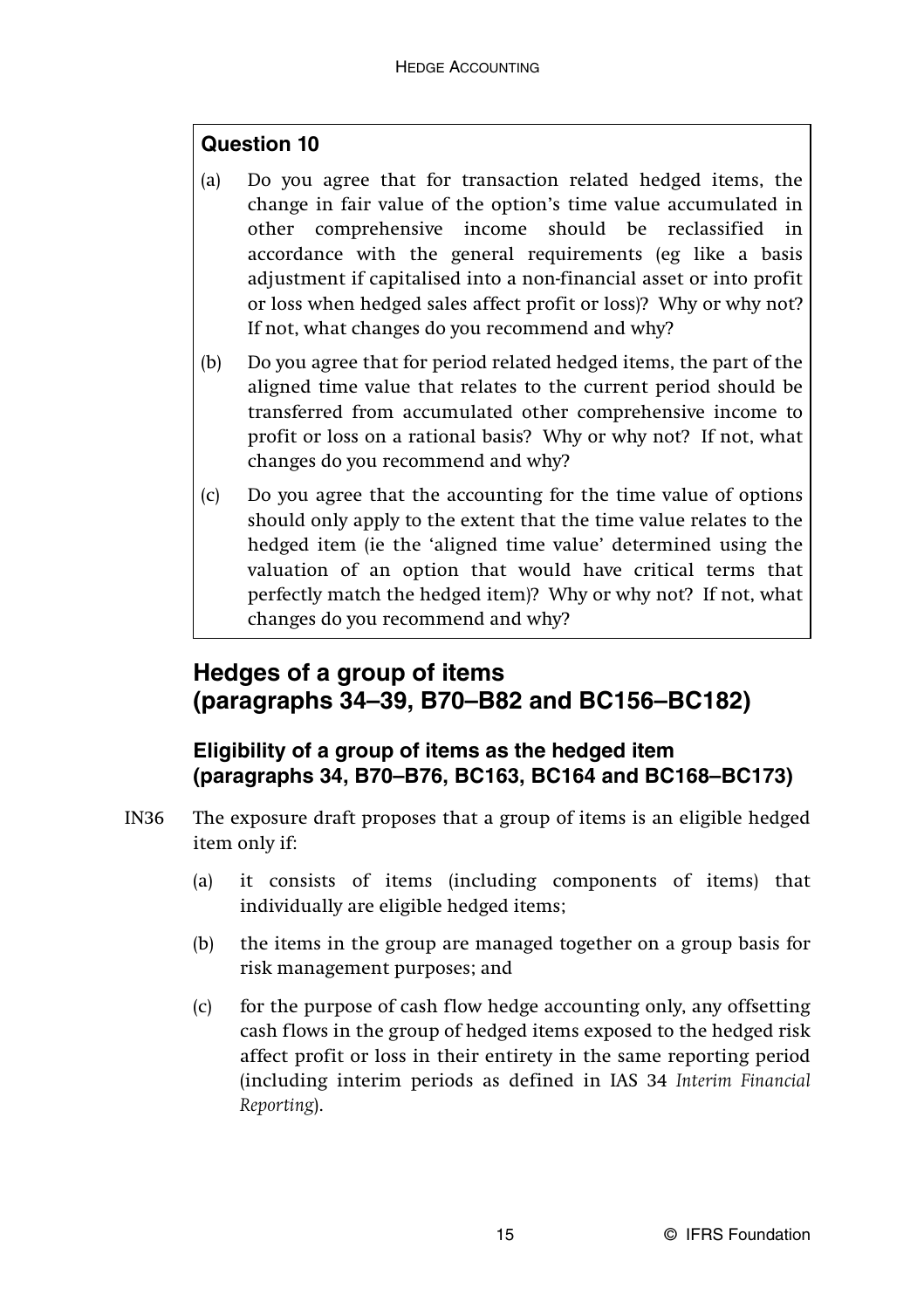### Question 10

(a) Do you agree that for transaction related hedged items, the change in fair value of the option's time value accumulated in other comprehensive income should be reclassified in accordance with the general requirements (eg like a basis adjustment if capitalised into a non-financial asset or into profit or loss when hedged sales affect profit or loss)? Why or why not? If not, what changes do you recommend and why?

(b) Do you agree that for period related hedged items, the part of the aligned time value that relates to the current period should be transferred from accumulated other comprehensive income to profit or loss on a rational basis? Why or why not? If not, what changes do you recommend and why?

(c) Do you agree that the accounting for the time value of options should only apply to the extent that the time value relates to the hedged item (ie the 'aligned time value' determined using the valuation of an option that would have critical terms that perfectly match the hedged item)? Why or why not? If not, what changes do you recommend and why?

## Hedges of a group of items (paragraphs 34–39, B70–B82 and BC156–BC182)

### Eligibility of a group of items as the hedged item (paragraphs 34, B70–B76, BC163, BC164 and BC168–BC173)

IN36 The exposure draft proposes that a group of items is an eligible hedged item only if:

(a) it consists of items (including components of items) that individually are eligible hedged items;

(b) the items in the group are managed together on a group basis for risk management purposes; and

(c) for the purpose of cash flow hedge accounting only, any offsetting cash flows in the group of hedged items exposed to the hedged risk affect profit or loss in their entirety in the same reporting period (including interim periods as defined in IAS 34 *Interim Financial Reporting*).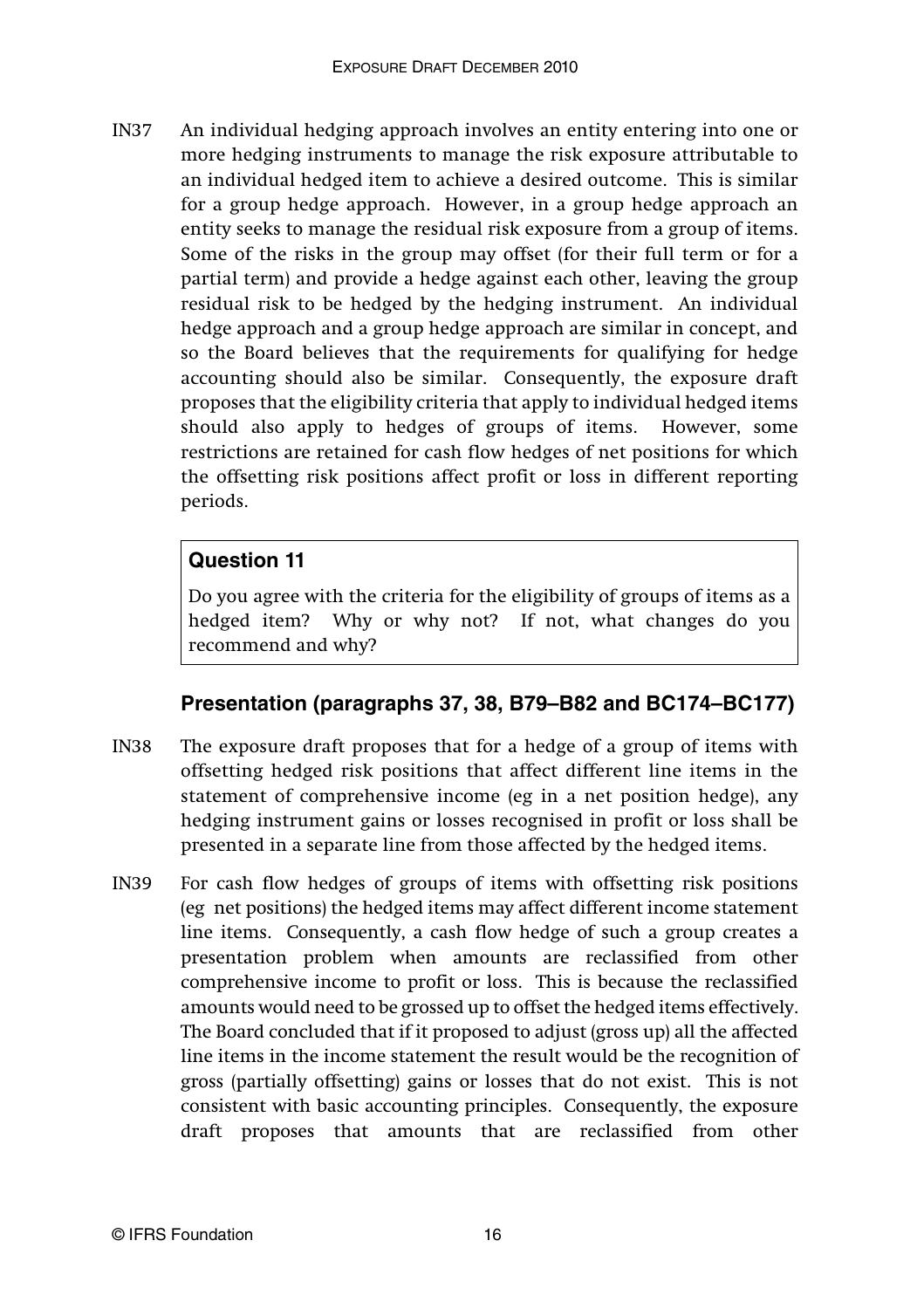IN37 An individual hedging approach involves an entity entering into one or more hedging instruments to manage the risk exposure attributable to an individual hedged item to achieve a desired outcome. This is similar for a group hedge approach. However, in a group hedge approach an entity seeks to manage the residual risk exposure from a group of items. Some of the risks in the group may offset (for their full term or for a partial term) and provide a hedge against each other, leaving the group residual risk to be hedged by the hedging instrument. An individual hedge approach and a group hedge approach are similar in concept, and so the Board believes that the requirements for qualifying for hedge accounting should also be similar. Consequently, the exposure draft proposes that the eligibility criteria that apply to individual hedged items should also apply to hedges of groups of items. However, some restrictions are retained for cash flow hedges of net positions for which the offsetting risk positions affect profit or loss in different reporting periods.

**Question 11**

Do you agree with the criteria for the eligibility of groups of items as a hedged item? Why or why not? If not, what changes do you recommend and why?

### Presentation (paragraphs 37, 38, B79–B82 and BC174–BC177)

IN38 The exposure draft proposes that for a hedge of a group of items with offsetting hedged risk positions that affect different line items in the statement of comprehensive income (eg in a net position hedge), any hedging instrument gains or losses recognised in profit or loss shall be presented in a separate line from those affected by the hedged items.

IN39 For cash flow hedges of groups of items with offsetting risk positions (eg net positions) the hedged items may affect different income statement line items. Consequently, a cash flow hedge of such a group creates a presentation problem when amounts are reclassified from other comprehensive income to profit or loss. This is because the reclassified amounts would need to be grossed up to offset the hedged items effectively. The Board concluded that if it proposed to adjust (gross up) all the affected line items in the income statement the result would be the recognition of gross (partially offsetting) gains or losses that do not exist. This is not consistent with basic accounting principles. Consequently, the exposure draft proposes that amounts that are reclassified from other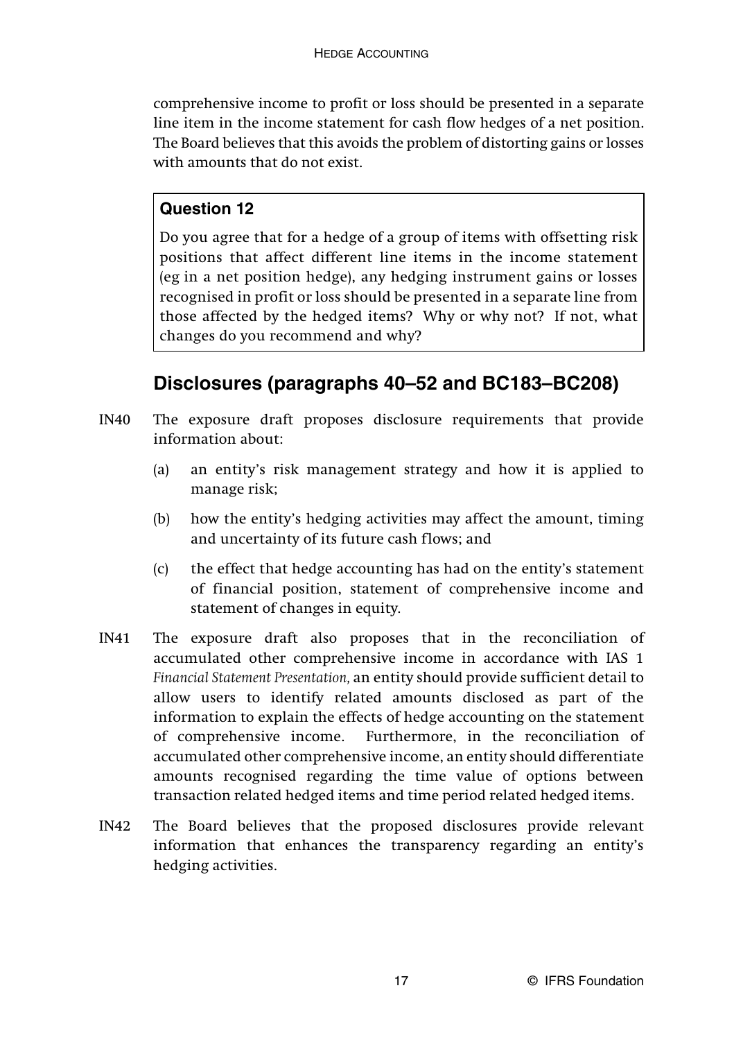comprehensive income to profit or loss should be presented in a separate line item in the income statement for cash flow hedges of a net position. The Board believes that this avoids the problem of distorting gains or losses with amounts that do not exist.

> **Question 12**
>
> Do you agree that for a hedge of a group of items with offsetting risk positions that affect different line items in the income statement (eg in a net position hedge), any hedging instrument gains or losses recognised in profit or loss should be presented in a separate line from those affected by the hedged items? Why or why not? If not, what changes do you recommend and why?

## Disclosures (paragraphs 40–52 and BC183–BC208)

IN40 The exposure draft proposes disclosure requirements that provide information about:

(a) an entity's risk management strategy and how it is applied to manage risk;

(b) how the entity's hedging activities may affect the amount, timing and uncertainty of its future cash flows; and

(c) the effect that hedge accounting has had on the entity's statement of financial position, statement of comprehensive income and statement of changes in equity.

IN41 The exposure draft also proposes that in the reconciliation of accumulated other comprehensive income in accordance with IAS 1 *Financial Statement Presentation,* an entity should provide sufficient detail to allow users to identify related amounts disclosed as part of the information to explain the effects of hedge accounting on the statement of comprehensive income. Furthermore, in the reconciliation of accumulated other comprehensive income, an entity should differentiate amounts recognised regarding the time value of options between transaction related hedged items and time period related hedged items.

IN42 The Board believes that the proposed disclosures provide relevant information that enhances the transparency regarding an entity's hedging activities.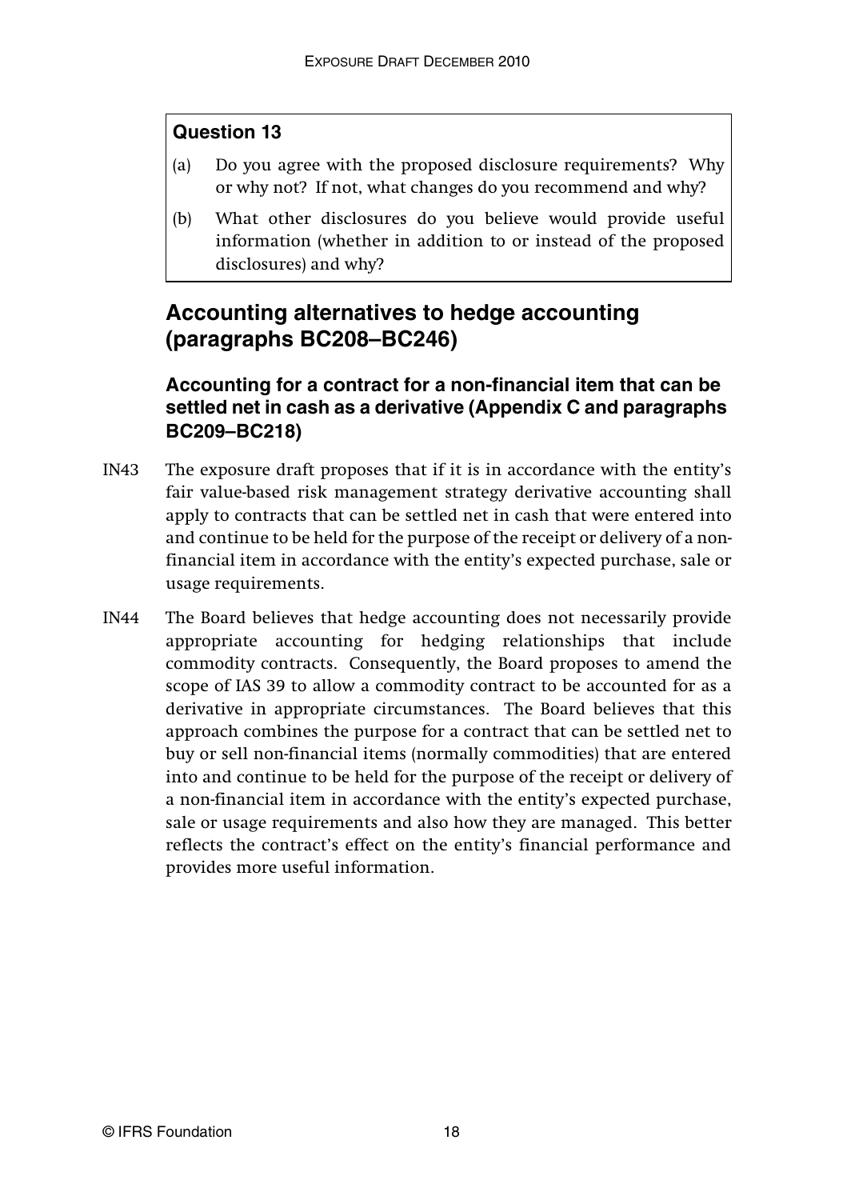**Question 13**

(a) Do you agree with the proposed disclosure requirements? Why or why not? If not, what changes do you recommend and why?

(b) What other disclosures do you believe would provide useful information (whether in addition to or instead of the proposed disclosures) and why?

## Accounting alternatives to hedge accounting (paragraphs BC208–BC246)

### Accounting for a contract for a non-financial item that can be settled net in cash as a derivative (Appendix C and paragraphs BC209–BC218)

IN43 The exposure draft proposes that if it is in accordance with the entity's fair value-based risk management strategy derivative accounting shall apply to contracts that can be settled net in cash that were entered into and continue to be held for the purpose of the receipt or delivery of a non-financial item in accordance with the entity's expected purchase, sale or usage requirements.

IN44 The Board believes that hedge accounting does not necessarily provide appropriate accounting for hedging relationships that include commodity contracts. Consequently, the Board proposes to amend the scope of IAS 39 to allow a commodity contract to be accounted for as a derivative in appropriate circumstances. The Board believes that this approach combines the purpose for a contract that can be settled net to buy or sell non-financial items (normally commodities) that are entered into and continue to be held for the purpose of the receipt or delivery of a non-financial item in accordance with the entity's expected purchase, sale or usage requirements and also how they are managed. This better reflects the contract's effect on the entity's financial performance and provides more useful information.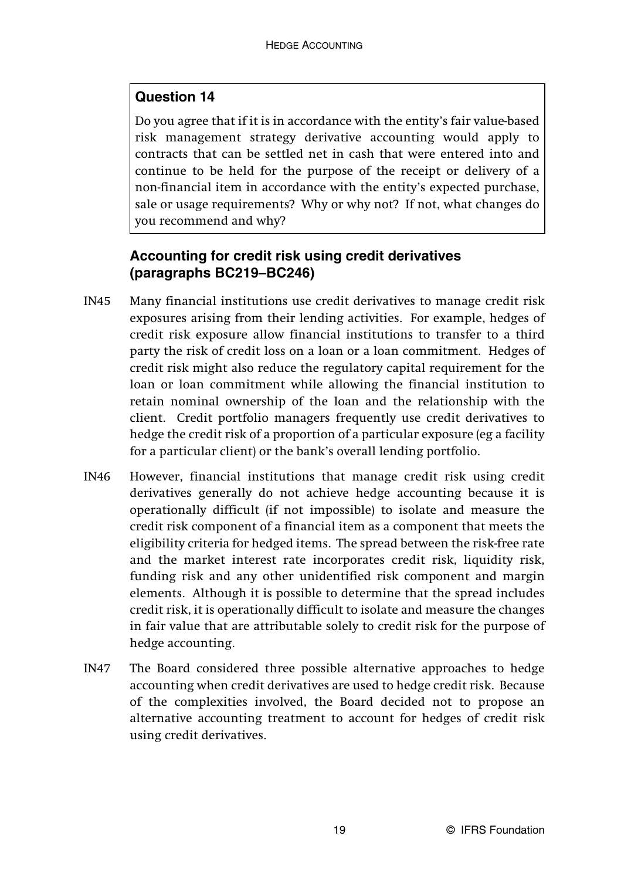**Question 14**

Do you agree that if it is in accordance with the entity's fair value-based risk management strategy derivative accounting would apply to contracts that can be settled net in cash that were entered into and continue to be held for the purpose of the receipt or delivery of a non-financial item in accordance with the entity's expected purchase, sale or usage requirements? Why or why not? If not, what changes do you recommend and why?

### Accounting for credit risk using credit derivatives (paragraphs BC219–BC246)

IN45 Many financial institutions use credit derivatives to manage credit risk exposures arising from their lending activities. For example, hedges of credit risk exposure allow financial institutions to transfer to a third party the risk of credit loss on a loan or a loan commitment. Hedges of credit risk might also reduce the regulatory capital requirement for the loan or loan commitment while allowing the financial institution to retain nominal ownership of the loan and the relationship with the client. Credit portfolio managers frequently use credit derivatives to hedge the credit risk of a proportion of a particular exposure (eg a facility for a particular client) or the bank's overall lending portfolio.

IN46 However, financial institutions that manage credit risk using credit derivatives generally do not achieve hedge accounting because it is operationally difficult (if not impossible) to isolate and measure the credit risk component of a financial item as a component that meets the eligibility criteria for hedged items. The spread between the risk-free rate and the market interest rate incorporates credit risk, liquidity risk, funding risk and any other unidentified risk component and margin elements. Although it is possible to determine that the spread includes credit risk, it is operationally difficult to isolate and measure the changes in fair value that are attributable solely to credit risk for the purpose of hedge accounting.

IN47 The Board considered three possible alternative approaches to hedge accounting when credit derivatives are used to hedge credit risk. Because of the complexities involved, the Board decided not to propose an alternative accounting treatment to account for hedges of credit risk using credit derivatives.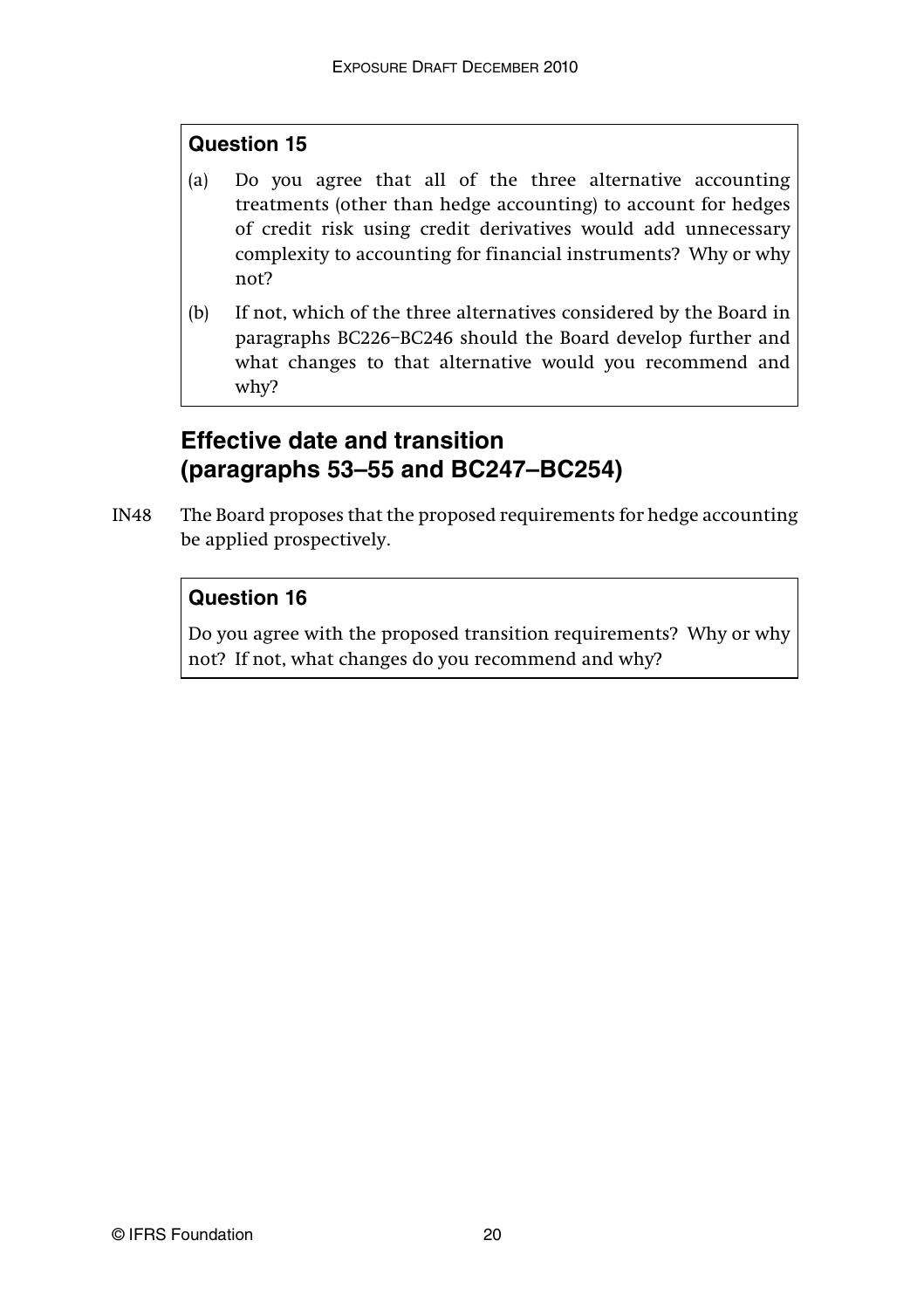**Question 15**

(a) Do you agree that all of the three alternative accounting treatments (other than hedge accounting) to account for hedges of credit risk using credit derivatives would add unnecessary complexity to accounting for financial instruments? Why or why not?

(b) If not, which of the three alternatives considered by the Board in paragraphs BC226–BC246 should the Board develop further and what changes to that alternative would you recommend and why?

## Effective date and transition (paragraphs 53–55 and BC247–BC254)

IN48 The Board proposes that the proposed requirements for hedge accounting be applied prospectively.

**Question 16**

Do you agree with the proposed transition requirements? Why or why not? If not, what changes do you recommend and why?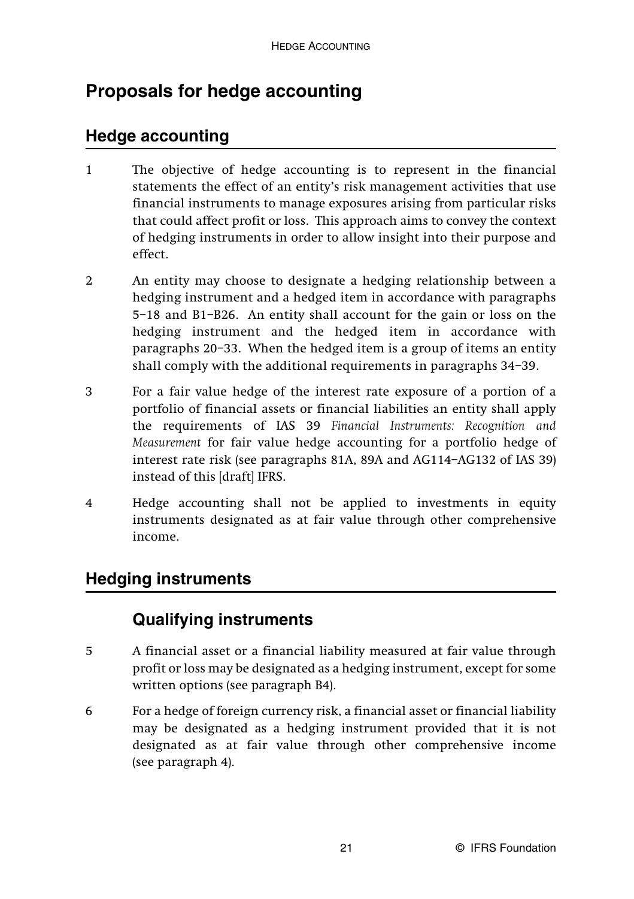# Proposals for hedge accounting

## Hedge accounting

1 The objective of hedge accounting is to represent in the financial statements the effect of an entity's risk management activities that use financial instruments to manage exposures arising from particular risks that could affect profit or loss. This approach aims to convey the context of hedging instruments in order to allow insight into their purpose and effect.

2 An entity may choose to designate a hedging relationship between a hedging instrument and a hedged item in accordance with paragraphs 5–18 and B1–B26. An entity shall account for the gain or loss on the hedging instrument and the hedged item in accordance with paragraphs 20–33. When the hedged item is a group of items an entity shall comply with the additional requirements in paragraphs 34–39.

3 For a fair value hedge of the interest rate exposure of a portion of a portfolio of financial assets or financial liabilities an entity shall apply the requirements of IAS 39 *Financial Instruments: Recognition and Measurement* for fair value hedge accounting for a portfolio hedge of interest rate risk (see paragraphs 81A, 89A and AG114–AG132 of IAS 39) instead of this [draft] IFRS.

4 Hedge accounting shall not be applied to investments in equity instruments designated as at fair value through other comprehensive income.

## Hedging instruments

### Qualifying instruments

5 A financial asset or a financial liability measured at fair value through profit or loss may be designated as a hedging instrument, except for some written options (see paragraph B4).

6 For a hedge of foreign currency risk, a financial asset or financial liability may be designated as a hedging instrument provided that it is not designated as at fair value through other comprehensive income (see paragraph 4).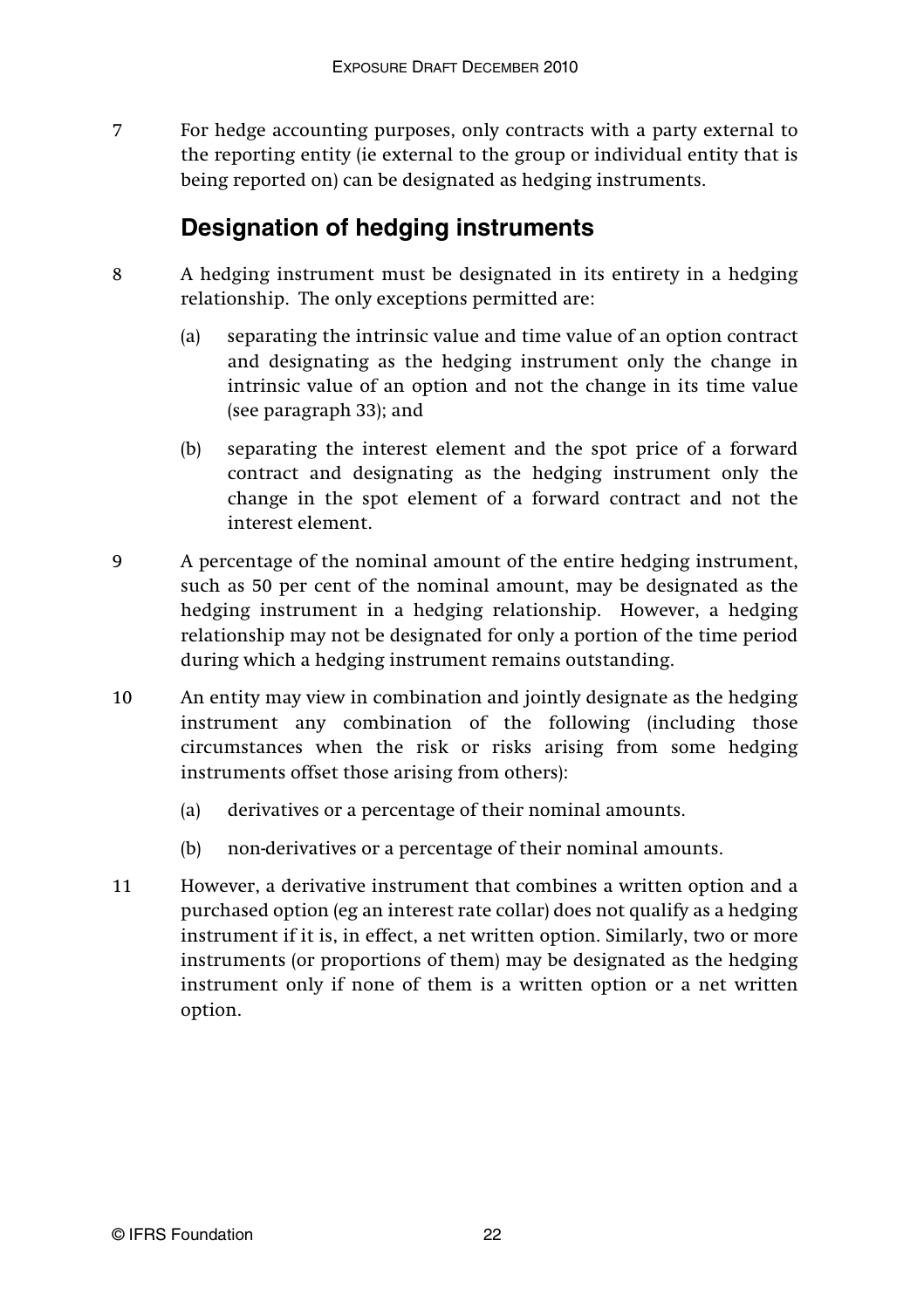7 For hedge accounting purposes, only contracts with a party external to the reporting entity (ie external to the group or individual entity that is being reported on) can be designated as hedging instruments.

## Designation of hedging instruments

8 A hedging instrument must be designated in its entirety in a hedging relationship. The only exceptions permitted are:

(a) separating the intrinsic value and time value of an option contract and designating as the hedging instrument only the change in intrinsic value of an option and not the change in its time value (see paragraph 33); and

(b) separating the interest element and the spot price of a forward contract and designating as the hedging instrument only the change in the spot element of a forward contract and not the interest element.

9 A percentage of the nominal amount of the entire hedging instrument, such as 50 per cent of the nominal amount, may be designated as the hedging instrument in a hedging relationship. However, a hedging relationship may not be designated for only a portion of the time period during which a hedging instrument remains outstanding.

10 An entity may view in combination and jointly designate as the hedging instrument any combination of the following (including those circumstances when the risk or risks arising from some hedging instruments offset those arising from others):

(a) derivatives or a percentage of their nominal amounts.

(b) non-derivatives or a percentage of their nominal amounts.

11 However, a derivative instrument that combines a written option and a purchased option (eg an interest rate collar) does not qualify as a hedging instrument if it is, in effect, a net written option. Similarly, two or more instruments (or proportions of them) may be designated as the hedging instrument only if none of them is a written option or a net written option.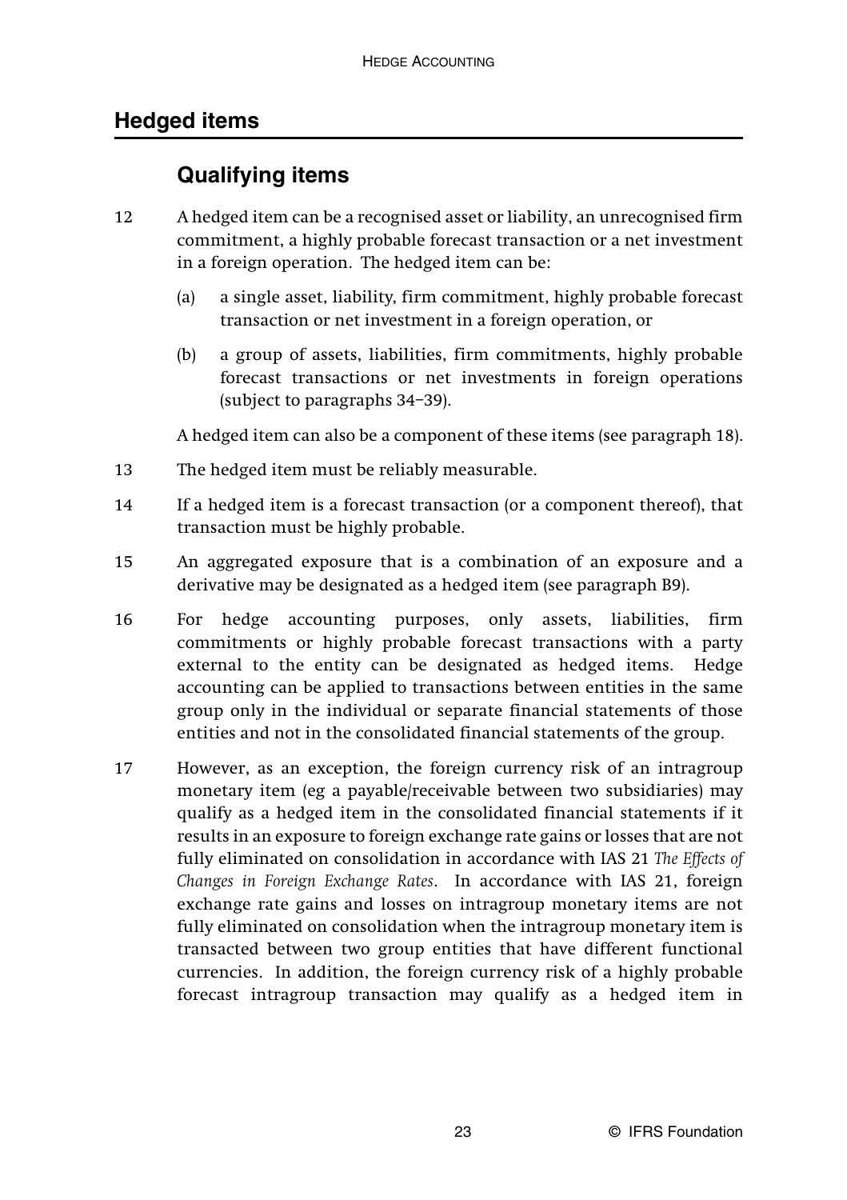## Hedged items

### Qualifying items

12 A hedged item can be a recognised asset or liability, an unrecognised firm commitment, a highly probable forecast transaction or a net investment in a foreign operation. The hedged item can be:

(a) a single asset, liability, firm commitment, highly probable forecast transaction or net investment in a foreign operation, or

(b) a group of assets, liabilities, firm commitments, highly probable forecast transactions or net investments in foreign operations (subject to paragraphs 34–39).

A hedged item can also be a component of these items (see paragraph 18).

13 The hedged item must be reliably measurable.

14 If a hedged item is a forecast transaction (or a component thereof), that transaction must be highly probable.

15 An aggregated exposure that is a combination of an exposure and a derivative may be designated as a hedged item (see paragraph B9).

16 For hedge accounting purposes, only assets, liabilities, firm commitments or highly probable forecast transactions with a party external to the entity can be designated as hedged items. Hedge accounting can be applied to transactions between entities in the same group only in the individual or separate financial statements of those entities and not in the consolidated financial statements of the group.

17 However, as an exception, the foreign currency risk of an intragroup monetary item (eg a payable/receivable between two subsidiaries) may qualify as a hedged item in the consolidated financial statements if it results in an exposure to foreign exchange rate gains or losses that are not fully eliminated on consolidation in accordance with IAS 21 *The Effects of Changes in Foreign Exchange Rates*. In accordance with IAS 21, foreign exchange rate gains and losses on intragroup monetary items are not fully eliminated on consolidation when the intragroup monetary item is transacted between two group entities that have different functional currencies. In addition, the foreign currency risk of a highly probable forecast intragroup transaction may qualify as a hedged item in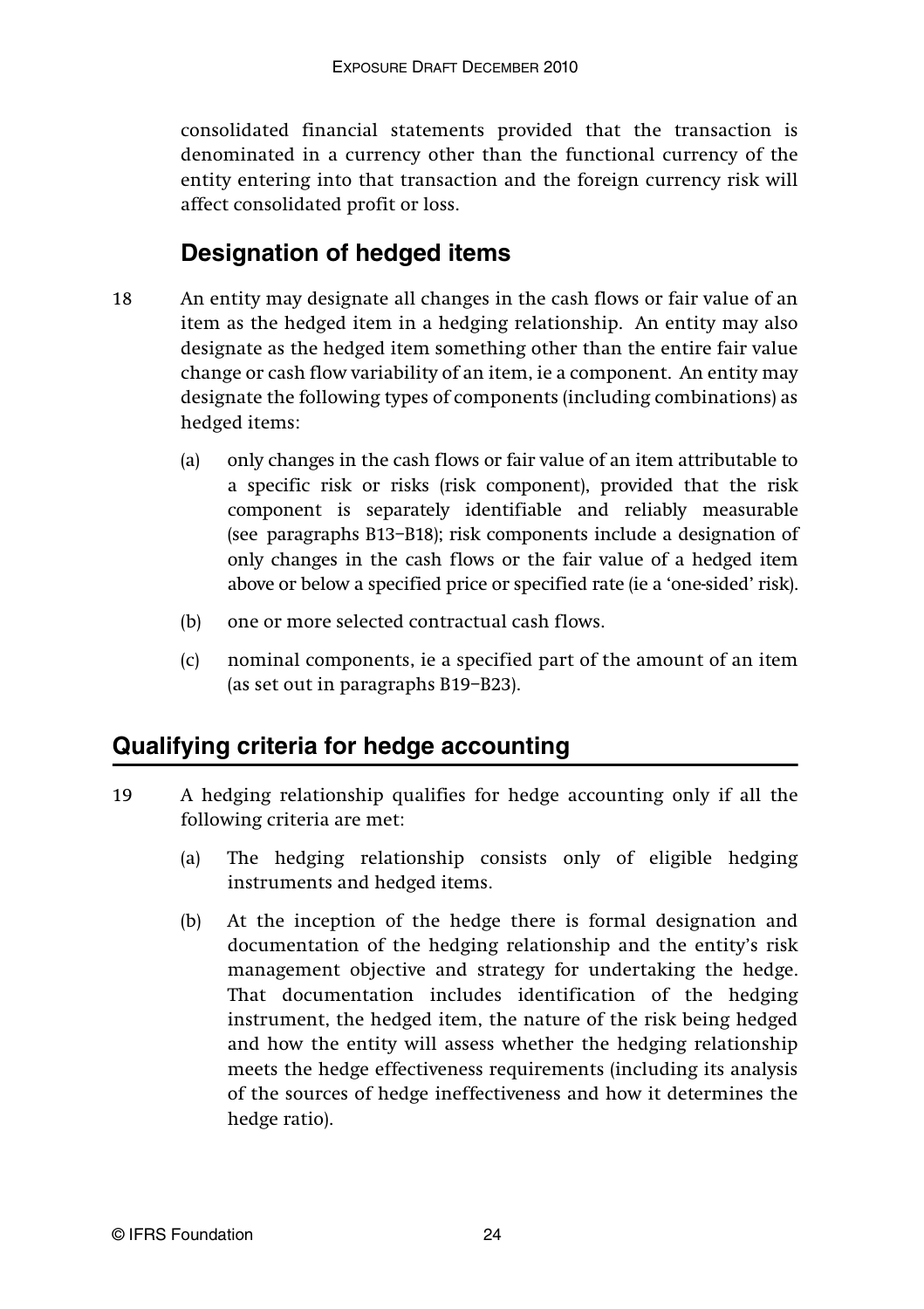consolidated financial statements provided that the transaction is denominated in a currency other than the functional currency of the entity entering into that transaction and the foreign currency risk will affect consolidated profit or loss.

### Designation of hedged items

18 An entity may designate all changes in the cash flows or fair value of an item as the hedged item in a hedging relationship. An entity may also designate as the hedged item something other than the entire fair value change or cash flow variability of an item, ie a component. An entity may designate the following types of components (including combinations) as hedged items:

(a) only changes in the cash flows or fair value of an item attributable to a specific risk or risks (risk component), provided that the risk component is separately identifiable and reliably measurable (see paragraphs B13–B18); risk components include a designation of only changes in the cash flows or the fair value of a hedged item above or below a specified price or specified rate (ie a 'one-sided' risk).

(b) one or more selected contractual cash flows.

(c) nominal components, ie a specified part of the amount of an item (as set out in paragraphs B19–B23).

## Qualifying criteria for hedge accounting

19 A hedging relationship qualifies for hedge accounting only if all the following criteria are met:

(a) The hedging relationship consists only of eligible hedging instruments and hedged items.

(b) At the inception of the hedge there is formal designation and documentation of the hedging relationship and the entity's risk management objective and strategy for undertaking the hedge. That documentation includes identification of the hedging instrument, the hedged item, the nature of the risk being hedged and how the entity will assess whether the hedging relationship meets the hedge effectiveness requirements (including its analysis of the sources of hedge ineffectiveness and how it determines the hedge ratio).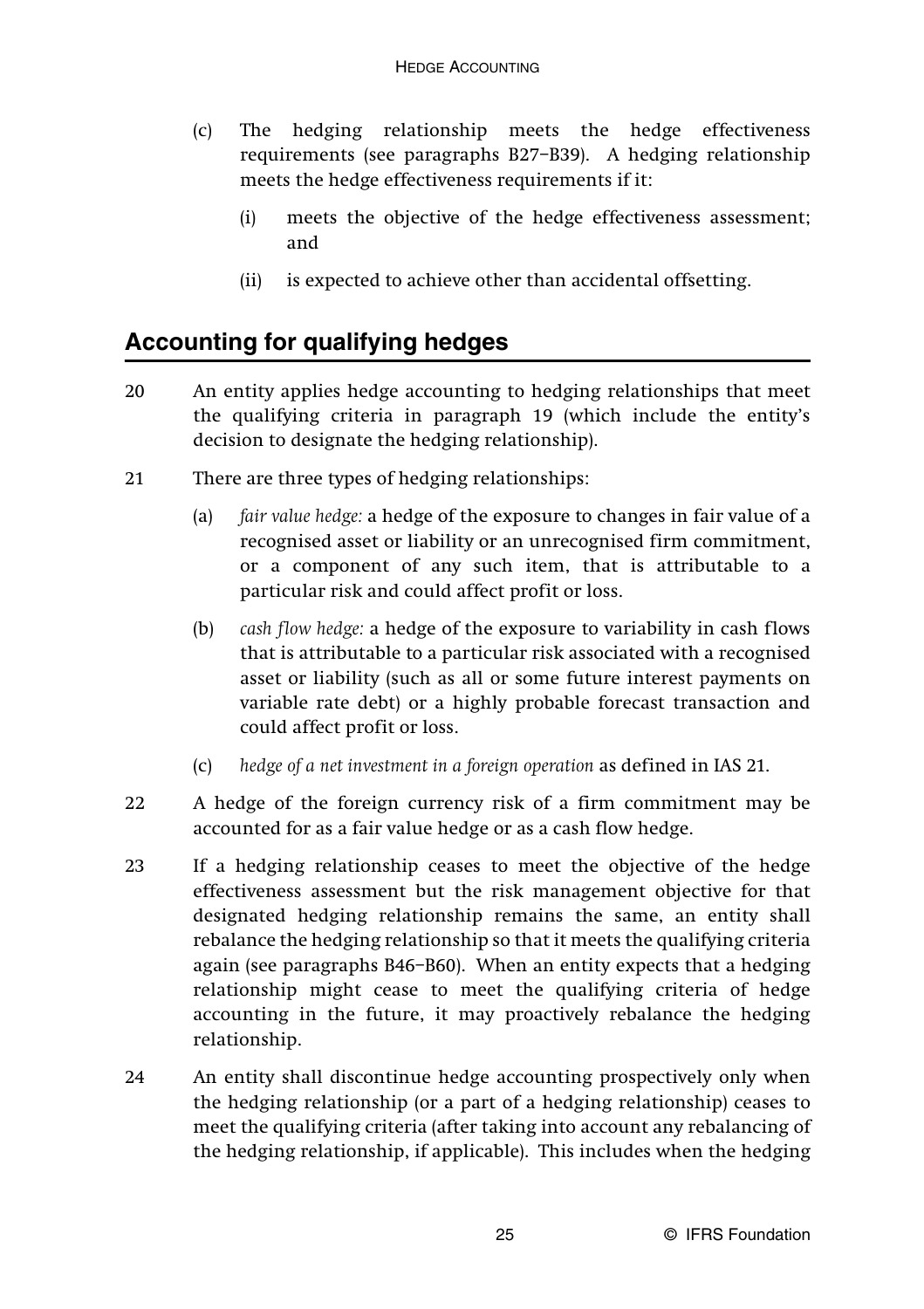(c) The hedging relationship meets the hedge effectiveness requirements (see paragraphs B27–B39). A hedging relationship meets the hedge effectiveness requirements if it:

  (i) meets the objective of the hedge effectiveness assessment; and

  (ii) is expected to achieve other than accidental offsetting.

## Accounting for qualifying hedges

20 An entity applies hedge accounting to hedging relationships that meet the qualifying criteria in paragraph 19 (which include the entity's decision to designate the hedging relationship).

21 There are three types of hedging relationships:

  (a) *fair value hedge:* a hedge of the exposure to changes in fair value of a recognised asset or liability or an unrecognised firm commitment, or a component of any such item, that is attributable to a particular risk and could affect profit or loss.

  (b) *cash flow hedge:* a hedge of the exposure to variability in cash flows that is attributable to a particular risk associated with a recognised asset or liability (such as all or some future interest payments on variable rate debt) or a highly probable forecast transaction and could affect profit or loss.

  (c) *hedge of a net investment in a foreign operation* as defined in IAS 21.

22 A hedge of the foreign currency risk of a firm commitment may be accounted for as a fair value hedge or as a cash flow hedge.

23 If a hedging relationship ceases to meet the objective of the hedge effectiveness assessment but the risk management objective for that designated hedging relationship remains the same, an entity shall rebalance the hedging relationship so that it meets the qualifying criteria again (see paragraphs B46–B60). When an entity expects that a hedging relationship might cease to meet the qualifying criteria of hedge accounting in the future, it may proactively rebalance the hedging relationship.

24 An entity shall discontinue hedge accounting prospectively only when the hedging relationship (or a part of a hedging relationship) ceases to meet the qualifying criteria (after taking into account any rebalancing of the hedging relationship, if applicable). This includes when the hedging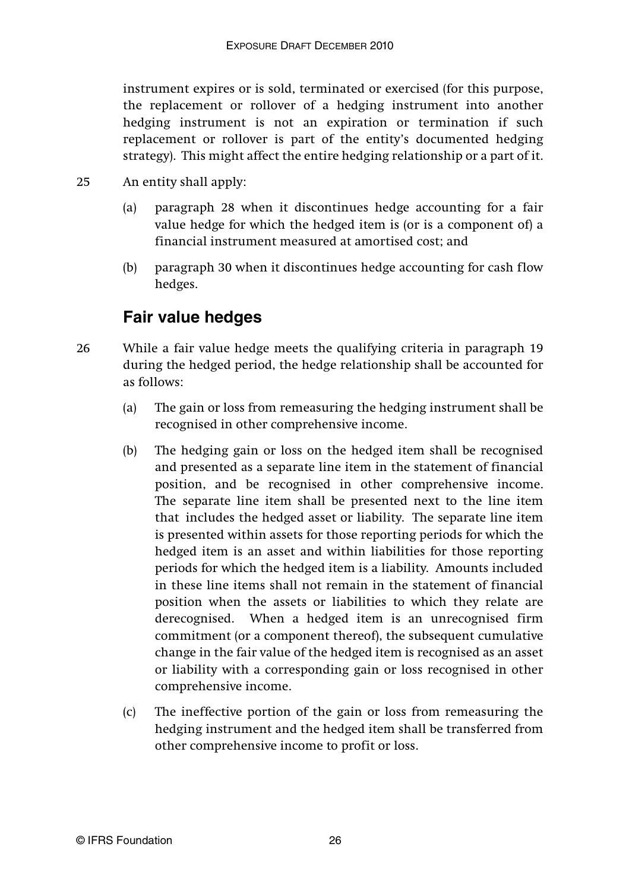instrument expires or is sold, terminated or exercised (for this purpose, the replacement or rollover of a hedging instrument into another hedging instrument is not an expiration or termination if such replacement or rollover is part of the entity's documented hedging strategy). This might affect the entire hedging relationship or a part of it.

25 An entity shall apply:

(a) paragraph 28 when it discontinues hedge accounting for a fair value hedge for which the hedged item is (or is a component of) a financial instrument measured at amortised cost; and

(b) paragraph 30 when it discontinues hedge accounting for cash flow hedges.

## Fair value hedges

26 While a fair value hedge meets the qualifying criteria in paragraph 19 during the hedged period, the hedge relationship shall be accounted for as follows:

(a) The gain or loss from remeasuring the hedging instrument shall be recognised in other comprehensive income.

(b) The hedging gain or loss on the hedged item shall be recognised and presented as a separate line item in the statement of financial position, and be recognised in other comprehensive income. The separate line item shall be presented next to the line item that includes the hedged asset or liability. The separate line item is presented within assets for those reporting periods for which the hedged item is an asset and within liabilities for those reporting periods for which the hedged item is a liability. Amounts included in these line items shall not remain in the statement of financial position when the assets or liabilities to which they relate are derecognised. When a hedged item is an unrecognised firm commitment (or a component thereof), the subsequent cumulative change in the fair value of the hedged item is recognised as an asset or liability with a corresponding gain or loss recognised in other comprehensive income.

(c) The ineffective portion of the gain or loss from remeasuring the hedging instrument and the hedged item shall be transferred from other comprehensive income to profit or loss.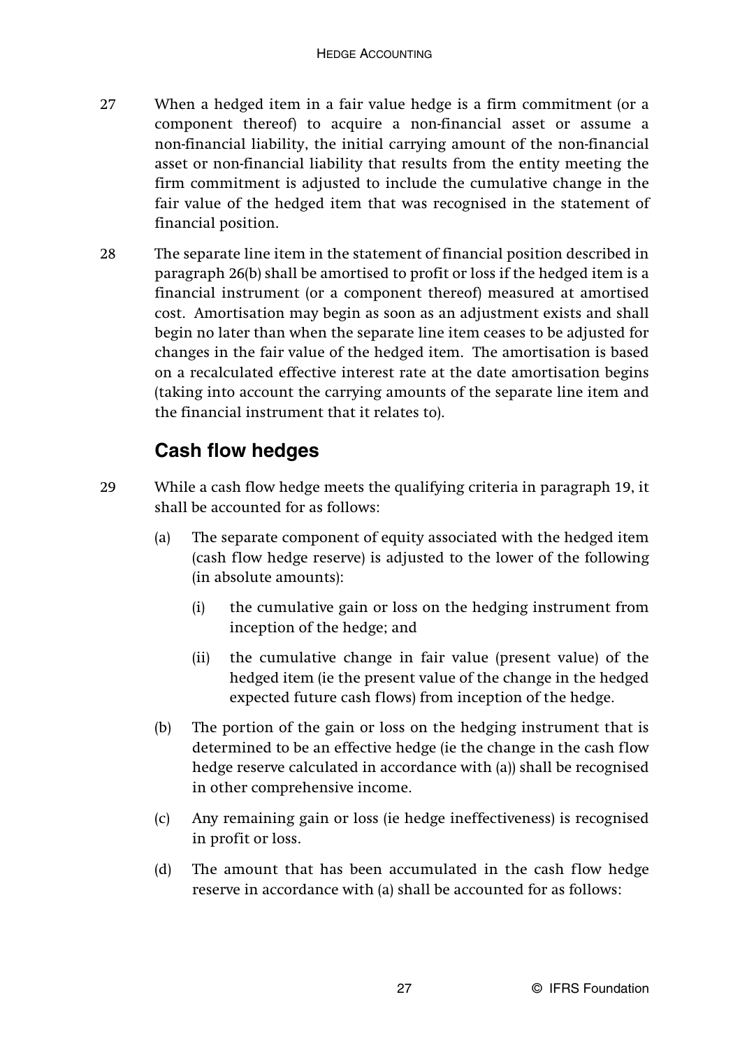27 When a hedged item in a fair value hedge is a firm commitment (or a component thereof) to acquire a non-financial asset or assume a non-financial liability, the initial carrying amount of the non-financial asset or non-financial liability that results from the entity meeting the firm commitment is adjusted to include the cumulative change in the fair value of the hedged item that was recognised in the statement of financial position.

28 The separate line item in the statement of financial position described in paragraph 26(b) shall be amortised to profit or loss if the hedged item is a financial instrument (or a component thereof) measured at amortised cost. Amortisation may begin as soon as an adjustment exists and shall begin no later than when the separate line item ceases to be adjusted for changes in the fair value of the hedged item. The amortisation is based on a recalculated effective interest rate at the date amortisation begins (taking into account the carrying amounts of the separate line item and the financial instrument that it relates to).

## Cash flow hedges

29 While a cash flow hedge meets the qualifying criteria in paragraph 19, it shall be accounted for as follows:

- (a) The separate component of equity associated with the hedged item (cash flow hedge reserve) is adjusted to the lower of the following (in absolute amounts):
  - (i) the cumulative gain or loss on the hedging instrument from inception of the hedge; and
  - (ii) the cumulative change in fair value (present value) of the hedged item (ie the present value of the change in the hedged expected future cash flows) from inception of the hedge.
- (b) The portion of the gain or loss on the hedging instrument that is determined to be an effective hedge (ie the change in the cash flow hedge reserve calculated in accordance with (a)) shall be recognised in other comprehensive income.
- (c) Any remaining gain or loss (ie hedge ineffectiveness) is recognised in profit or loss.
- (d) The amount that has been accumulated in the cash flow hedge reserve in accordance with (a) shall be accounted for as follows: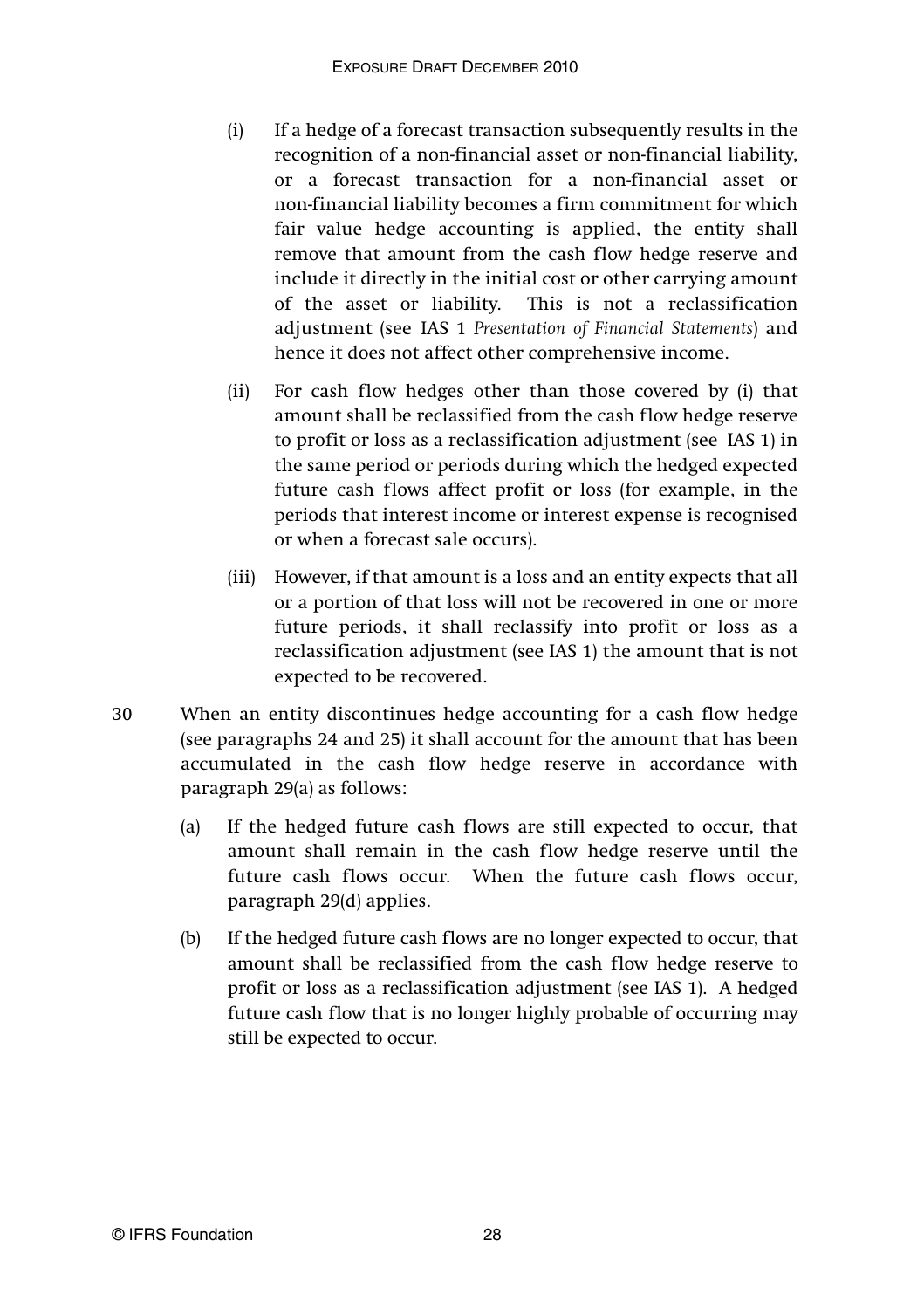- (i) If a hedge of a forecast transaction subsequently results in the recognition of a non-financial asset or non-financial liability, or a forecast transaction for a non-financial asset or non-financial liability becomes a firm commitment for which fair value hedge accounting is applied, the entity shall remove that amount from the cash flow hedge reserve and include it directly in the initial cost or other carrying amount of the asset or liability. This is not a reclassification adjustment (see IAS 1 *Presentation of Financial Statements*) and hence it does not affect other comprehensive income.

- (ii) For cash flow hedges other than those covered by (i) that amount shall be reclassified from the cash flow hedge reserve to profit or loss as a reclassification adjustment (see IAS 1) in the same period or periods during which the hedged expected future cash flows affect profit or loss (for example, in the periods that interest income or interest expense is recognised or when a forecast sale occurs).

- (iii) However, if that amount is a loss and an entity expects that all or a portion of that loss will not be recovered in one or more future periods, it shall reclassify into profit or loss as a reclassification adjustment (see IAS 1) the amount that is not expected to be recovered.

30 When an entity discontinues hedge accounting for a cash flow hedge (see paragraphs 24 and 25) it shall account for the amount that has been accumulated in the cash flow hedge reserve in accordance with paragraph 29(a) as follows:

- (a) If the hedged future cash flows are still expected to occur, that amount shall remain in the cash flow hedge reserve until the future cash flows occur. When the future cash flows occur, paragraph 29(d) applies.

- (b) If the hedged future cash flows are no longer expected to occur, that amount shall be reclassified from the cash flow hedge reserve to profit or loss as a reclassification adjustment (see IAS 1). A hedged future cash flow that is no longer highly probable of occurring may still be expected to occur.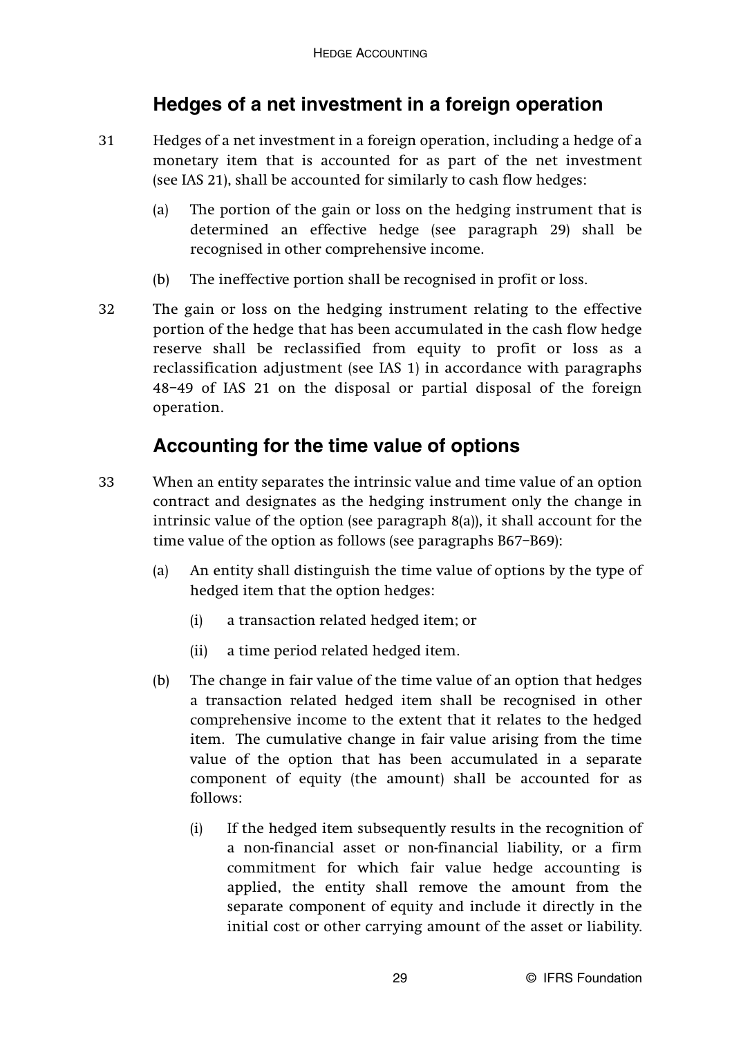## Hedges of a net investment in a foreign operation

31 Hedges of a net investment in a foreign operation, including a hedge of a monetary item that is accounted for as part of the net investment (see IAS 21), shall be accounted for similarly to cash flow hedges:

(a) The portion of the gain or loss on the hedging instrument that is determined an effective hedge (see paragraph 29) shall be recognised in other comprehensive income.

(b) The ineffective portion shall be recognised in profit or loss.

32 The gain or loss on the hedging instrument relating to the effective portion of the hedge that has been accumulated in the cash flow hedge reserve shall be reclassified from equity to profit or loss as a reclassification adjustment (see IAS 1) in accordance with paragraphs 48–49 of IAS 21 on the disposal or partial disposal of the foreign operation.

## Accounting for the time value of options

33 When an entity separates the intrinsic value and time value of an option contract and designates as the hedging instrument only the change in intrinsic value of the option (see paragraph 8(a)), it shall account for the time value of the option as follows (see paragraphs B67–B69):

(a) An entity shall distinguish the time value of options by the type of hedged item that the option hedges:

(i) a transaction related hedged item; or

(ii) a time period related hedged item.

(b) The change in fair value of the time value of an option that hedges a transaction related hedged item shall be recognised in other comprehensive income to the extent that it relates to the hedged item. The cumulative change in fair value arising from the time value of the option that has been accumulated in a separate component of equity (the amount) shall be accounted for as follows:

(i) If the hedged item subsequently results in the recognition of a non-financial asset or non-financial liability, or a firm commitment for which fair value hedge accounting is applied, the entity shall remove the amount from the separate component of equity and include it directly in the initial cost or other carrying amount of the asset or liability.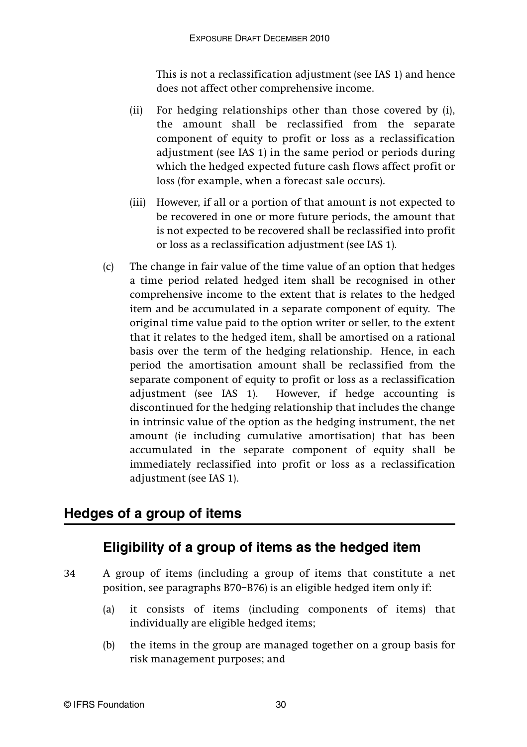This is not a reclassification adjustment (see IAS 1) and hence does not affect other comprehensive income.

(ii) For hedging relationships other than those covered by (i), the amount shall be reclassified from the separate component of equity to profit or loss as a reclassification adjustment (see IAS 1) in the same period or periods during which the hedged expected future cash flows affect profit or loss (for example, when a forecast sale occurs).

(iii) However, if all or a portion of that amount is not expected to be recovered in one or more future periods, the amount that is not expected to be recovered shall be reclassified into profit or loss as a reclassification adjustment (see IAS 1).

(c) The change in fair value of the time value of an option that hedges a time period related hedged item shall be recognised in other comprehensive income to the extent that is relates to the hedged item and be accumulated in a separate component of equity. The original time value paid to the option writer or seller, to the extent that it relates to the hedged item, shall be amortised on a rational basis over the term of the hedging relationship. Hence, in each period the amortisation amount shall be reclassified from the separate component of equity to profit or loss as a reclassification adjustment (see IAS 1). However, if hedge accounting is discontinued for the hedging relationship that includes the change in intrinsic value of the option as the hedging instrument, the net amount (ie including cumulative amortisation) that has been accumulated in the separate component of equity shall be immediately reclassified into profit or loss as a reclassification adjustment (see IAS 1).

## Hedges of a group of items

### Eligibility of a group of items as the hedged item

34 A group of items (including a group of items that constitute a net position, see paragraphs B70–B76) is an eligible hedged item only if:

(a) it consists of items (including components of items) that individually are eligible hedged items;

(b) the items in the group are managed together on a group basis for risk management purposes; and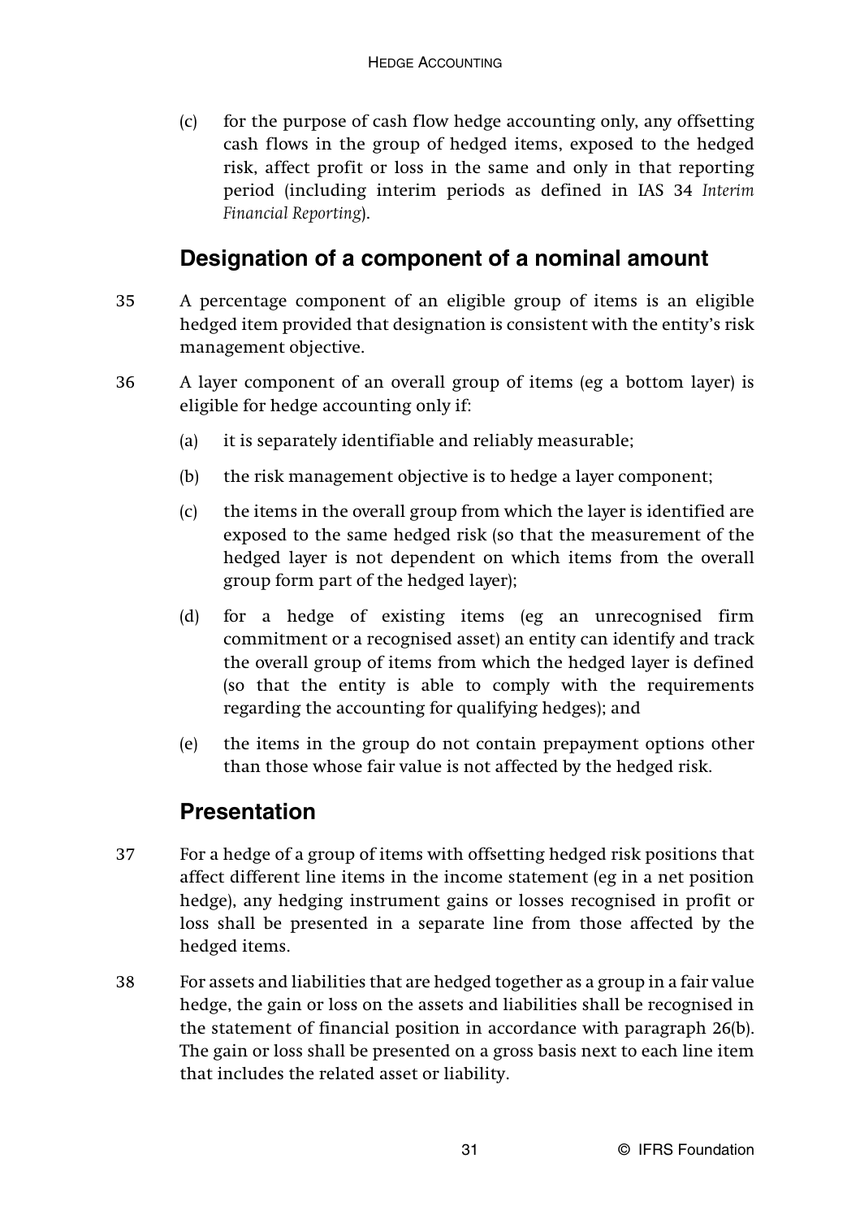(c) for the purpose of cash flow hedge accounting only, any offsetting cash flows in the group of hedged items, exposed to the hedged risk, affect profit or loss in the same and only in that reporting period (including interim periods as defined in IAS 34 *Interim Financial Reporting*).

## Designation of a component of a nominal amount

35 A percentage component of an eligible group of items is an eligible hedged item provided that designation is consistent with the entity's risk management objective.

36 A layer component of an overall group of items (eg a bottom layer) is eligible for hedge accounting only if:

- (a) it is separately identifiable and reliably measurable;
- (b) the risk management objective is to hedge a layer component;
- (c) the items in the overall group from which the layer is identified are exposed to the same hedged risk (so that the measurement of the hedged layer is not dependent on which items from the overall group form part of the hedged layer);
- (d) for a hedge of existing items (eg an unrecognised firm commitment or a recognised asset) an entity can identify and track the overall group of items from which the hedged layer is defined (so that the entity is able to comply with the requirements regarding the accounting for qualifying hedges); and
- (e) the items in the group do not contain prepayment options other than those whose fair value is not affected by the hedged risk.

## Presentation

37 For a hedge of a group of items with offsetting hedged risk positions that affect different line items in the income statement (eg in a net position hedge), any hedging instrument gains or losses recognised in profit or loss shall be presented in a separate line from those affected by the hedged items.

38 For assets and liabilities that are hedged together as a group in a fair value hedge, the gain or loss on the assets and liabilities shall be recognised in the statement of financial position in accordance with paragraph 26(b). The gain or loss shall be presented on a gross basis next to each line item that includes the related asset or liability.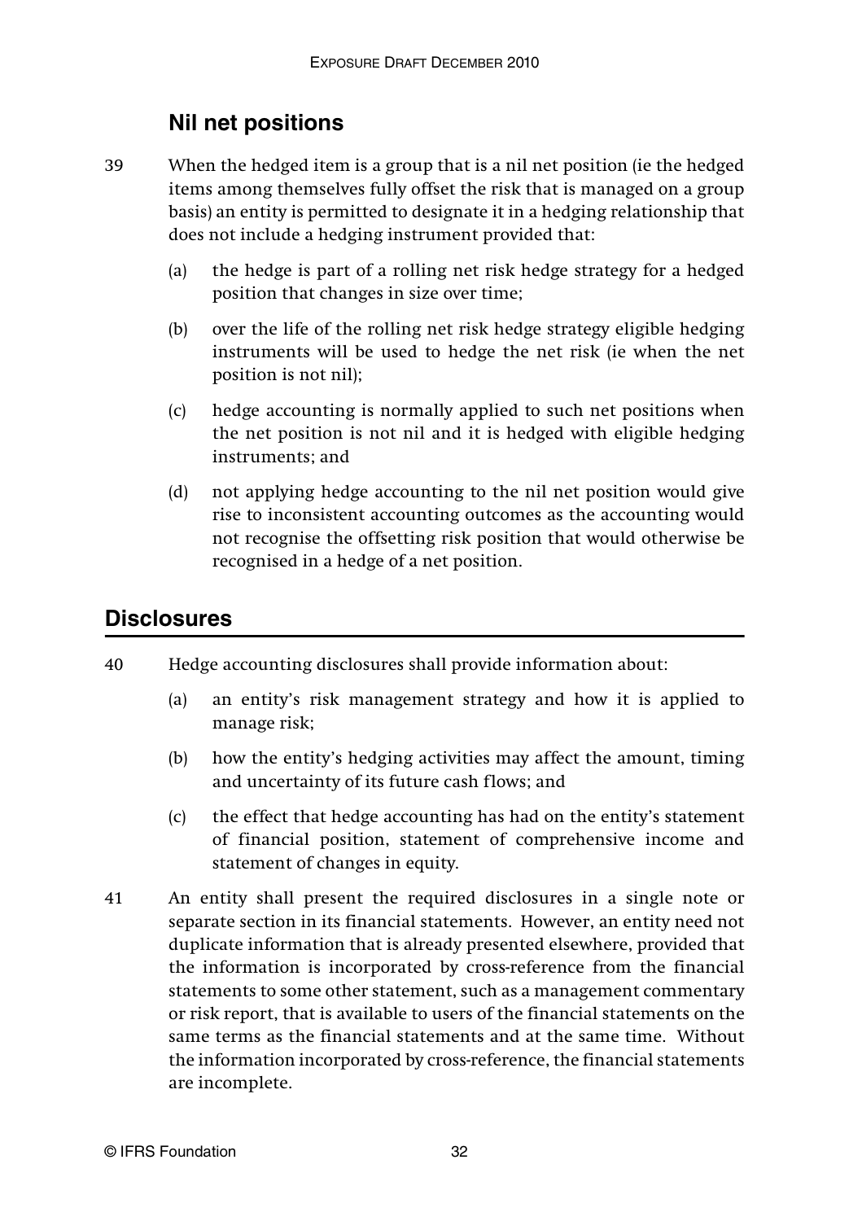### Nil net positions

39 When the hedged item is a group that is a nil net position (ie the hedged items among themselves fully offset the risk that is managed on a group basis) an entity is permitted to designate it in a hedging relationship that does not include a hedging instrument provided that:

(a) the hedge is part of a rolling net risk hedge strategy for a hedged position that changes in size over time;

(b) over the life of the rolling net risk hedge strategy eligible hedging instruments will be used to hedge the net risk (ie when the net position is not nil);

(c) hedge accounting is normally applied to such net positions when the net position is not nil and it is hedged with eligible hedging instruments; and

(d) not applying hedge accounting to the nil net position would give rise to inconsistent accounting outcomes as the accounting would not recognise the offsetting risk position that would otherwise be recognised in a hedge of a net position.

## Disclosures

40 Hedge accounting disclosures shall provide information about:

(a) an entity's risk management strategy and how it is applied to manage risk;

(b) how the entity's hedging activities may affect the amount, timing and uncertainty of its future cash flows; and

(c) the effect that hedge accounting has had on the entity's statement of financial position, statement of comprehensive income and statement of changes in equity.

41 An entity shall present the required disclosures in a single note or separate section in its financial statements. However, an entity need not duplicate information that is already presented elsewhere, provided that the information is incorporated by cross-reference from the financial statements to some other statement, such as a management commentary or risk report, that is available to users of the financial statements on the same terms as the financial statements and at the same time. Without the information incorporated by cross-reference, the financial statements are incomplete.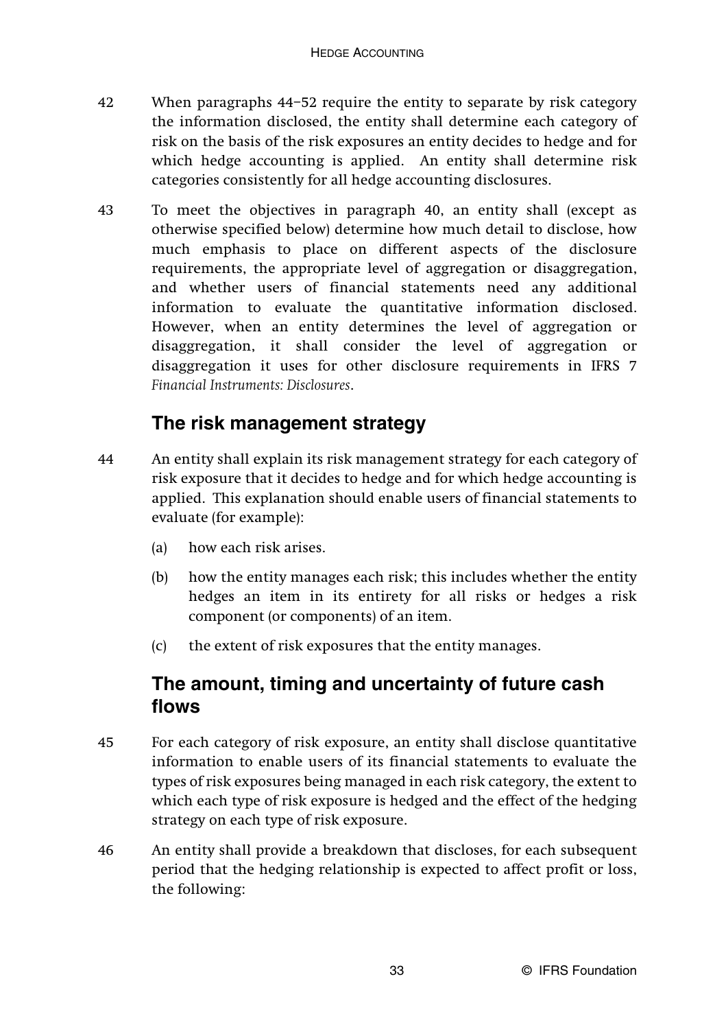42 When paragraphs 44–52 require the entity to separate by risk category the information disclosed, the entity shall determine each category of risk on the basis of the risk exposures an entity decides to hedge and for which hedge accounting is applied. An entity shall determine risk categories consistently for all hedge accounting disclosures.

43 To meet the objectives in paragraph 40, an entity shall (except as otherwise specified below) determine how much detail to disclose, how much emphasis to place on different aspects of the disclosure requirements, the appropriate level of aggregation or disaggregation, and whether users of financial statements need any additional information to evaluate the quantitative information disclosed. However, when an entity determines the level of aggregation or disaggregation, it shall consider the level of aggregation or disaggregation it uses for other disclosure requirements in IFRS 7 *Financial Instruments: Disclosures*.

## The risk management strategy

44 An entity shall explain its risk management strategy for each category of risk exposure that it decides to hedge and for which hedge accounting is applied. This explanation should enable users of financial statements to evaluate (for example):

(a) how each risk arises.

(b) how the entity manages each risk; this includes whether the entity hedges an item in its entirety for all risks or hedges a risk component (or components) of an item.

(c) the extent of risk exposures that the entity manages.

## The amount, timing and uncertainty of future cash flows

45 For each category of risk exposure, an entity shall disclose quantitative information to enable users of its financial statements to evaluate the types of risk exposures being managed in each risk category, the extent to which each type of risk exposure is hedged and the effect of the hedging strategy on each type of risk exposure.

46 An entity shall provide a breakdown that discloses, for each subsequent period that the hedging relationship is expected to affect profit or loss, the following: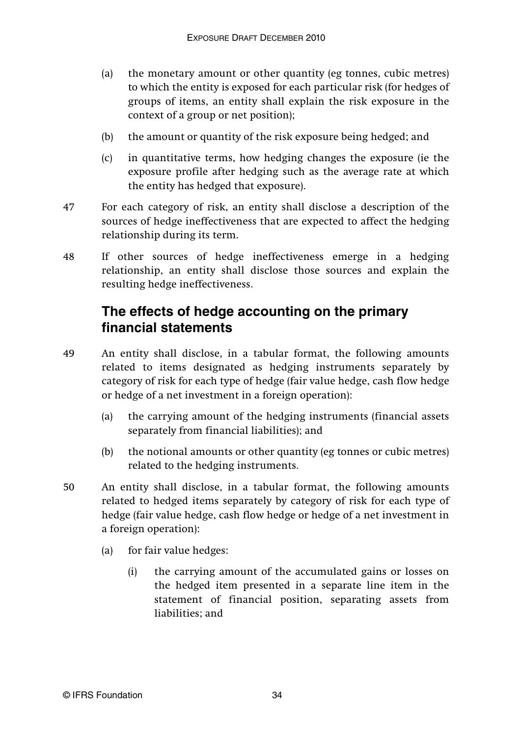(a) the monetary amount or other quantity (eg tonnes, cubic metres) to which the entity is exposed for each particular risk (for hedges of groups of items, an entity shall explain the risk exposure in the context of a group or net position);

(b) the amount or quantity of the risk exposure being hedged; and

(c) in quantitative terms, how hedging changes the exposure (ie the exposure profile after hedging such as the average rate at which the entity has hedged that exposure).

47 For each category of risk, an entity shall disclose a description of the sources of hedge ineffectiveness that are expected to affect the hedging relationship during its term.

48 If other sources of hedge ineffectiveness emerge in a hedging relationship, an entity shall disclose those sources and explain the resulting hedge ineffectiveness.

## The effects of hedge accounting on the primary financial statements

49 An entity shall disclose, in a tabular format, the following amounts related to items designated as hedging instruments separately by category of risk for each type of hedge (fair value hedge, cash flow hedge or hedge of a net investment in a foreign operation):

(a) the carrying amount of the hedging instruments (financial assets separately from financial liabilities); and

(b) the notional amounts or other quantity (eg tonnes or cubic metres) related to the hedging instruments.

50 An entity shall disclose, in a tabular format, the following amounts related to hedged items separately by category of risk for each type of hedge (fair value hedge, cash flow hedge or hedge of a net investment in a foreign operation):

(a) for fair value hedges:

(i) the carrying amount of the accumulated gains or losses on the hedged item presented in a separate line item in the statement of financial position, separating assets from liabilities; and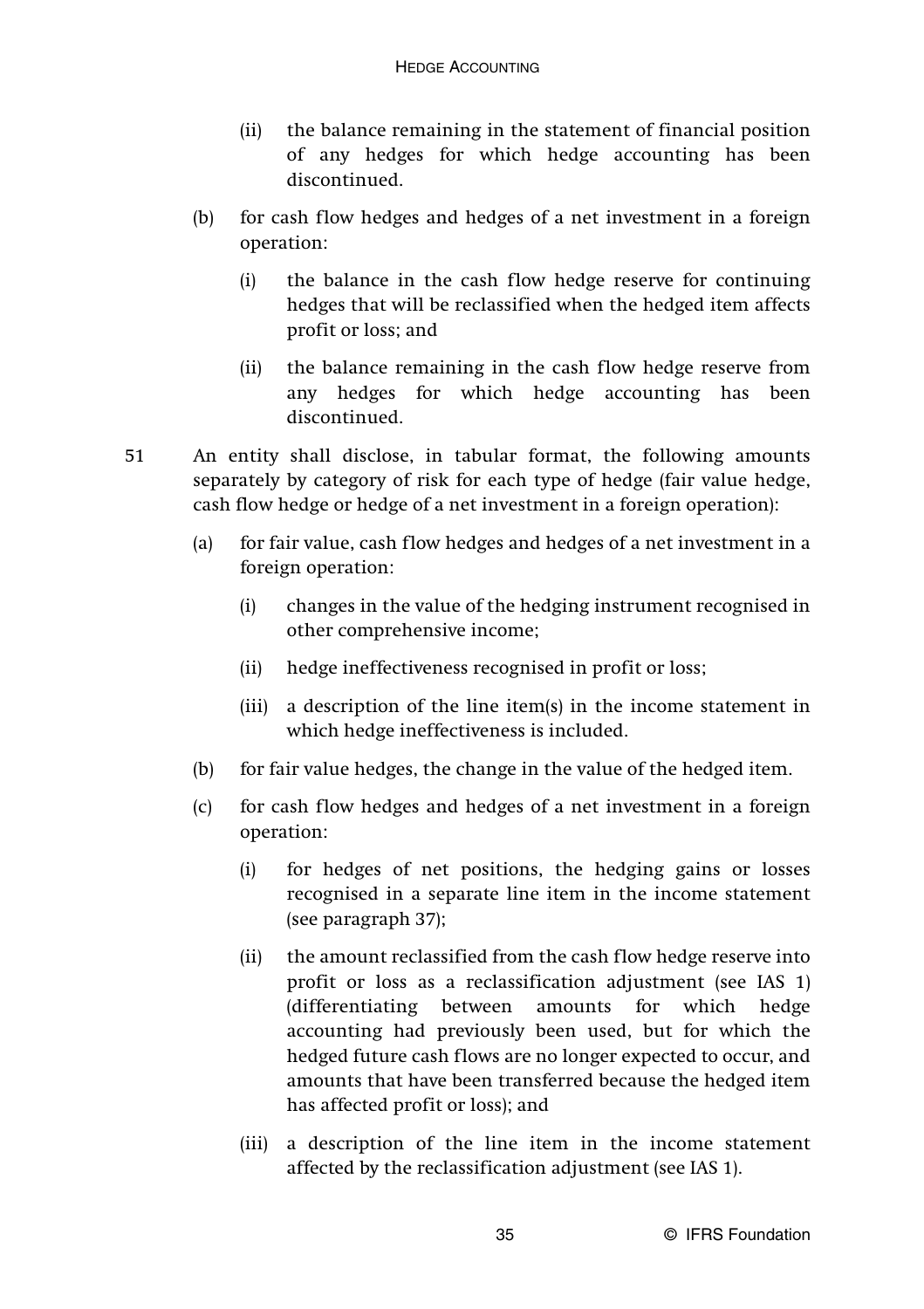(ii) the balance remaining in the statement of financial position of any hedges for which hedge accounting has been discontinued.

(b) for cash flow hedges and hedges of a net investment in a foreign operation:

(i) the balance in the cash flow hedge reserve for continuing hedges that will be reclassified when the hedged item affects profit or loss; and

(ii) the balance remaining in the cash flow hedge reserve from any hedges for which hedge accounting has been discontinued.

51 An entity shall disclose, in tabular format, the following amounts separately by category of risk for each type of hedge (fair value hedge, cash flow hedge or hedge of a net investment in a foreign operation):

(a) for fair value, cash flow hedges and hedges of a net investment in a foreign operation:

(i) changes in the value of the hedging instrument recognised in other comprehensive income;

(ii) hedge ineffectiveness recognised in profit or loss;

(iii) a description of the line item(s) in the income statement in which hedge ineffectiveness is included.

(b) for fair value hedges, the change in the value of the hedged item.

(c) for cash flow hedges and hedges of a net investment in a foreign operation:

(i) for hedges of net positions, the hedging gains or losses recognised in a separate line item in the income statement (see paragraph 37);

(ii) the amount reclassified from the cash flow hedge reserve into profit or loss as a reclassification adjustment (see IAS 1) (differentiating between amounts for which hedge accounting had previously been used, but for which the hedged future cash flows are no longer expected to occur, and amounts that have been transferred because the hedged item has affected profit or loss); and

(iii) a description of the line item in the income statement affected by the reclassification adjustment (see IAS 1).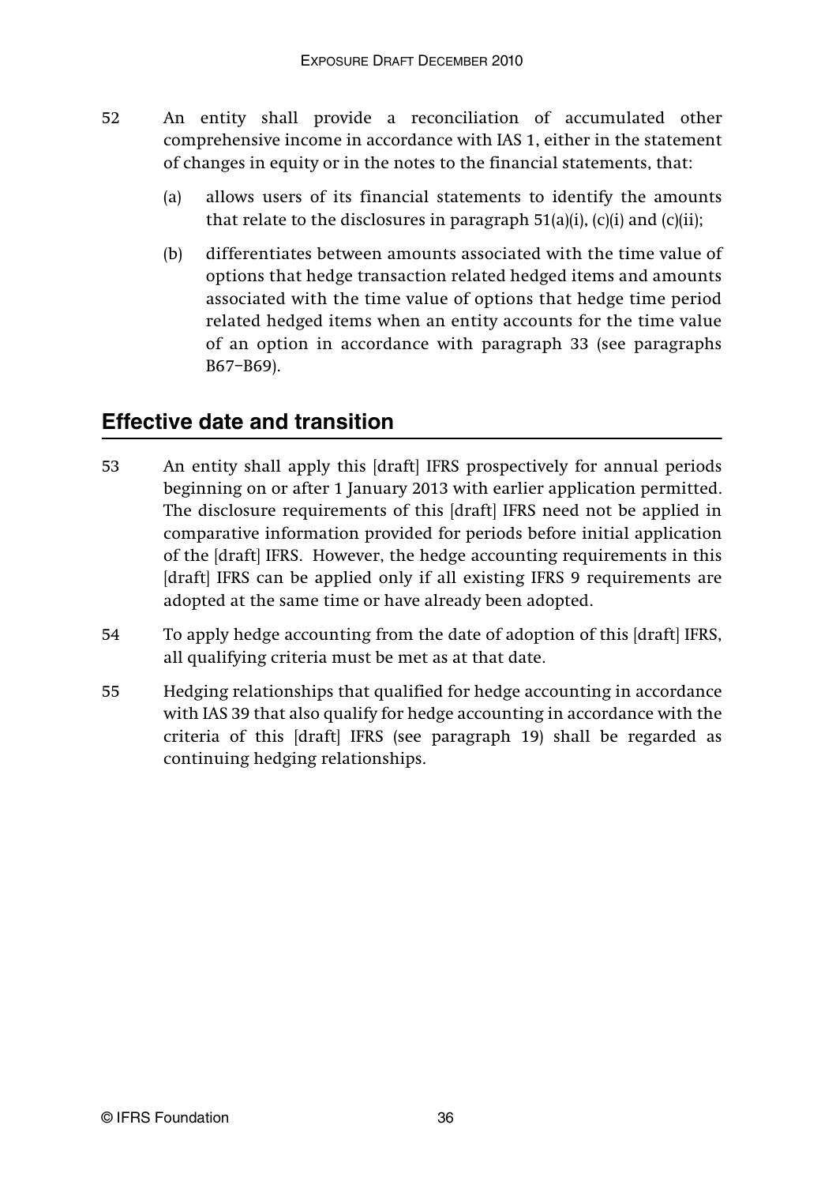52 An entity shall provide a reconciliation of accumulated other comprehensive income in accordance with IAS 1, either in the statement of changes in equity or in the notes to the financial statements, that:

   (a) allows users of its financial statements to identify the amounts that relate to the disclosures in paragraph 51(a)(i), (c)(i) and (c)(ii);

   (b) differentiates between amounts associated with the time value of options that hedge transaction related hedged items and amounts associated with the time value of options that hedge time period related hedged items when an entity accounts for the time value of an option in accordance with paragraph 33 (see paragraphs B67–B69).

## Effective date and transition

53 An entity shall apply this [draft] IFRS prospectively for annual periods beginning on or after 1 January 2013 with earlier application permitted. The disclosure requirements of this [draft] IFRS need not be applied in comparative information provided for periods before initial application of the [draft] IFRS. However, the hedge accounting requirements in this [draft] IFRS can be applied only if all existing IFRS 9 requirements are adopted at the same time or have already been adopted.

54 To apply hedge accounting from the date of adoption of this [draft] IFRS, all qualifying criteria must be met as at that date.

55 Hedging relationships that qualified for hedge accounting in accordance with IAS 39 that also qualify for hedge accounting in accordance with the criteria of this [draft] IFRS (see paragraph 19) shall be regarded as continuing hedging relationships.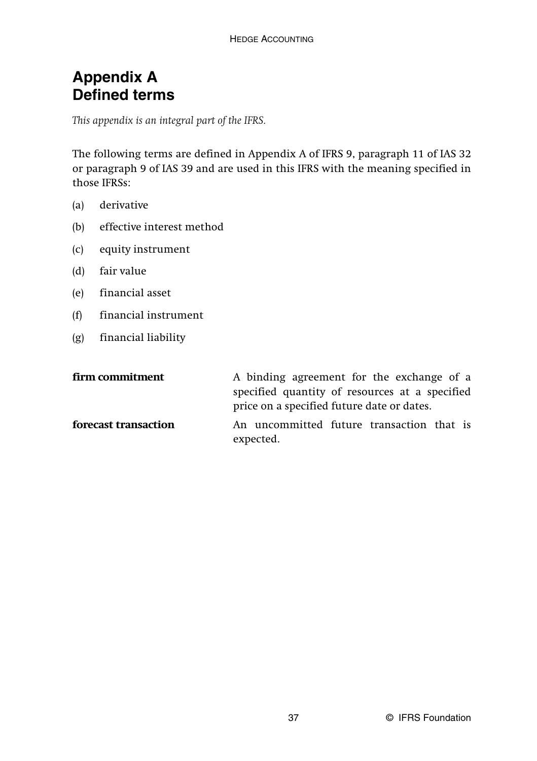# Appendix A
# Defined terms

*This appendix is an integral part of the IFRS.*

The following terms are defined in Appendix A of IFRS 9, paragraph 11 of IAS 32 or paragraph 9 of IAS 39 and are used in this IFRS with the meaning specified in those IFRSs:

(a) derivative

(b) effective interest method

(c) equity instrument

(d) fair value

(e) financial asset

(f) financial instrument

(g) financial liability

| | |
|---|---|
| **firm commitment** | A binding agreement for the exchange of a specified quantity of resources at a specified price on a specified future date or dates. |
| **forecast transaction** | An uncommitted future transaction that is expected. |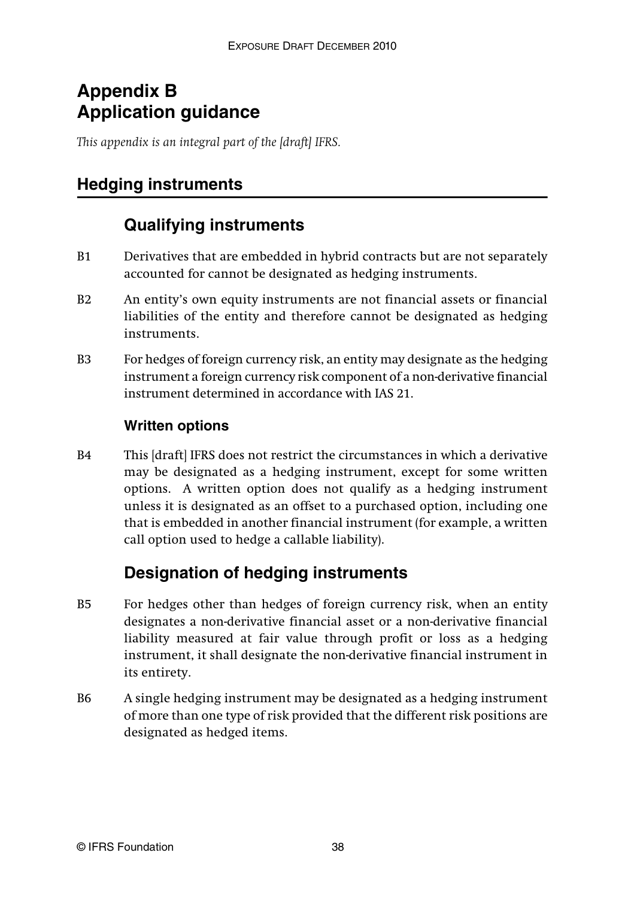# Appendix B
# Application guidance

*This appendix is an integral part of the [draft] IFRS.*

## Hedging instruments

### Qualifying instruments

B1 Derivatives that are embedded in hybrid contracts but are not separately accounted for cannot be designated as hedging instruments.

B2 An entity's own equity instruments are not financial assets or financial liabilities of the entity and therefore cannot be designated as hedging instruments.

B3 For hedges of foreign currency risk, an entity may designate as the hedging instrument a foreign currency risk component of a non-derivative financial instrument determined in accordance with IAS 21.

#### Written options

B4 This [draft] IFRS does not restrict the circumstances in which a derivative may be designated as a hedging instrument, except for some written options. A written option does not qualify as a hedging instrument unless it is designated as an offset to a purchased option, including one that is embedded in another financial instrument (for example, a written call option used to hedge a callable liability).

### Designation of hedging instruments

B5 For hedges other than hedges of foreign currency risk, when an entity designates a non-derivative financial asset or a non-derivative financial liability measured at fair value through profit or loss as a hedging instrument, it shall designate the non-derivative financial instrument in its entirety.

B6 A single hedging instrument may be designated as a hedging instrument of more than one type of risk provided that the different risk positions are designated as hedged items.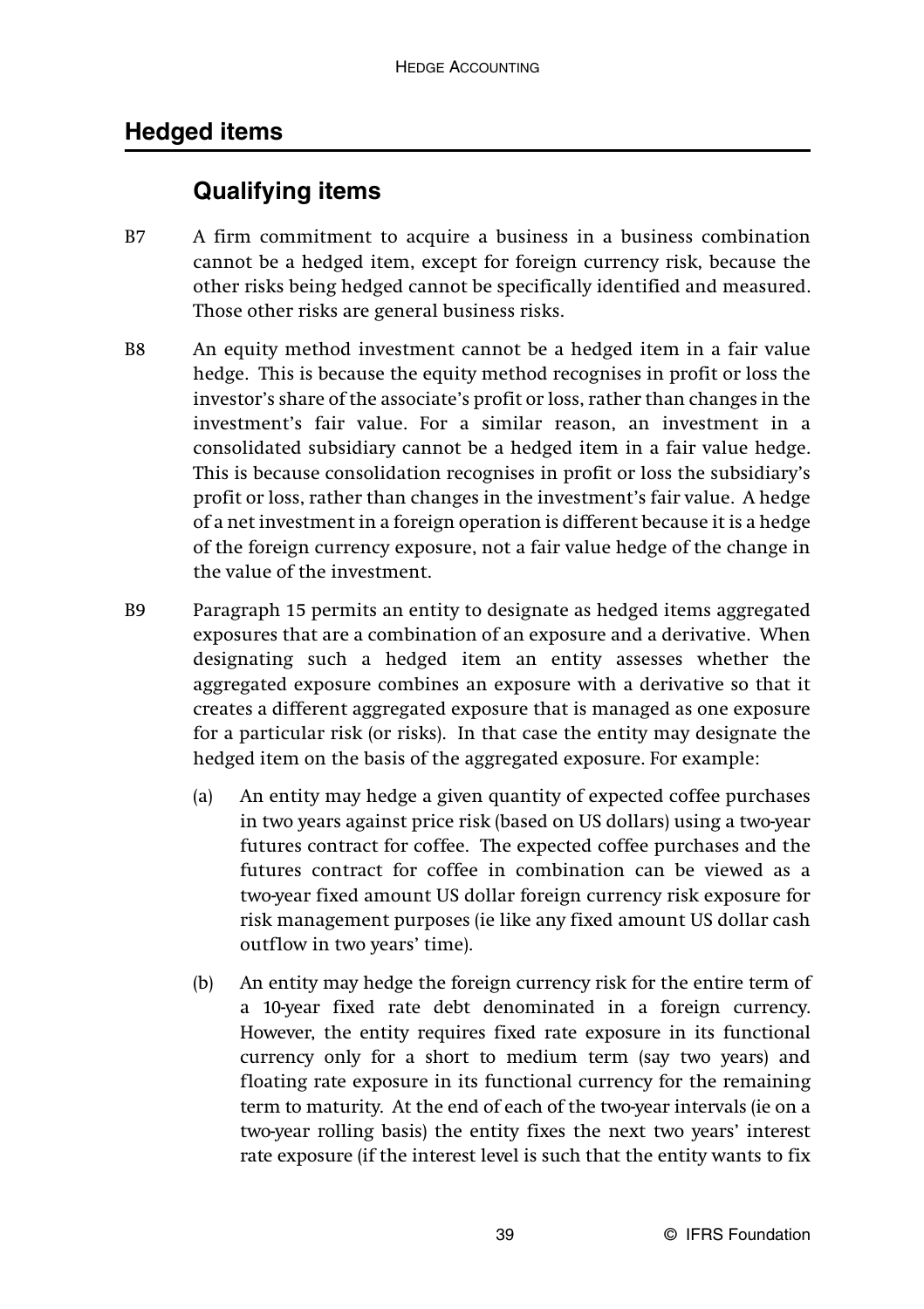## Hedged items

### Qualifying items

B7 A firm commitment to acquire a business in a business combination cannot be a hedged item, except for foreign currency risk, because the other risks being hedged cannot be specifically identified and measured. Those other risks are general business risks.

B8 An equity method investment cannot be a hedged item in a fair value hedge. This is because the equity method recognises in profit or loss the investor's share of the associate's profit or loss, rather than changes in the investment's fair value. For a similar reason, an investment in a consolidated subsidiary cannot be a hedged item in a fair value hedge. This is because consolidation recognises in profit or loss the subsidiary's profit or loss, rather than changes in the investment's fair value. A hedge of a net investment in a foreign operation is different because it is a hedge of the foreign currency exposure, not a fair value hedge of the change in the value of the investment.

B9 Paragraph 15 permits an entity to designate as hedged items aggregated exposures that are a combination of an exposure and a derivative. When designating such a hedged item an entity assesses whether the aggregated exposure combines an exposure with a derivative so that it creates a different aggregated exposure that is managed as one exposure for a particular risk (or risks). In that case the entity may designate the hedged item on the basis of the aggregated exposure. For example:

(a) An entity may hedge a given quantity of expected coffee purchases in two years against price risk (based on US dollars) using a two-year futures contract for coffee. The expected coffee purchases and the futures contract for coffee in combination can be viewed as a two-year fixed amount US dollar foreign currency risk exposure for risk management purposes (ie like any fixed amount US dollar cash outflow in two years' time).

(b) An entity may hedge the foreign currency risk for the entire term of a 10-year fixed rate debt denominated in a foreign currency. However, the entity requires fixed rate exposure in its functional currency only for a short to medium term (say two years) and floating rate exposure in its functional currency for the remaining term to maturity. At the end of each of the two-year intervals (ie on a two-year rolling basis) the entity fixes the next two years' interest rate exposure (if the interest level is such that the entity wants to fix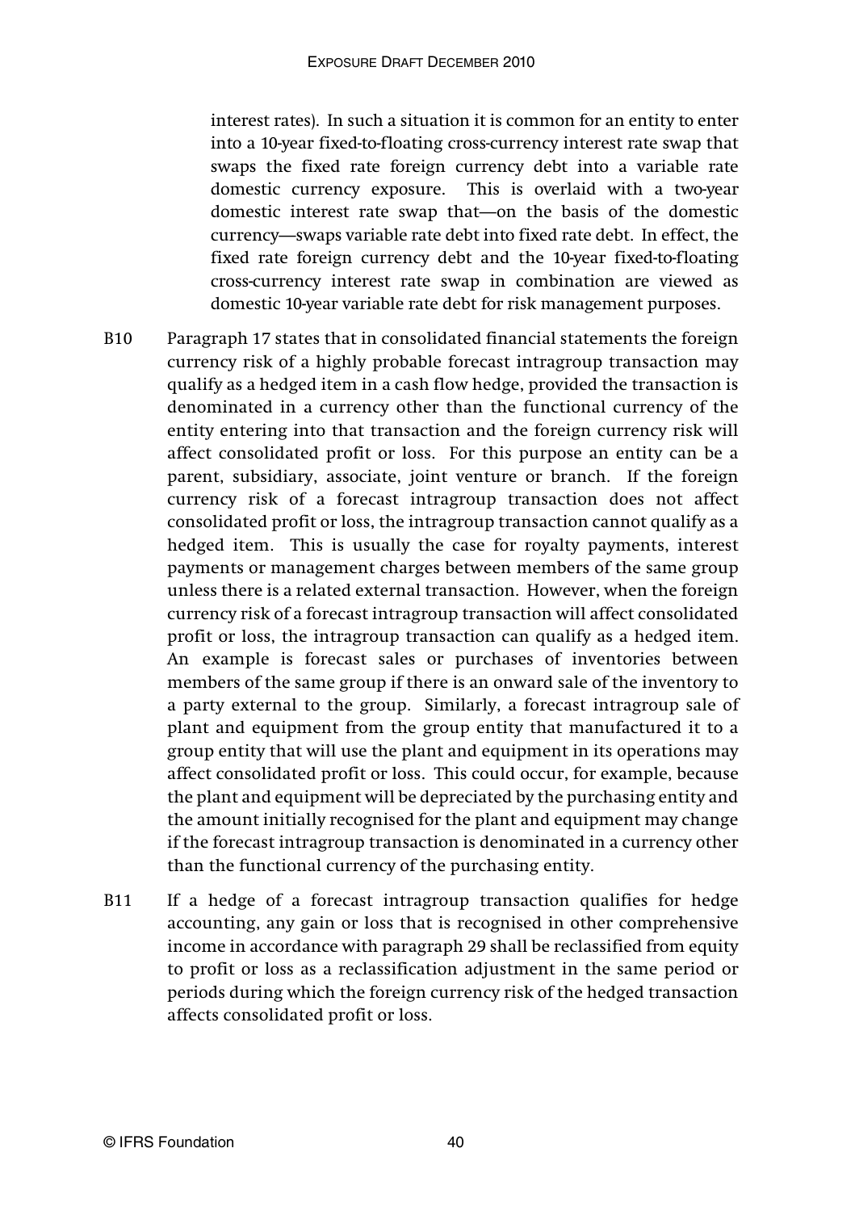interest rates). In such a situation it is common for an entity to enter into a 10-year fixed-to-floating cross-currency interest rate swap that swaps the fixed rate foreign currency debt into a variable rate domestic currency exposure. This is overlaid with a two-year domestic interest rate swap that—on the basis of the domestic currency—swaps variable rate debt into fixed rate debt. In effect, the fixed rate foreign currency debt and the 10-year fixed-to-floating cross-currency interest rate swap in combination are viewed as domestic 10-year variable rate debt for risk management purposes.

B10 Paragraph 17 states that in consolidated financial statements the foreign currency risk of a highly probable forecast intragroup transaction may qualify as a hedged item in a cash flow hedge, provided the transaction is denominated in a currency other than the functional currency of the entity entering into that transaction and the foreign currency risk will affect consolidated profit or loss. For this purpose an entity can be a parent, subsidiary, associate, joint venture or branch. If the foreign currency risk of a forecast intragroup transaction does not affect consolidated profit or loss, the intragroup transaction cannot qualify as a hedged item. This is usually the case for royalty payments, interest payments or management charges between members of the same group unless there is a related external transaction. However, when the foreign currency risk of a forecast intragroup transaction will affect consolidated profit or loss, the intragroup transaction can qualify as a hedged item. An example is forecast sales or purchases of inventories between members of the same group if there is an onward sale of the inventory to a party external to the group. Similarly, a forecast intragroup sale of plant and equipment from the group entity that manufactured it to a group entity that will use the plant and equipment in its operations may affect consolidated profit or loss. This could occur, for example, because the plant and equipment will be depreciated by the purchasing entity and the amount initially recognised for the plant and equipment may change if the forecast intragroup transaction is denominated in a currency other than the functional currency of the purchasing entity.

B11 If a hedge of a forecast intragroup transaction qualifies for hedge accounting, any gain or loss that is recognised in other comprehensive income in accordance with paragraph 29 shall be reclassified from equity to profit or loss as a reclassification adjustment in the same period or periods during which the foreign currency risk of the hedged transaction affects consolidated profit or loss.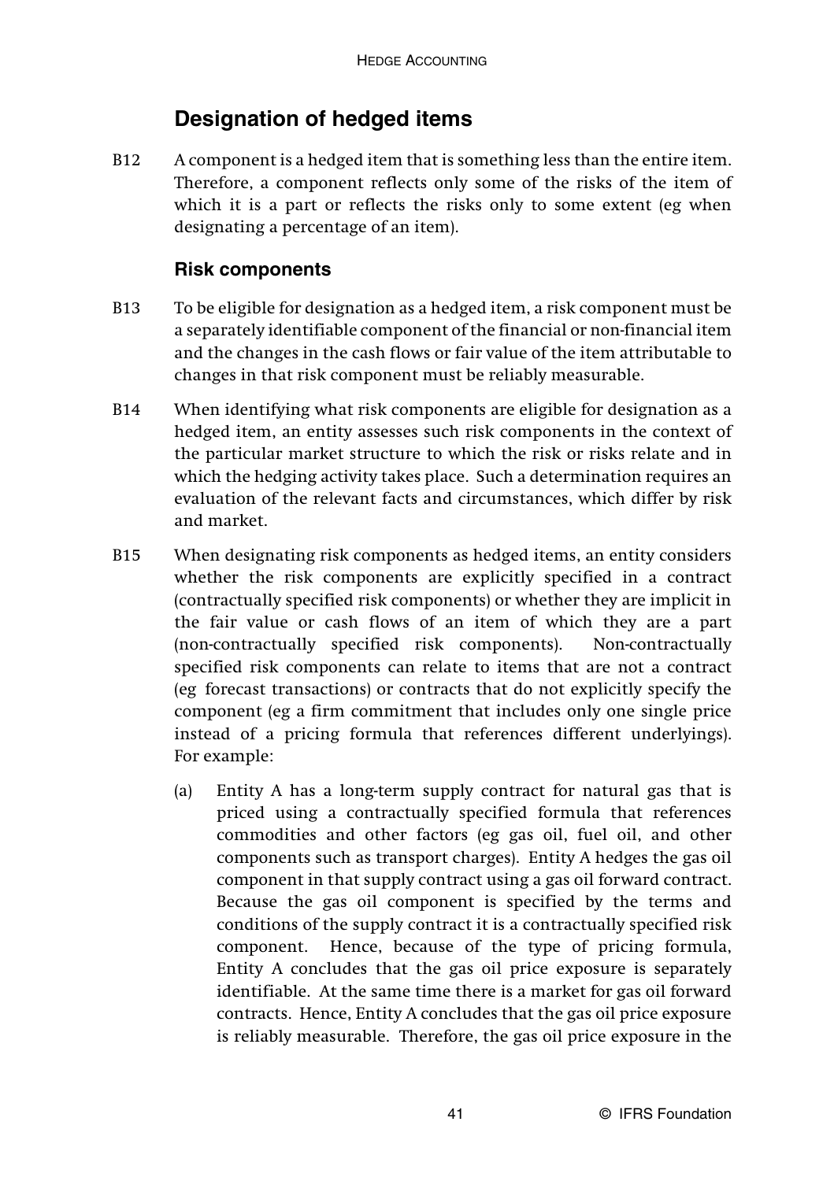## Designation of hedged items

B12 A component is a hedged item that is something less than the entire item. Therefore, a component reflects only some of the risks of the item of which it is a part or reflects the risks only to some extent (eg when designating a percentage of an item).

### Risk components

B13 To be eligible for designation as a hedged item, a risk component must be a separately identifiable component of the financial or non-financial item and the changes in the cash flows or fair value of the item attributable to changes in that risk component must be reliably measurable.

B14 When identifying what risk components are eligible for designation as a hedged item, an entity assesses such risk components in the context of the particular market structure to which the risk or risks relate and in which the hedging activity takes place. Such a determination requires an evaluation of the relevant facts and circumstances, which differ by risk and market.

B15 When designating risk components as hedged items, an entity considers whether the risk components are explicitly specified in a contract (contractually specified risk components) or whether they are implicit in the fair value or cash flows of an item of which they are a part (non-contractually specified risk components). Non-contractually specified risk components can relate to items that are not a contract (eg forecast transactions) or contracts that do not explicitly specify the component (eg a firm commitment that includes only one single price instead of a pricing formula that references different underlyings). For example:

(a) Entity A has a long-term supply contract for natural gas that is priced using a contractually specified formula that references commodities and other factors (eg gas oil, fuel oil, and other components such as transport charges). Entity A hedges the gas oil component in that supply contract using a gas oil forward contract. Because the gas oil component is specified by the terms and conditions of the supply contract it is a contractually specified risk component. Hence, because of the type of pricing formula, Entity A concludes that the gas oil price exposure is separately identifiable. At the same time there is a market for gas oil forward contracts. Hence, Entity A concludes that the gas oil price exposure is reliably measurable. Therefore, the gas oil price exposure in the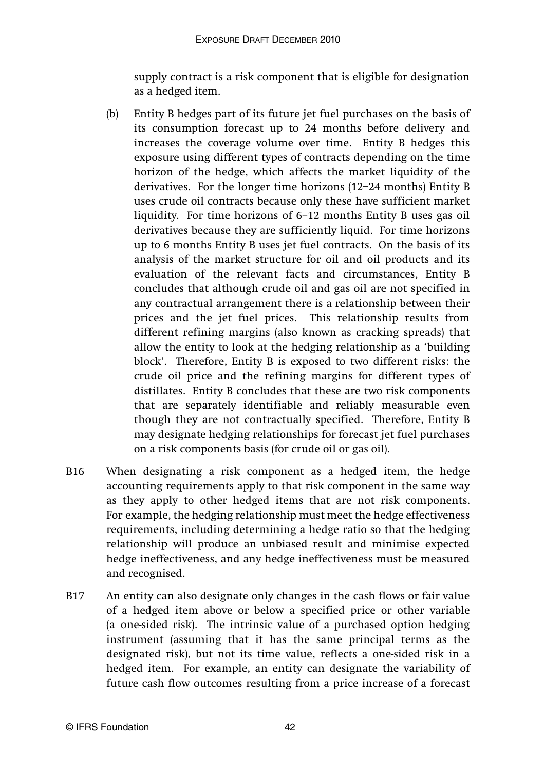supply contract is a risk component that is eligible for designation as a hedged item.

(b) Entity B hedges part of its future jet fuel purchases on the basis of its consumption forecast up to 24 months before delivery and increases the coverage volume over time. Entity B hedges this exposure using different types of contracts depending on the time horizon of the hedge, which affects the market liquidity of the derivatives. For the longer time horizons (12–24 months) Entity B uses crude oil contracts because only these have sufficient market liquidity. For time horizons of 6–12 months Entity B uses gas oil derivatives because they are sufficiently liquid. For time horizons up to 6 months Entity B uses jet fuel contracts. On the basis of its analysis of the market structure for oil and oil products and its evaluation of the relevant facts and circumstances, Entity B concludes that although crude oil and gas oil are not specified in any contractual arrangement there is a relationship between their prices and the jet fuel prices. This relationship results from different refining margins (also known as cracking spreads) that allow the entity to look at the hedging relationship as a 'building block'. Therefore, Entity B is exposed to two different risks: the crude oil price and the refining margins for different types of distillates. Entity B concludes that these are two risk components that are separately identifiable and reliably measurable even though they are not contractually specified. Therefore, Entity B may designate hedging relationships for forecast jet fuel purchases on a risk components basis (for crude oil or gas oil).

B16 When designating a risk component as a hedged item, the hedge accounting requirements apply to that risk component in the same way as they apply to other hedged items that are not risk components. For example, the hedging relationship must meet the hedge effectiveness requirements, including determining a hedge ratio so that the hedging relationship will produce an unbiased result and minimise expected hedge ineffectiveness, and any hedge ineffectiveness must be measured and recognised.

B17 An entity can also designate only changes in the cash flows or fair value of a hedged item above or below a specified price or other variable (a one-sided risk). The intrinsic value of a purchased option hedging instrument (assuming that it has the same principal terms as the designated risk), but not its time value, reflects a one-sided risk in a hedged item. For example, an entity can designate the variability of future cash flow outcomes resulting from a price increase of a forecast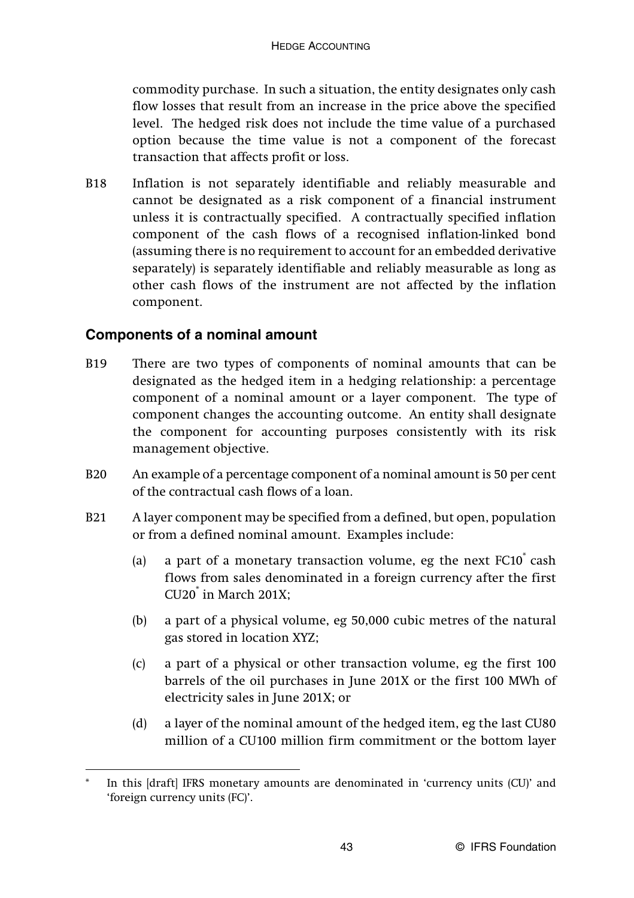commodity purchase. In such a situation, the entity designates only cash flow losses that result from an increase in the price above the specified level. The hedged risk does not include the time value of a purchased option because the time value is not a component of the forecast transaction that affects profit or loss.

B18 Inflation is not separately identifiable and reliably measurable and cannot be designated as a risk component of a financial instrument unless it is contractually specified. A contractually specified inflation component of the cash flows of a recognised inflation-linked bond (assuming there is no requirement to account for an embedded derivative separately) is separately identifiable and reliably measurable as long as other cash flows of the instrument are not affected by the inflation component.

## Components of a nominal amount

B19 There are two types of components of nominal amounts that can be designated as the hedged item in a hedging relationship: a percentage component of a nominal amount or a layer component. The type of component changes the accounting outcome. An entity shall designate the component for accounting purposes consistently with its risk management objective.

B20 An example of a percentage component of a nominal amount is 50 per cent of the contractual cash flows of a loan.

B21 A layer component may be specified from a defined, but open, population or from a defined nominal amount. Examples include:

(a) a part of a monetary transaction volume, eg the next FC10[*] cash flows from sales denominated in a foreign currency after the first CU20[*] in March 201X;

(b) a part of a physical volume, eg 50,000 cubic metres of the natural gas stored in location XYZ;

(c) a part of a physical or other transaction volume, eg the first 100 barrels of the oil purchases in June 201X or the first 100 MWh of electricity sales in June 201X; or

(d) a layer of the nominal amount of the hedged item, eg the last CU80 million of a CU100 million firm commitment or the bottom layer

---

[*] In this [draft] IFRS monetary amounts are denominated in 'currency units (CU)' and 'foreign currency units (FC)'.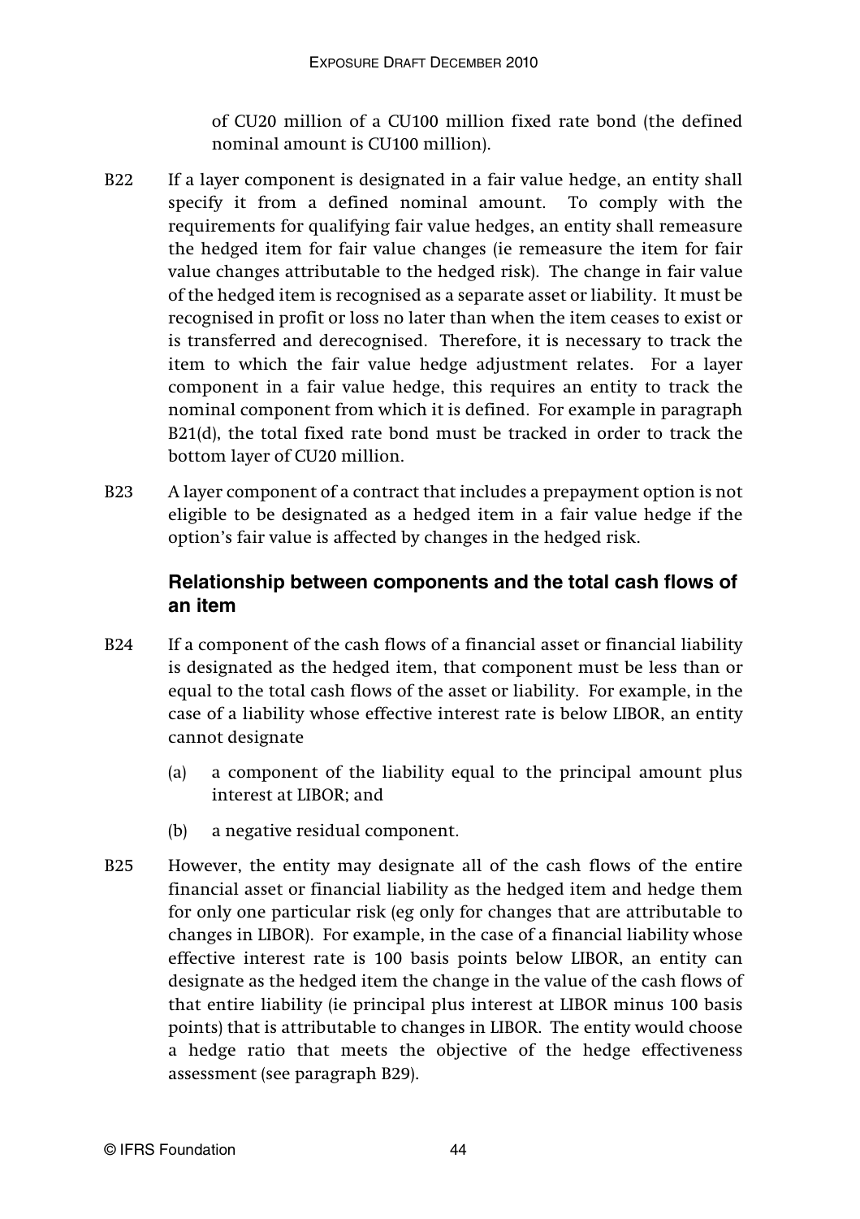of CU20 million of a CU100 million fixed rate bond (the defined nominal amount is CU100 million).

B22 If a layer component is designated in a fair value hedge, an entity shall specify it from a defined nominal amount. To comply with the requirements for qualifying fair value hedges, an entity shall remeasure the hedged item for fair value changes (ie remeasure the item for fair value changes attributable to the hedged risk). The change in fair value of the hedged item is recognised as a separate asset or liability. It must be recognised in profit or loss no later than when the item ceases to exist or is transferred and derecognised. Therefore, it is necessary to track the item to which the fair value hedge adjustment relates. For a layer component in a fair value hedge, this requires an entity to track the nominal component from which it is defined. For example in paragraph B21(d), the total fixed rate bond must be tracked in order to track the bottom layer of CU20 million.

B23 A layer component of a contract that includes a prepayment option is not eligible to be designated as a hedged item in a fair value hedge if the option's fair value is affected by changes in the hedged risk.

### Relationship between components and the total cash flows of an item

B24 If a component of the cash flows of a financial asset or financial liability is designated as the hedged item, that component must be less than or equal to the total cash flows of the asset or liability. For example, in the case of a liability whose effective interest rate is below LIBOR, an entity cannot designate

(a) a component of the liability equal to the principal amount plus interest at LIBOR; and

(b) a negative residual component.

B25 However, the entity may designate all of the cash flows of the entire financial asset or financial liability as the hedged item and hedge them for only one particular risk (eg only for changes that are attributable to changes in LIBOR). For example, in the case of a financial liability whose effective interest rate is 100 basis points below LIBOR, an entity can designate as the hedged item the change in the value of the cash flows of that entire liability (ie principal plus interest at LIBOR minus 100 basis points) that is attributable to changes in LIBOR. The entity would choose a hedge ratio that meets the objective of the hedge effectiveness assessment (see paragraph B29).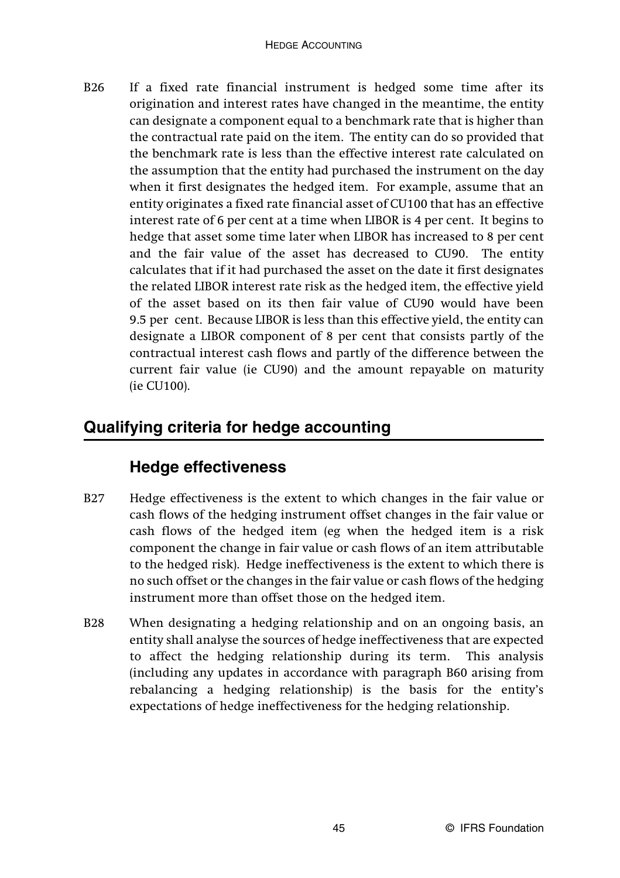B26 If a fixed rate financial instrument is hedged some time after its origination and interest rates have changed in the meantime, the entity can designate a component equal to a benchmark rate that is higher than the contractual rate paid on the item. The entity can do so provided that the benchmark rate is less than the effective interest rate calculated on the assumption that the entity had purchased the instrument on the day when it first designates the hedged item. For example, assume that an entity originates a fixed rate financial asset of CU100 that has an effective interest rate of 6 per cent at a time when LIBOR is 4 per cent. It begins to hedge that asset some time later when LIBOR has increased to 8 per cent and the fair value of the asset has decreased to CU90. The entity calculates that if it had purchased the asset on the date it first designates the related LIBOR interest rate risk as the hedged item, the effective yield of the asset based on its then fair value of CU90 would have been 9.5 per cent. Because LIBOR is less than this effective yield, the entity can designate a LIBOR component of 8 per cent that consists partly of the contractual interest cash flows and partly of the difference between the current fair value (ie CU90) and the amount repayable on maturity (ie CU100).

## Qualifying criteria for hedge accounting

### Hedge effectiveness

B27 Hedge effectiveness is the extent to which changes in the fair value or cash flows of the hedging instrument offset changes in the fair value or cash flows of the hedged item (eg when the hedged item is a risk component the change in fair value or cash flows of an item attributable to the hedged risk). Hedge ineffectiveness is the extent to which there is no such offset or the changes in the fair value or cash flows of the hedging instrument more than offset those on the hedged item.

B28 When designating a hedging relationship and on an ongoing basis, an entity shall analyse the sources of hedge ineffectiveness that are expected to affect the hedging relationship during its term. This analysis (including any updates in accordance with paragraph B60 arising from rebalancing a hedging relationship) is the basis for the entity's expectations of hedge ineffectiveness for the hedging relationship.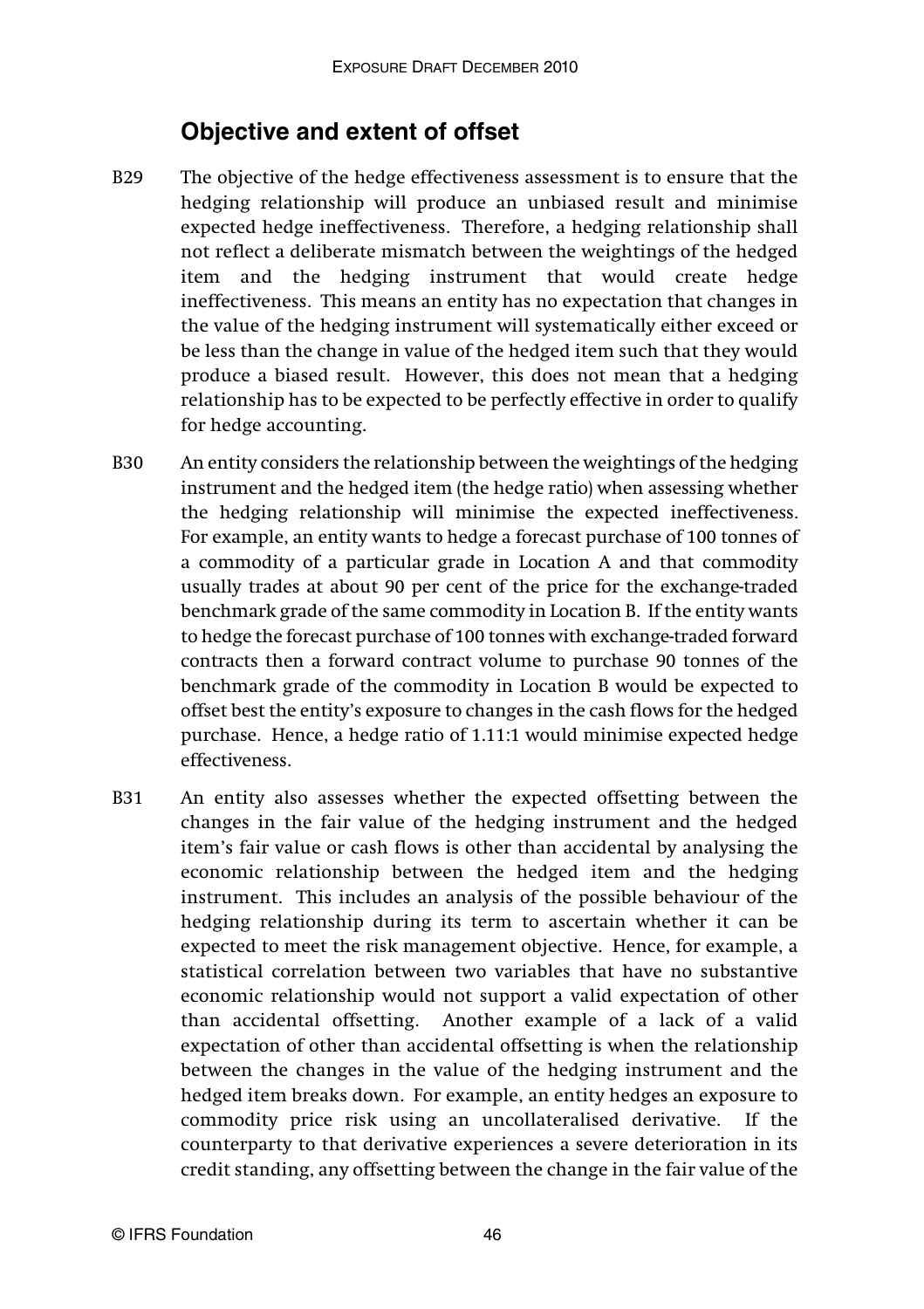## Objective and extent of offset

B29 The objective of the hedge effectiveness assessment is to ensure that the hedging relationship will produce an unbiased result and minimise expected hedge ineffectiveness. Therefore, a hedging relationship shall not reflect a deliberate mismatch between the weightings of the hedged item and the hedging instrument that would create hedge ineffectiveness. This means an entity has no expectation that changes in the value of the hedging instrument will systematically either exceed or be less than the change in value of the hedged item such that they would produce a biased result. However, this does not mean that a hedging relationship has to be expected to be perfectly effective in order to qualify for hedge accounting.

B30 An entity considers the relationship between the weightings of the hedging instrument and the hedged item (the hedge ratio) when assessing whether the hedging relationship will minimise the expected ineffectiveness. For example, an entity wants to hedge a forecast purchase of 100 tonnes of a commodity of a particular grade in Location A and that commodity usually trades at about 90 per cent of the price for the exchange-traded benchmark grade of the same commodity in Location B. If the entity wants to hedge the forecast purchase of 100 tonnes with exchange-traded forward contracts then a forward contract volume to purchase 90 tonnes of the benchmark grade of the commodity in Location B would be expected to offset best the entity's exposure to changes in the cash flows for the hedged purchase. Hence, a hedge ratio of 1.11:1 would minimise expected hedge effectiveness.

B31 An entity also assesses whether the expected offsetting between the changes in the fair value of the hedging instrument and the hedged item's fair value or cash flows is other than accidental by analysing the economic relationship between the hedged item and the hedging instrument. This includes an analysis of the possible behaviour of the hedging relationship during its term to ascertain whether it can be expected to meet the risk management objective. Hence, for example, a statistical correlation between two variables that have no substantive economic relationship would not support a valid expectation of other than accidental offsetting. Another example of a lack of a valid expectation of other than accidental offsetting is when the relationship between the changes in the value of the hedging instrument and the hedged item breaks down. For example, an entity hedges an exposure to commodity price risk using an uncollateralised derivative. If the counterparty to that derivative experiences a severe deterioration in its credit standing, any offsetting between the change in the fair value of the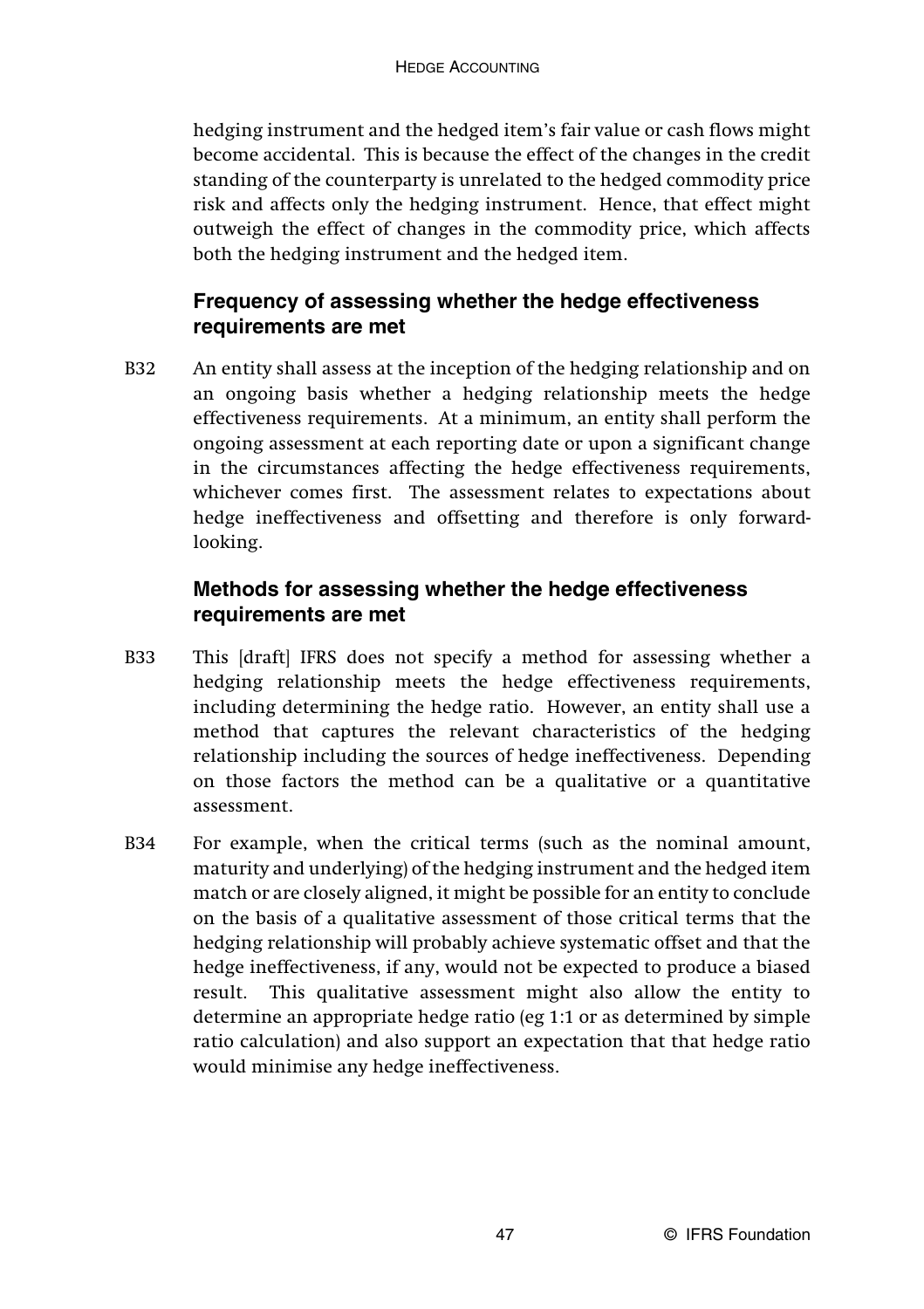hedging instrument and the hedged item's fair value or cash flows might become accidental. This is because the effect of the changes in the credit standing of the counterparty is unrelated to the hedged commodity price risk and affects only the hedging instrument. Hence, that effect might outweigh the effect of changes in the commodity price, which affects both the hedging instrument and the hedged item.

### Frequency of assessing whether the hedge effectiveness requirements are met

B32 An entity shall assess at the inception of the hedging relationship and on an ongoing basis whether a hedging relationship meets the hedge effectiveness requirements. At a minimum, an entity shall perform the ongoing assessment at each reporting date or upon a significant change in the circumstances affecting the hedge effectiveness requirements, whichever comes first. The assessment relates to expectations about hedge ineffectiveness and offsetting and therefore is only forward-looking.

### Methods for assessing whether the hedge effectiveness requirements are met

B33 This [draft] IFRS does not specify a method for assessing whether a hedging relationship meets the hedge effectiveness requirements, including determining the hedge ratio. However, an entity shall use a method that captures the relevant characteristics of the hedging relationship including the sources of hedge ineffectiveness. Depending on those factors the method can be a qualitative or a quantitative assessment.

B34 For example, when the critical terms (such as the nominal amount, maturity and underlying) of the hedging instrument and the hedged item match or are closely aligned, it might be possible for an entity to conclude on the basis of a qualitative assessment of those critical terms that the hedging relationship will probably achieve systematic offset and that the hedge ineffectiveness, if any, would not be expected to produce a biased result. This qualitative assessment might also allow the entity to determine an appropriate hedge ratio (eg 1:1 or as determined by simple ratio calculation) and also support an expectation that that hedge ratio would minimise any hedge ineffectiveness.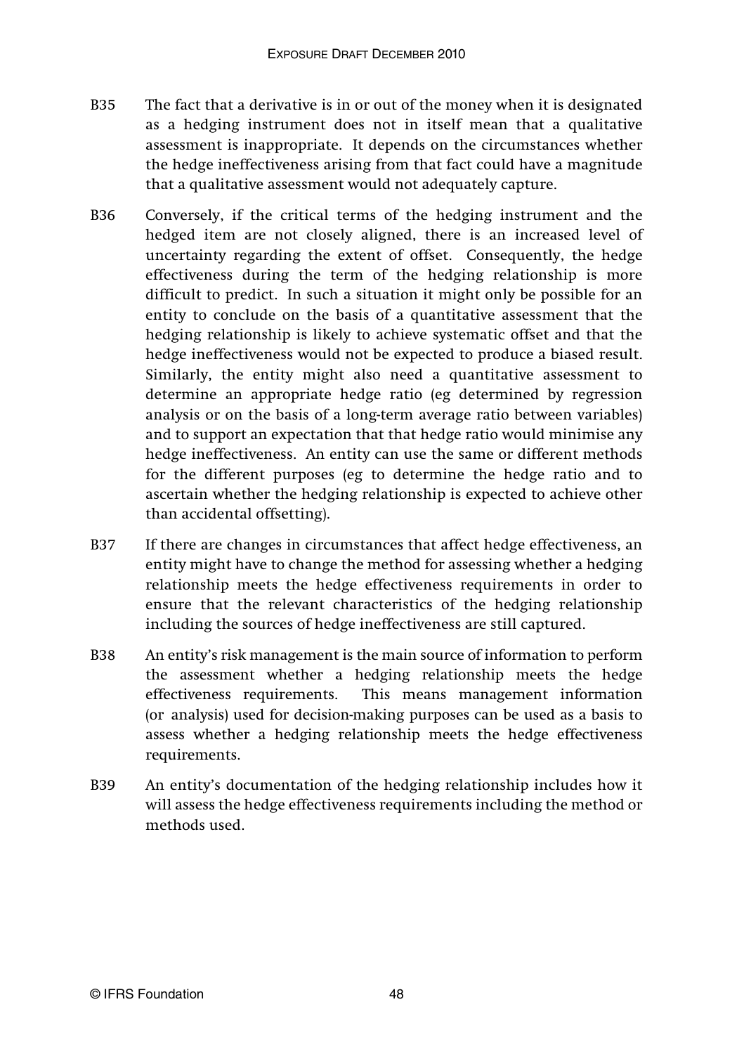B35 The fact that a derivative is in or out of the money when it is designated as a hedging instrument does not in itself mean that a qualitative assessment is inappropriate. It depends on the circumstances whether the hedge ineffectiveness arising from that fact could have a magnitude that a qualitative assessment would not adequately capture.

B36 Conversely, if the critical terms of the hedging instrument and the hedged item are not closely aligned, there is an increased level of uncertainty regarding the extent of offset. Consequently, the hedge effectiveness during the term of the hedging relationship is more difficult to predict. In such a situation it might only be possible for an entity to conclude on the basis of a quantitative assessment that the hedging relationship is likely to achieve systematic offset and that the hedge ineffectiveness would not be expected to produce a biased result. Similarly, the entity might also need a quantitative assessment to determine an appropriate hedge ratio (eg determined by regression analysis or on the basis of a long-term average ratio between variables) and to support an expectation that that hedge ratio would minimise any hedge ineffectiveness. An entity can use the same or different methods for the different purposes (eg to determine the hedge ratio and to ascertain whether the hedging relationship is expected to achieve other than accidental offsetting).

B37 If there are changes in circumstances that affect hedge effectiveness, an entity might have to change the method for assessing whether a hedging relationship meets the hedge effectiveness requirements in order to ensure that the relevant characteristics of the hedging relationship including the sources of hedge ineffectiveness are still captured.

B38 An entity's risk management is the main source of information to perform the assessment whether a hedging relationship meets the hedge effectiveness requirements. This means management information (or analysis) used for decision-making purposes can be used as a basis to assess whether a hedging relationship meets the hedge effectiveness requirements.

B39 An entity's documentation of the hedging relationship includes how it will assess the hedge effectiveness requirements including the method or methods used.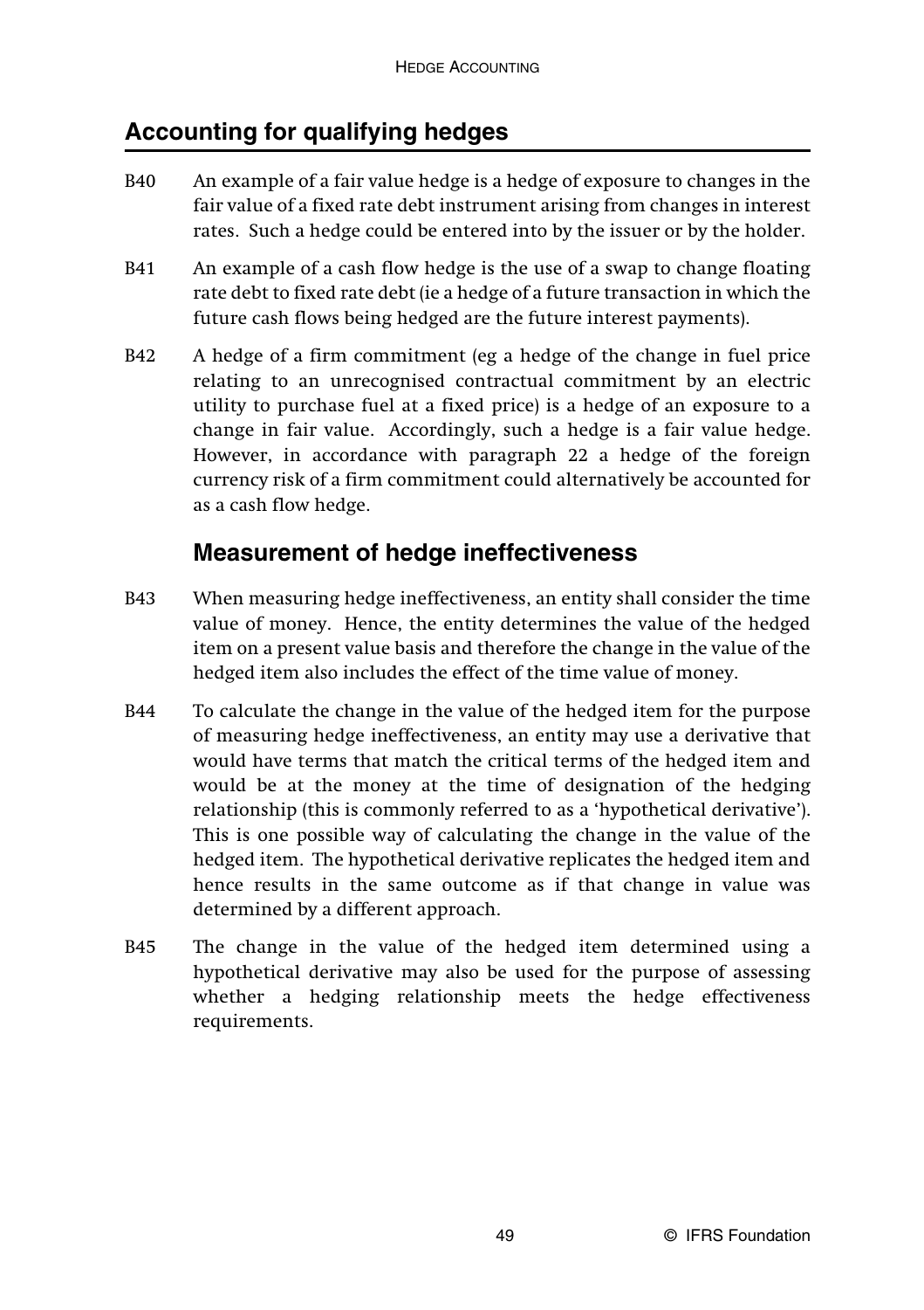## Accounting for qualifying hedges

B40 An example of a fair value hedge is a hedge of exposure to changes in the fair value of a fixed rate debt instrument arising from changes in interest rates. Such a hedge could be entered into by the issuer or by the holder.

B41 An example of a cash flow hedge is the use of a swap to change floating rate debt to fixed rate debt (ie a hedge of a future transaction in which the future cash flows being hedged are the future interest payments).

B42 A hedge of a firm commitment (eg a hedge of the change in fuel price relating to an unrecognised contractual commitment by an electric utility to purchase fuel at a fixed price) is a hedge of an exposure to a change in fair value. Accordingly, such a hedge is a fair value hedge. However, in accordance with paragraph 22 a hedge of the foreign currency risk of a firm commitment could alternatively be accounted for as a cash flow hedge.

### Measurement of hedge ineffectiveness

B43 When measuring hedge ineffectiveness, an entity shall consider the time value of money. Hence, the entity determines the value of the hedged item on a present value basis and therefore the change in the value of the hedged item also includes the effect of the time value of money.

B44 To calculate the change in the value of the hedged item for the purpose of measuring hedge ineffectiveness, an entity may use a derivative that would have terms that match the critical terms of the hedged item and would be at the money at the time of designation of the hedging relationship (this is commonly referred to as a 'hypothetical derivative'). This is one possible way of calculating the change in the value of the hedged item. The hypothetical derivative replicates the hedged item and hence results in the same outcome as if that change in value was determined by a different approach.

B45 The change in the value of the hedged item determined using a hypothetical derivative may also be used for the purpose of assessing whether a hedging relationship meets the hedge effectiveness requirements.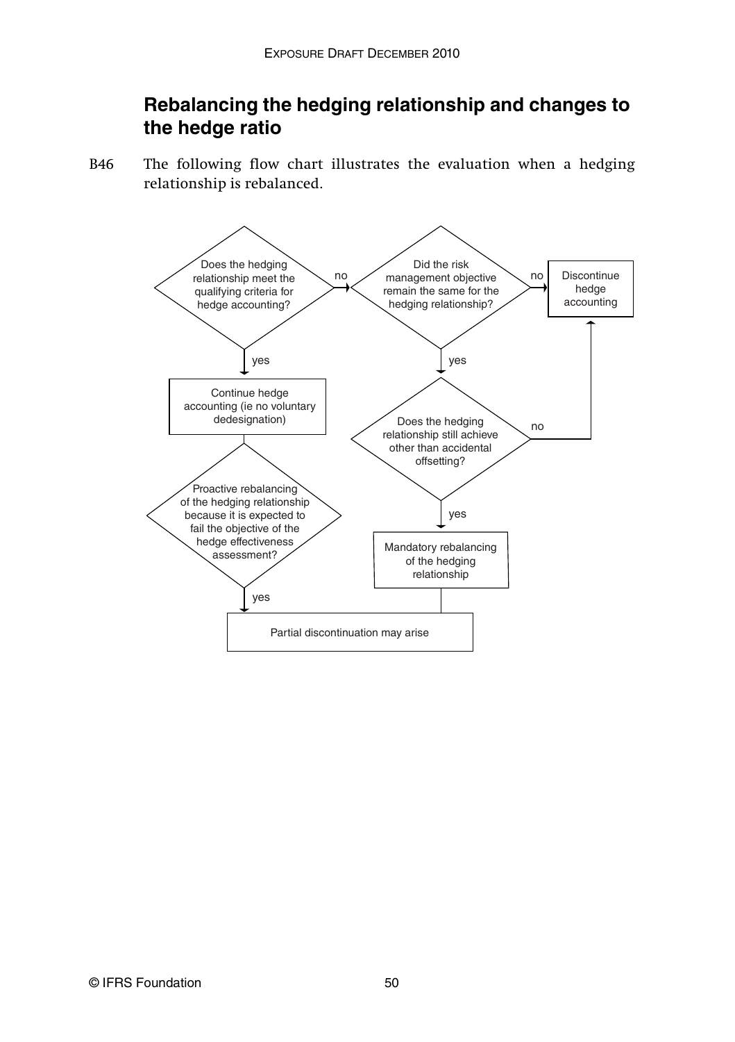## Rebalancing the hedging relationship and changes to the hedge ratio

B46 The following flow chart illustrates the evaluation when a hedging relationship is rebalanced.

Does the hedging relationship meet the qualifying criteria for hedge accounting?

no

Did the risk management objective remain the same for the hedging relationship?

no

Discontinue hedge accounting

yes

Continue hedge accounting (ie no voluntary dedesignation)

yes

Does the hedging relationship still achieve other than accidental offsetting?

no

Proactive rebalancing of the hedging relationship because it is expected to fail the objective of the hedge effectiveness assessment?

yes

Mandatory rebalancing of the hedging relationship

yes

Partial discontinuation may arise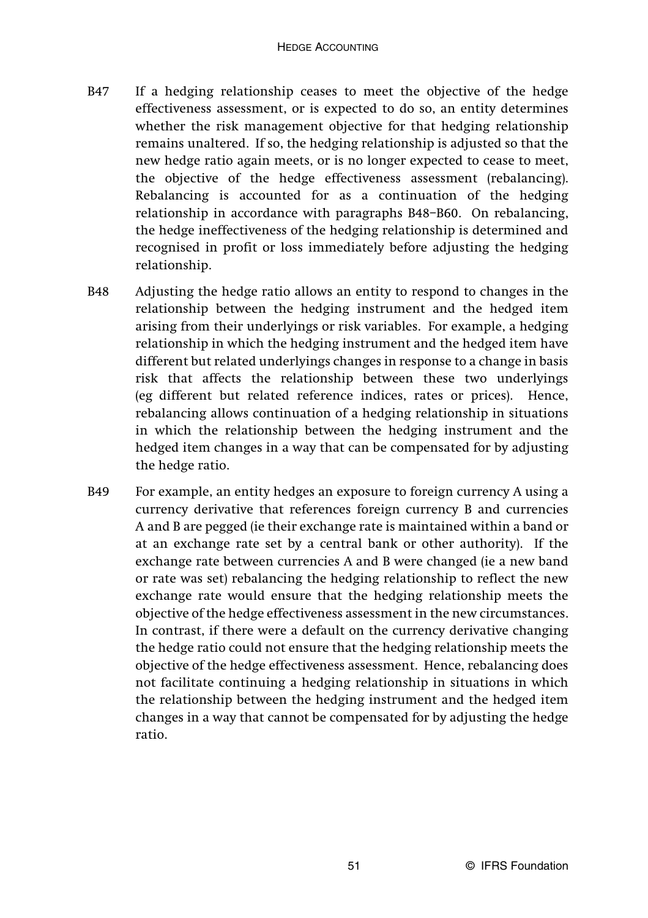B47 If a hedging relationship ceases to meet the objective of the hedge effectiveness assessment, or is expected to do so, an entity determines whether the risk management objective for that hedging relationship remains unaltered. If so, the hedging relationship is adjusted so that the new hedge ratio again meets, or is no longer expected to cease to meet, the objective of the hedge effectiveness assessment (rebalancing). Rebalancing is accounted for as a continuation of the hedging relationship in accordance with paragraphs B48–B60. On rebalancing, the hedge ineffectiveness of the hedging relationship is determined and recognised in profit or loss immediately before adjusting the hedging relationship.

B48 Adjusting the hedge ratio allows an entity to respond to changes in the relationship between the hedging instrument and the hedged item arising from their underlyings or risk variables. For example, a hedging relationship in which the hedging instrument and the hedged item have different but related underlyings changes in response to a change in basis risk that affects the relationship between these two underlyings (eg different but related reference indices, rates or prices). Hence, rebalancing allows continuation of a hedging relationship in situations in which the relationship between the hedging instrument and the hedged item changes in a way that can be compensated for by adjusting the hedge ratio.

B49 For example, an entity hedges an exposure to foreign currency A using a currency derivative that references foreign currency B and currencies A and B are pegged (ie their exchange rate is maintained within a band or at an exchange rate set by a central bank or other authority). If the exchange rate between currencies A and B were changed (ie a new band or rate was set) rebalancing the hedging relationship to reflect the new exchange rate would ensure that the hedging relationship meets the objective of the hedge effectiveness assessment in the new circumstances. In contrast, if there were a default on the currency derivative changing the hedge ratio could not ensure that the hedging relationship meets the objective of the hedge effectiveness assessment. Hence, rebalancing does not facilitate continuing a hedging relationship in situations in which the relationship between the hedging instrument and the hedged item changes in a way that cannot be compensated for by adjusting the hedge ratio.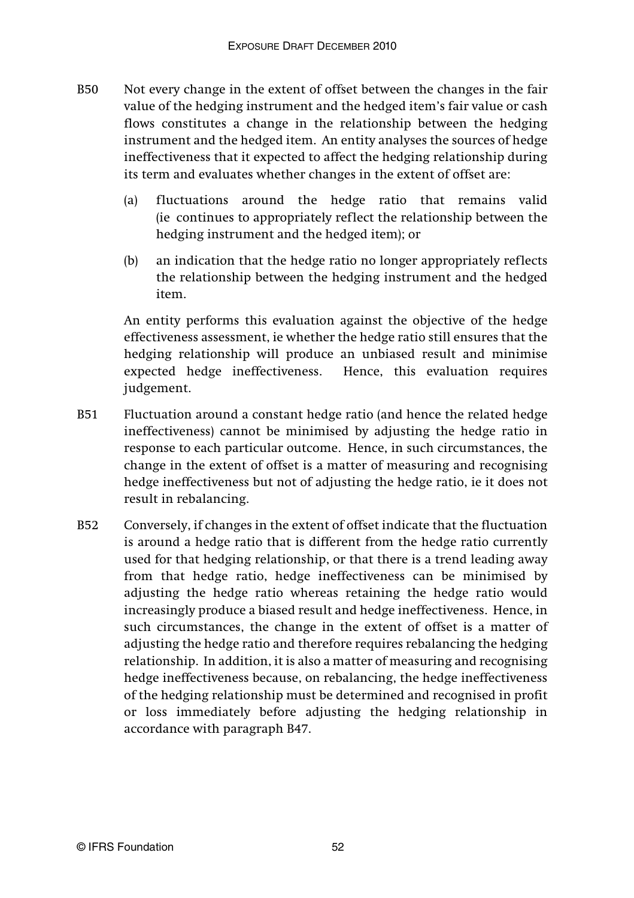B50 Not every change in the extent of offset between the changes in the fair value of the hedging instrument and the hedged item's fair value or cash flows constitutes a change in the relationship between the hedging instrument and the hedged item. An entity analyses the sources of hedge ineffectiveness that it expected to affect the hedging relationship during its term and evaluates whether changes in the extent of offset are:

(a) fluctuations around the hedge ratio that remains valid (ie continues to appropriately reflect the relationship between the hedging instrument and the hedged item); or

(b) an indication that the hedge ratio no longer appropriately reflects the relationship between the hedging instrument and the hedged item.

An entity performs this evaluation against the objective of the hedge effectiveness assessment, ie whether the hedge ratio still ensures that the hedging relationship will produce an unbiased result and minimise expected hedge ineffectiveness. Hence, this evaluation requires judgement.

B51 Fluctuation around a constant hedge ratio (and hence the related hedge ineffectiveness) cannot be minimised by adjusting the hedge ratio in response to each particular outcome. Hence, in such circumstances, the change in the extent of offset is a matter of measuring and recognising hedge ineffectiveness but not of adjusting the hedge ratio, ie it does not result in rebalancing.

B52 Conversely, if changes in the extent of offset indicate that the fluctuation is around a hedge ratio that is different from the hedge ratio currently used for that hedging relationship, or that there is a trend leading away from that hedge ratio, hedge ineffectiveness can be minimised by adjusting the hedge ratio whereas retaining the hedge ratio would increasingly produce a biased result and hedge ineffectiveness. Hence, in such circumstances, the change in the extent of offset is a matter of adjusting the hedge ratio and therefore requires rebalancing the hedging relationship. In addition, it is also a matter of measuring and recognising hedge ineffectiveness because, on rebalancing, the hedge ineffectiveness of the hedging relationship must be determined and recognised in profit or loss immediately before adjusting the hedging relationship in accordance with paragraph B47.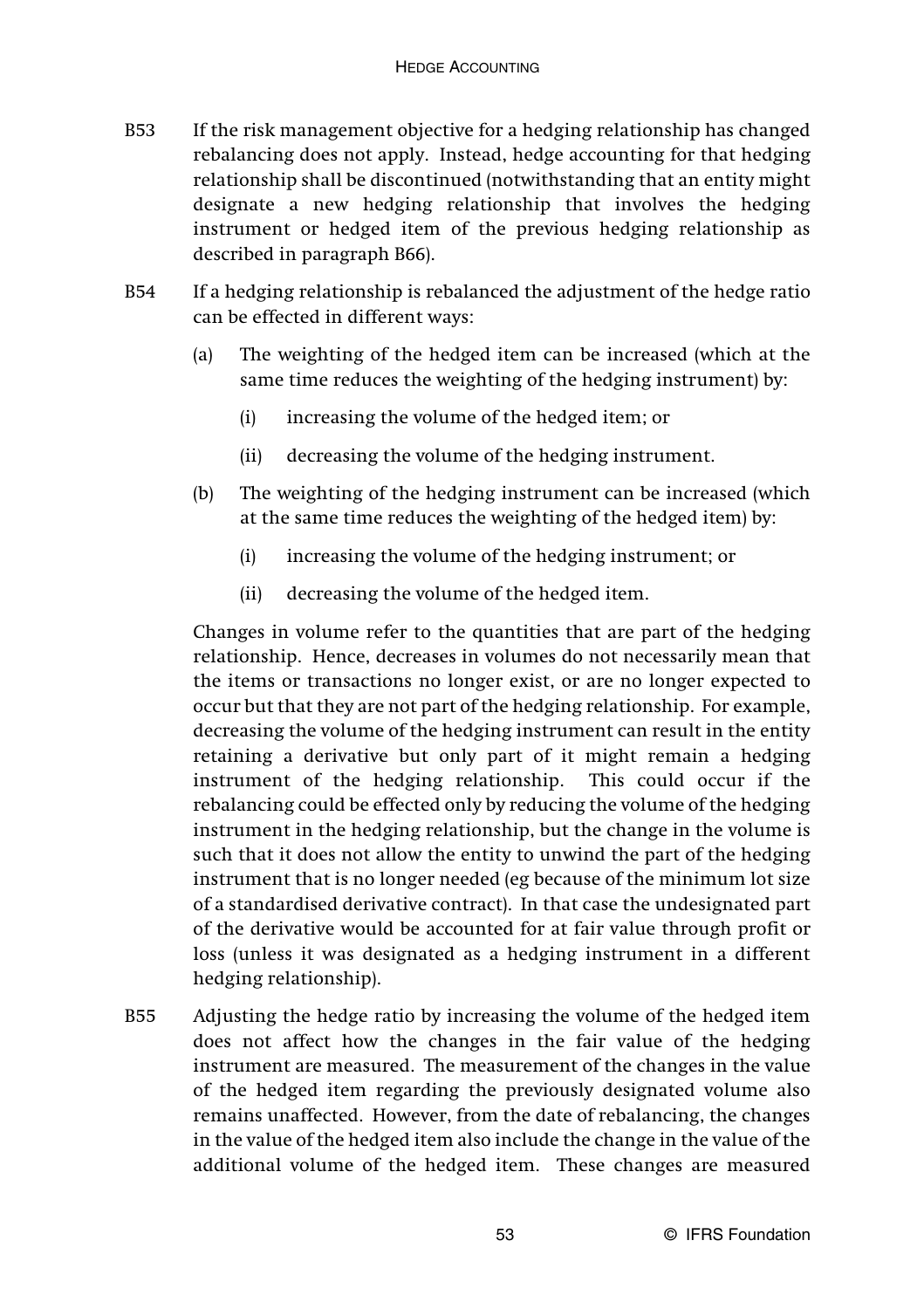B53 If the risk management objective for a hedging relationship has changed rebalancing does not apply. Instead, hedge accounting for that hedging relationship shall be discontinued (notwithstanding that an entity might designate a new hedging relationship that involves the hedging instrument or hedged item of the previous hedging relationship as described in paragraph B66).

B54 If a hedging relationship is rebalanced the adjustment of the hedge ratio can be effected in different ways:

(a) The weighting of the hedged item can be increased (which at the same time reduces the weighting of the hedging instrument) by:

(i) increasing the volume of the hedged item; or

(ii) decreasing the volume of the hedging instrument.

(b) The weighting of the hedging instrument can be increased (which at the same time reduces the weighting of the hedged item) by:

(i) increasing the volume of the hedging instrument; or

(ii) decreasing the volume of the hedged item.

Changes in volume refer to the quantities that are part of the hedging relationship. Hence, decreases in volumes do not necessarily mean that the items or transactions no longer exist, or are no longer expected to occur but that they are not part of the hedging relationship. For example, decreasing the volume of the hedging instrument can result in the entity retaining a derivative but only part of it might remain a hedging instrument of the hedging relationship. This could occur if the rebalancing could be effected only by reducing the volume of the hedging instrument in the hedging relationship, but the change in the volume is such that it does not allow the entity to unwind the part of the hedging instrument that is no longer needed (eg because of the minimum lot size of a standardised derivative contract). In that case the undesignated part of the derivative would be accounted for at fair value through profit or loss (unless it was designated as a hedging instrument in a different hedging relationship).

B55 Adjusting the hedge ratio by increasing the volume of the hedged item does not affect how the changes in the fair value of the hedging instrument are measured. The measurement of the changes in the value of the hedged item regarding the previously designated volume also remains unaffected. However, from the date of rebalancing, the changes in the value of the hedged item also include the change in the value of the additional volume of the hedged item. These changes are measured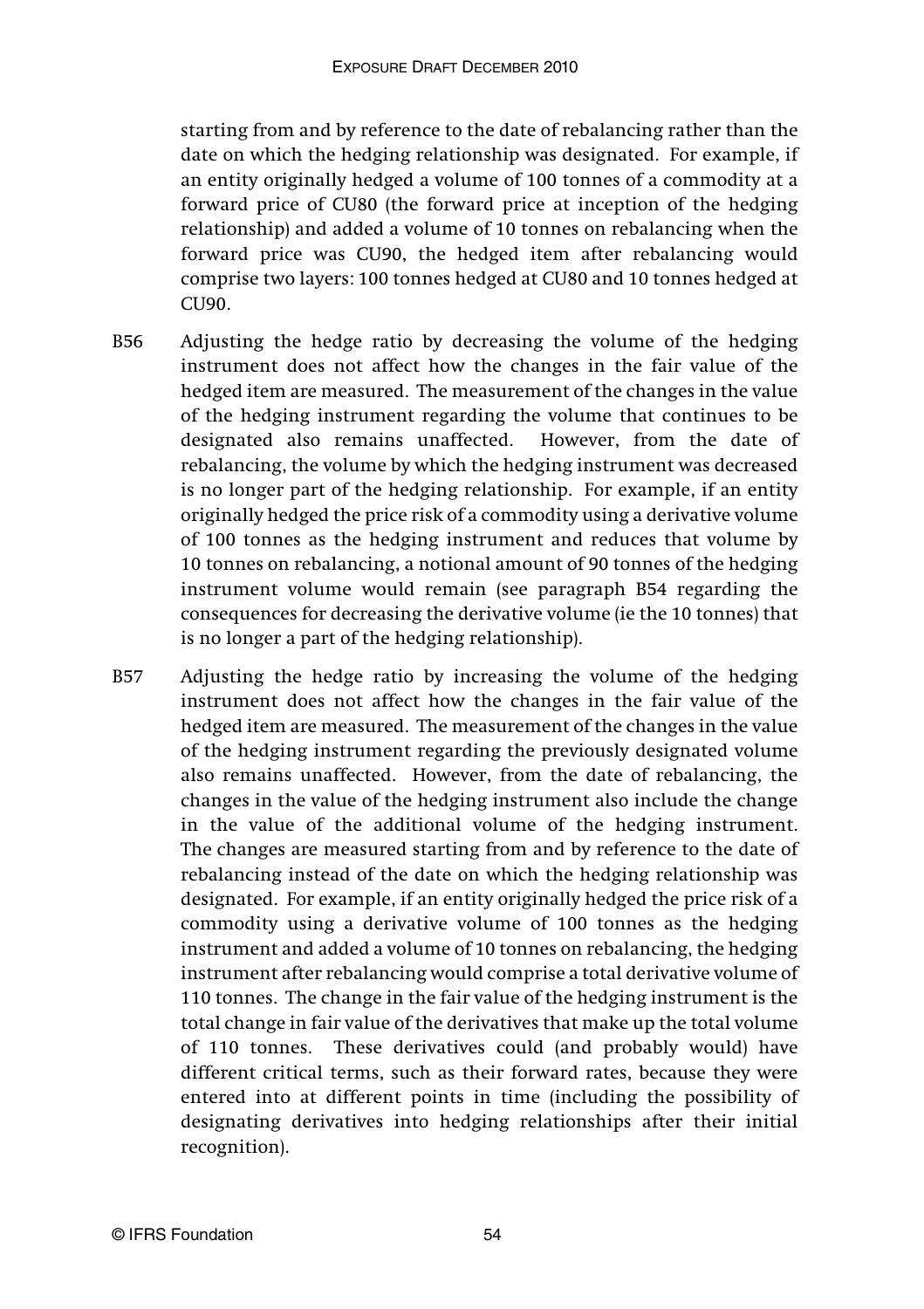starting from and by reference to the date of rebalancing rather than the date on which the hedging relationship was designated. For example, if an entity originally hedged a volume of 100 tonnes of a commodity at a forward price of CU80 (the forward price at inception of the hedging relationship) and added a volume of 10 tonnes on rebalancing when the forward price was CU90, the hedged item after rebalancing would comprise two layers: 100 tonnes hedged at CU80 and 10 tonnes hedged at CU90.

B56 Adjusting the hedge ratio by decreasing the volume of the hedging instrument does not affect how the changes in the fair value of the hedged item are measured. The measurement of the changes in the value of the hedging instrument regarding the volume that continues to be designated also remains unaffected. However, from the date of rebalancing, the volume by which the hedging instrument was decreased is no longer part of the hedging relationship. For example, if an entity originally hedged the price risk of a commodity using a derivative volume of 100 tonnes as the hedging instrument and reduces that volume by 10 tonnes on rebalancing, a notional amount of 90 tonnes of the hedging instrument volume would remain (see paragraph B54 regarding the consequences for decreasing the derivative volume (ie the 10 tonnes) that is no longer a part of the hedging relationship).

B57 Adjusting the hedge ratio by increasing the volume of the hedging instrument does not affect how the changes in the fair value of the hedged item are measured. The measurement of the changes in the value of the hedging instrument regarding the previously designated volume also remains unaffected. However, from the date of rebalancing, the changes in the value of the hedging instrument also include the change in the value of the additional volume of the hedging instrument. The changes are measured starting from and by reference to the date of rebalancing instead of the date on which the hedging relationship was designated. For example, if an entity originally hedged the price risk of a commodity using a derivative volume of 100 tonnes as the hedging instrument and added a volume of 10 tonnes on rebalancing, the hedging instrument after rebalancing would comprise a total derivative volume of 110 tonnes. The change in the fair value of the hedging instrument is the total change in fair value of the derivatives that make up the total volume of 110 tonnes. These derivatives could (and probably would) have different critical terms, such as their forward rates, because they were entered into at different points in time (including the possibility of designating derivatives into hedging relationships after their initial recognition).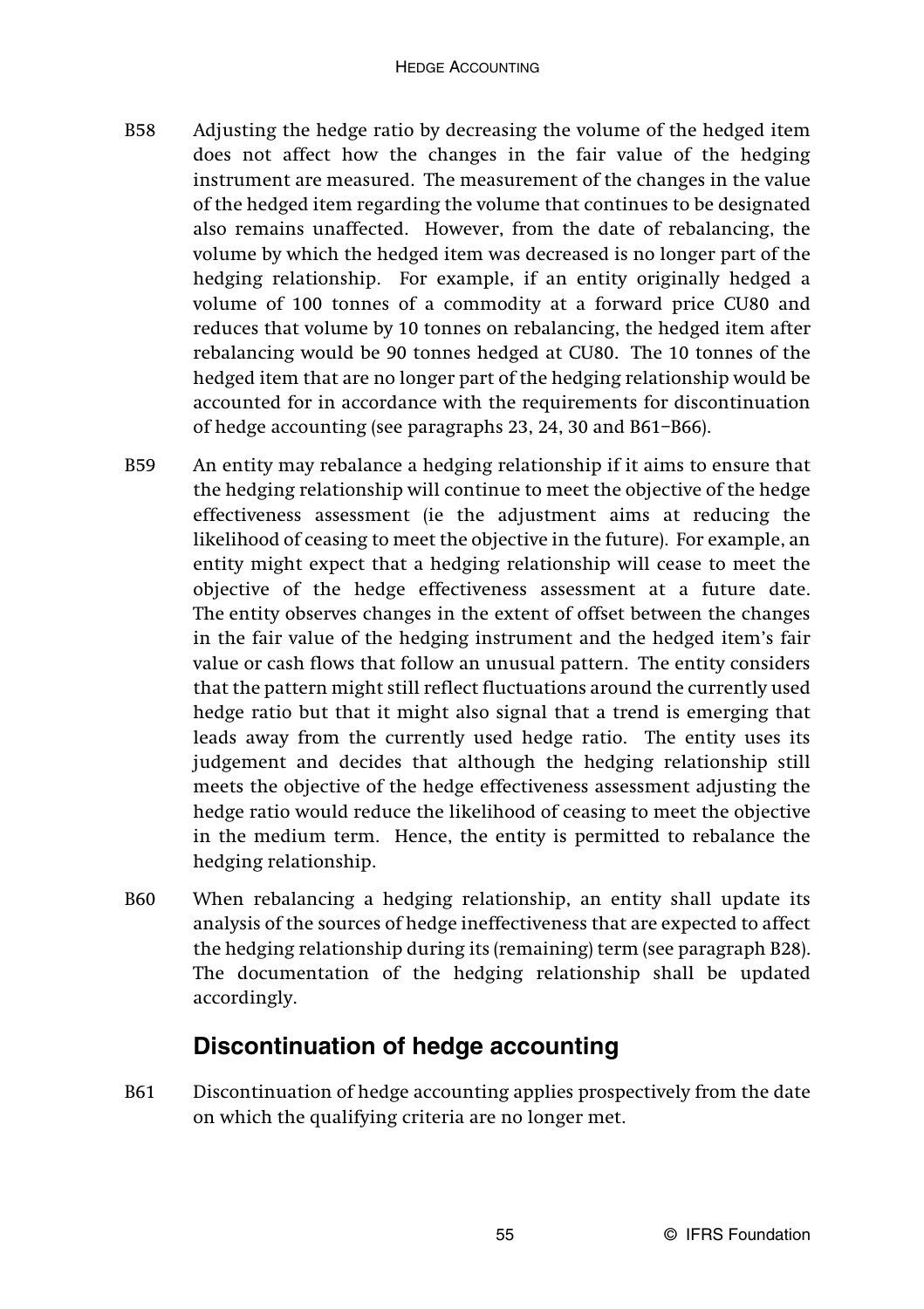B58 Adjusting the hedge ratio by decreasing the volume of the hedged item does not affect how the changes in the fair value of the hedging instrument are measured. The measurement of the changes in the value of the hedged item regarding the volume that continues to be designated also remains unaffected. However, from the date of rebalancing, the volume by which the hedged item was decreased is no longer part of the hedging relationship. For example, if an entity originally hedged a volume of 100 tonnes of a commodity at a forward price CU80 and reduces that volume by 10 tonnes on rebalancing, the hedged item after rebalancing would be 90 tonnes hedged at CU80. The 10 tonnes of the hedged item that are no longer part of the hedging relationship would be accounted for in accordance with the requirements for discontinuation of hedge accounting (see paragraphs 23, 24, 30 and B61–B66).

B59 An entity may rebalance a hedging relationship if it aims to ensure that the hedging relationship will continue to meet the objective of the hedge effectiveness assessment (ie the adjustment aims at reducing the likelihood of ceasing to meet the objective in the future). For example, an entity might expect that a hedging relationship will cease to meet the objective of the hedge effectiveness assessment at a future date. The entity observes changes in the extent of offset between the changes in the fair value of the hedging instrument and the hedged item's fair value or cash flows that follow an unusual pattern. The entity considers that the pattern might still reflect fluctuations around the currently used hedge ratio but that it might also signal that a trend is emerging that leads away from the currently used hedge ratio. The entity uses its judgement and decides that although the hedging relationship still meets the objective of the hedge effectiveness assessment adjusting the hedge ratio would reduce the likelihood of ceasing to meet the objective in the medium term. Hence, the entity is permitted to rebalance the hedging relationship.

B60 When rebalancing a hedging relationship, an entity shall update its analysis of the sources of hedge ineffectiveness that are expected to affect the hedging relationship during its (remaining) term (see paragraph B28). The documentation of the hedging relationship shall be updated accordingly.

## Discontinuation of hedge accounting

B61 Discontinuation of hedge accounting applies prospectively from the date on which the qualifying criteria are no longer met.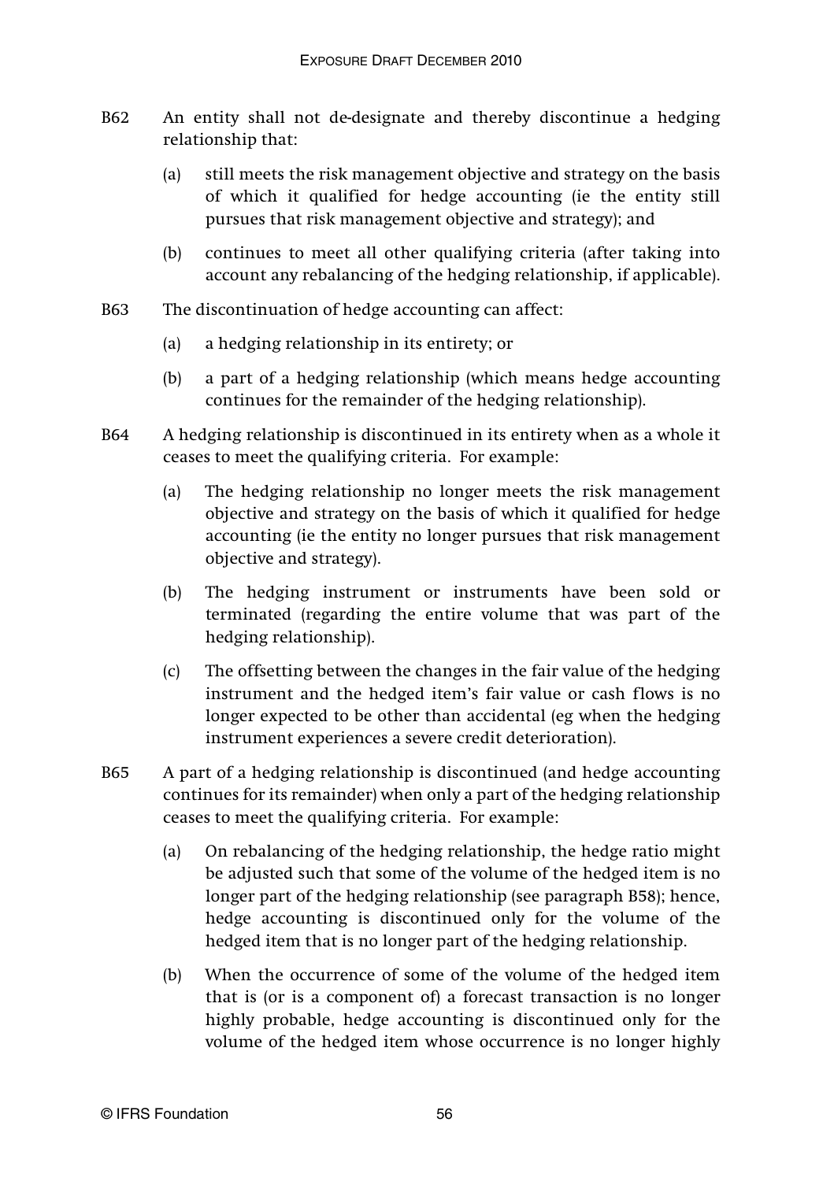B62 An entity shall not de-designate and thereby discontinue a hedging relationship that:

(a) still meets the risk management objective and strategy on the basis of which it qualified for hedge accounting (ie the entity still pursues that risk management objective and strategy); and

(b) continues to meet all other qualifying criteria (after taking into account any rebalancing of the hedging relationship, if applicable).

B63 The discontinuation of hedge accounting can affect:

(a) a hedging relationship in its entirety; or

(b) a part of a hedging relationship (which means hedge accounting continues for the remainder of the hedging relationship).

B64 A hedging relationship is discontinued in its entirety when as a whole it ceases to meet the qualifying criteria. For example:

(a) The hedging relationship no longer meets the risk management objective and strategy on the basis of which it qualified for hedge accounting (ie the entity no longer pursues that risk management objective and strategy).

(b) The hedging instrument or instruments have been sold or terminated (regarding the entire volume that was part of the hedging relationship).

(c) The offsetting between the changes in the fair value of the hedging instrument and the hedged item's fair value or cash flows is no longer expected to be other than accidental (eg when the hedging instrument experiences a severe credit deterioration).

B65 A part of a hedging relationship is discontinued (and hedge accounting continues for its remainder) when only a part of the hedging relationship ceases to meet the qualifying criteria. For example:

(a) On rebalancing of the hedging relationship, the hedge ratio might be adjusted such that some of the volume of the hedged item is no longer part of the hedging relationship (see paragraph B58); hence, hedge accounting is discontinued only for the volume of the hedged item that is no longer part of the hedging relationship.

(b) When the occurrence of some of the volume of the hedged item that is (or is a component of) a forecast transaction is no longer highly probable, hedge accounting is discontinued only for the volume of the hedged item whose occurrence is no longer highly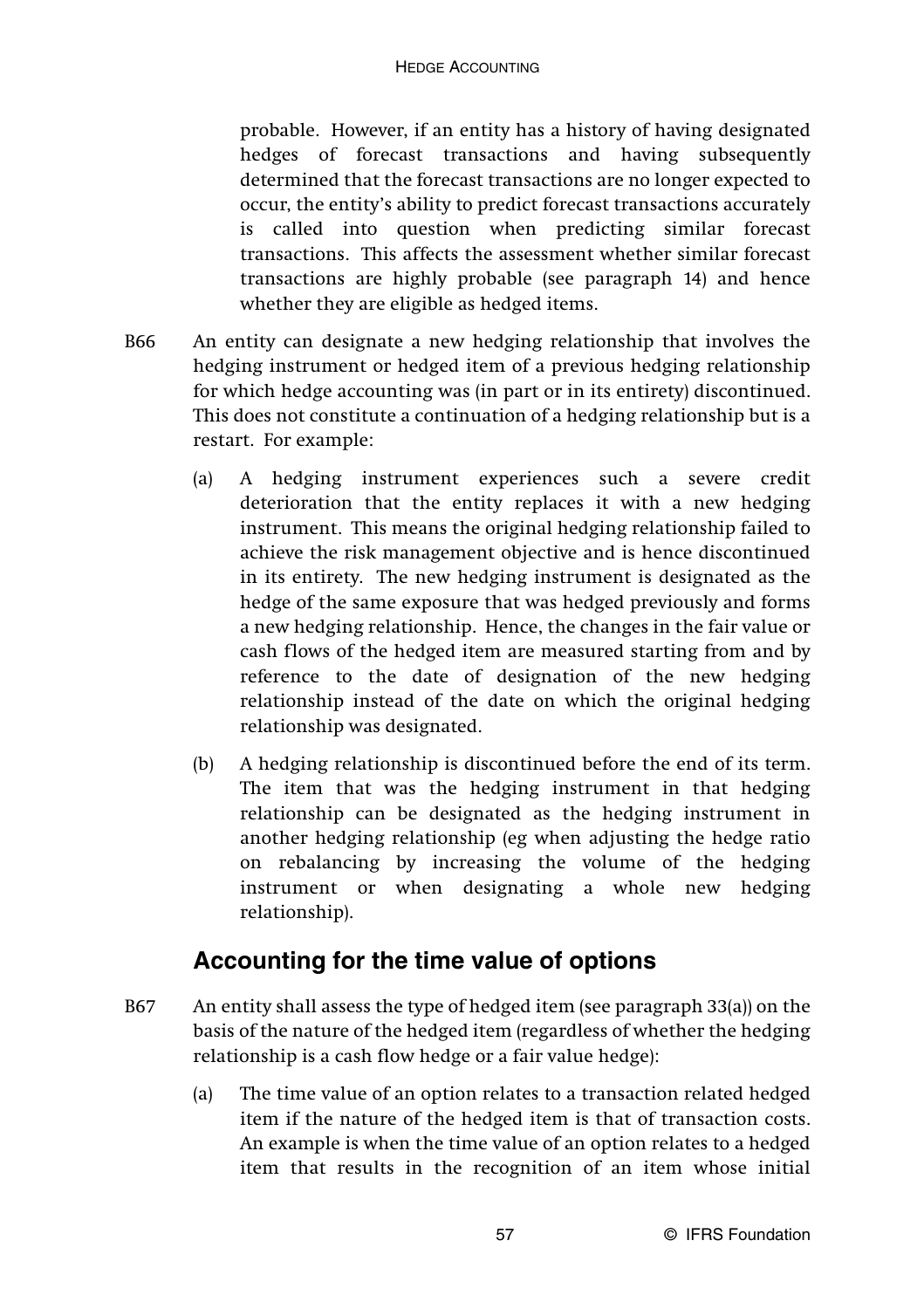probable. However, if an entity has a history of having designated hedges of forecast transactions and having subsequently determined that the forecast transactions are no longer expected to occur, the entity's ability to predict forecast transactions accurately is called into question when predicting similar forecast transactions. This affects the assessment whether similar forecast transactions are highly probable (see paragraph 14) and hence whether they are eligible as hedged items.

B66 An entity can designate a new hedging relationship that involves the hedging instrument or hedged item of a previous hedging relationship for which hedge accounting was (in part or in its entirety) discontinued. This does not constitute a continuation of a hedging relationship but is a restart. For example:

(a) A hedging instrument experiences such a severe credit deterioration that the entity replaces it with a new hedging instrument. This means the original hedging relationship failed to achieve the risk management objective and is hence discontinued in its entirety. The new hedging instrument is designated as the hedge of the same exposure that was hedged previously and forms a new hedging relationship. Hence, the changes in the fair value or cash flows of the hedged item are measured starting from and by reference to the date of designation of the new hedging relationship instead of the date on which the original hedging relationship was designated.

(b) A hedging relationship is discontinued before the end of its term. The item that was the hedging instrument in that hedging relationship can be designated as the hedging instrument in another hedging relationship (eg when adjusting the hedge ratio on rebalancing by increasing the volume of the hedging instrument or when designating a whole new hedging relationship).

## Accounting for the time value of options

B67 An entity shall assess the type of hedged item (see paragraph 33(a)) on the basis of the nature of the hedged item (regardless of whether the hedging relationship is a cash flow hedge or a fair value hedge):

(a) The time value of an option relates to a transaction related hedged item if the nature of the hedged item is that of transaction costs. An example is when the time value of an option relates to a hedged item that results in the recognition of an item whose initial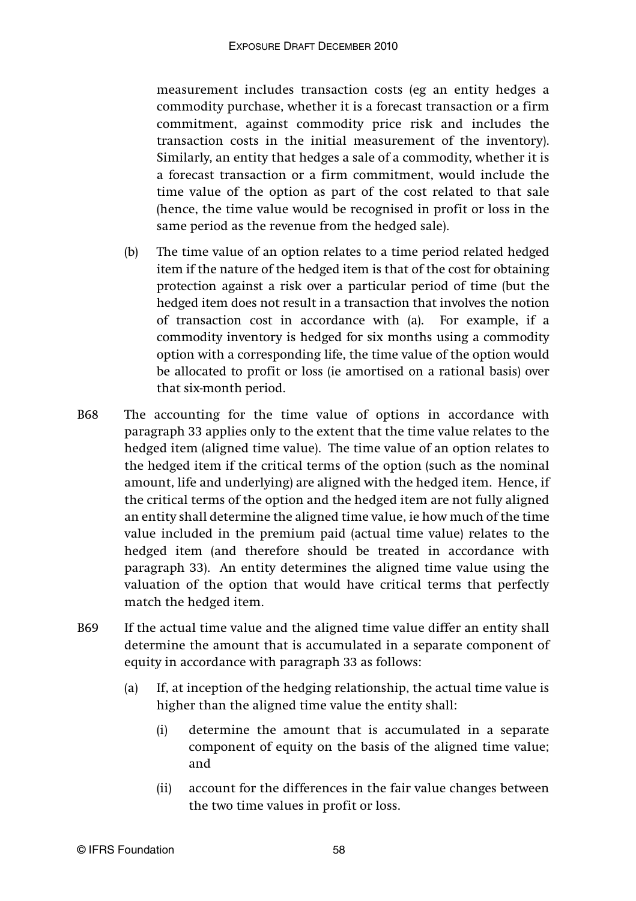measurement includes transaction costs (eg an entity hedges a commodity purchase, whether it is a forecast transaction or a firm commitment, against commodity price risk and includes the transaction costs in the initial measurement of the inventory). Similarly, an entity that hedges a sale of a commodity, whether it is a forecast transaction or a firm commitment, would include the time value of the option as part of the cost related to that sale (hence, the time value would be recognised in profit or loss in the same period as the revenue from the hedged sale).

(b) The time value of an option relates to a time period related hedged item if the nature of the hedged item is that of the cost for obtaining protection against a risk over a particular period of time (but the hedged item does not result in a transaction that involves the notion of transaction cost in accordance with (a). For example, if a commodity inventory is hedged for six months using a commodity option with a corresponding life, the time value of the option would be allocated to profit or loss (ie amortised on a rational basis) over that six-month period.

B68 The accounting for the time value of options in accordance with paragraph 33 applies only to the extent that the time value relates to the hedged item (aligned time value). The time value of an option relates to the hedged item if the critical terms of the option (such as the nominal amount, life and underlying) are aligned with the hedged item. Hence, if the critical terms of the option and the hedged item are not fully aligned an entity shall determine the aligned time value, ie how much of the time value included in the premium paid (actual time value) relates to the hedged item (and therefore should be treated in accordance with paragraph 33). An entity determines the aligned time value using the valuation of the option that would have critical terms that perfectly match the hedged item.

B69 If the actual time value and the aligned time value differ an entity shall determine the amount that is accumulated in a separate component of equity in accordance with paragraph 33 as follows:

(a) If, at inception of the hedging relationship, the actual time value is higher than the aligned time value the entity shall:

(i) determine the amount that is accumulated in a separate component of equity on the basis of the aligned time value; and

(ii) account for the differences in the fair value changes between the two time values in profit or loss.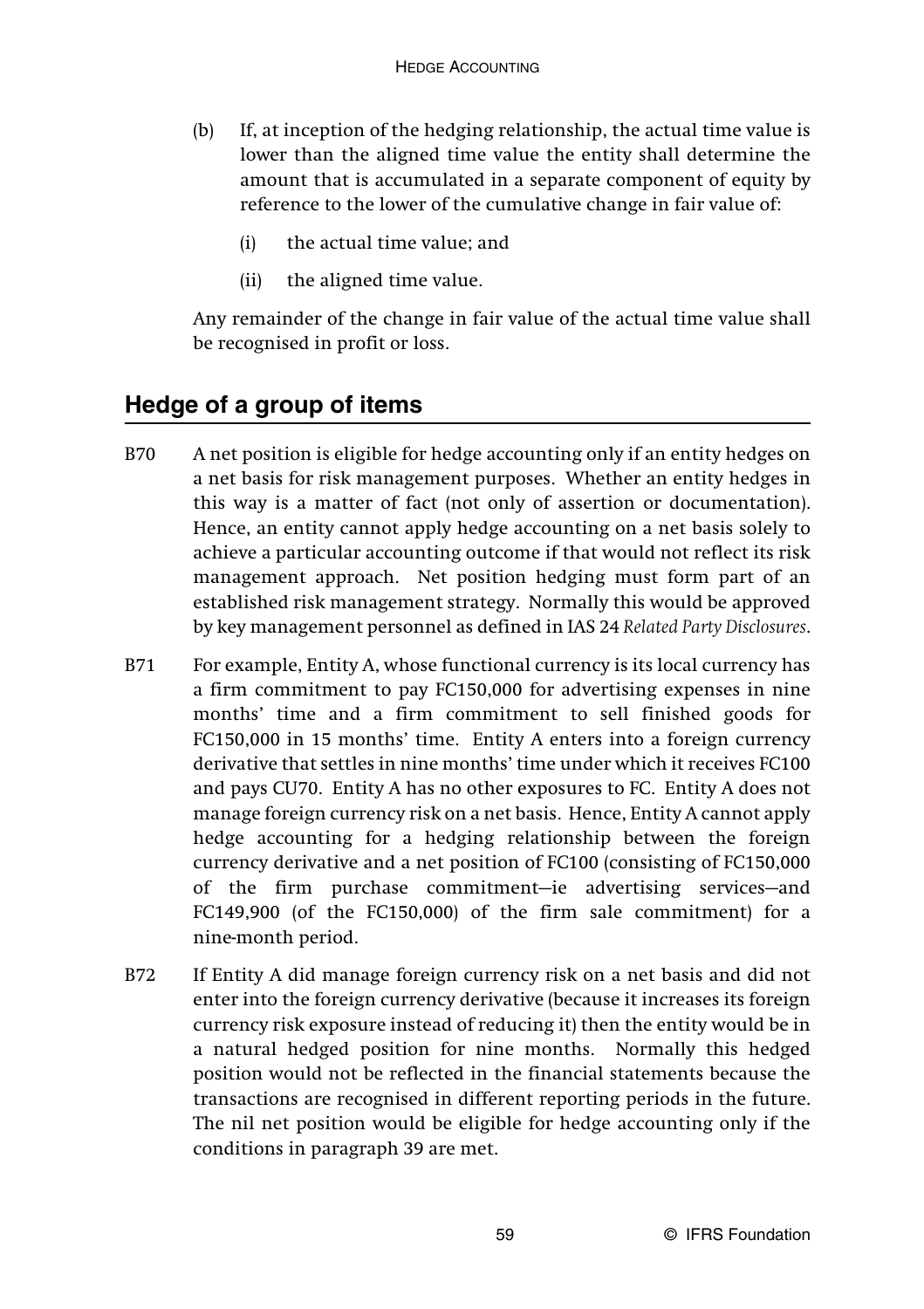(b) If, at inception of the hedging relationship, the actual time value is lower than the aligned time value the entity shall determine the amount that is accumulated in a separate component of equity by reference to the lower of the cumulative change in fair value of:

   (i) the actual time value; and

   (ii) the aligned time value.

Any remainder of the change in fair value of the actual time value shall be recognised in profit or loss.

## Hedge of a group of items

B70 A net position is eligible for hedge accounting only if an entity hedges on a net basis for risk management purposes. Whether an entity hedges in this way is a matter of fact (not only of assertion or documentation). Hence, an entity cannot apply hedge accounting on a net basis solely to achieve a particular accounting outcome if that would not reflect its risk management approach. Net position hedging must form part of an established risk management strategy. Normally this would be approved by key management personnel as defined in IAS 24 *Related Party Disclosures*.

B71 For example, Entity A, whose functional currency is its local currency has a firm commitment to pay FC150,000 for advertising expenses in nine months' time and a firm commitment to sell finished goods for FC150,000 in 15 months' time. Entity A enters into a foreign currency derivative that settles in nine months' time under which it receives FC100 and pays CU70. Entity A has no other exposures to FC. Entity A does not manage foreign currency risk on a net basis. Hence, Entity A cannot apply hedge accounting for a hedging relationship between the foreign currency derivative and a net position of FC100 (consisting of FC150,000 of the firm purchase commitment—ie advertising services—and FC149,900 (of the FC150,000) of the firm sale commitment) for a nine-month period.

B72 If Entity A did manage foreign currency risk on a net basis and did not enter into the foreign currency derivative (because it increases its foreign currency risk exposure instead of reducing it) then the entity would be in a natural hedged position for nine months. Normally this hedged position would not be reflected in the financial statements because the transactions are recognised in different reporting periods in the future. The nil net position would be eligible for hedge accounting only if the conditions in paragraph 39 are met.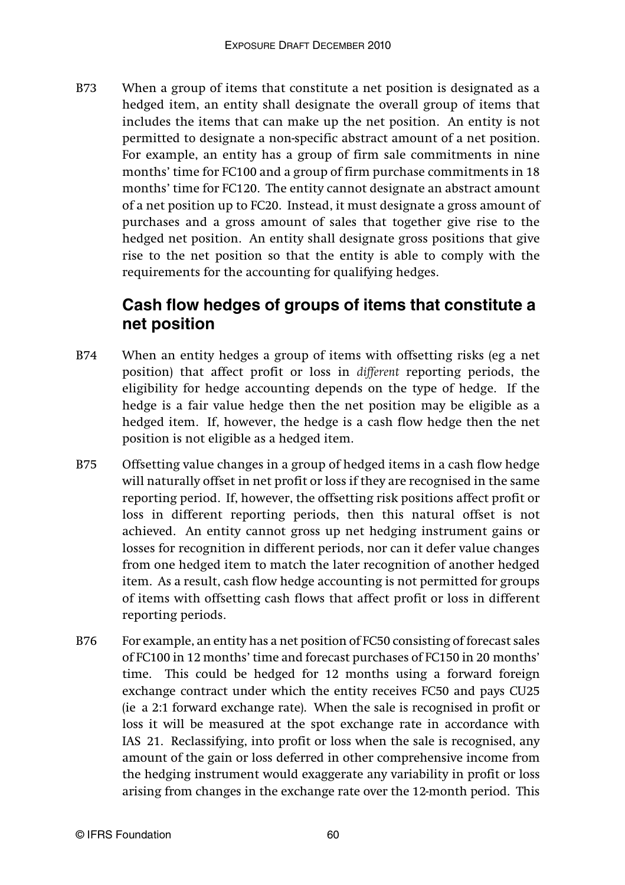B73 When a group of items that constitute a net position is designated as a hedged item, an entity shall designate the overall group of items that includes the items that can make up the net position. An entity is not permitted to designate a non-specific abstract amount of a net position. For example, an entity has a group of firm sale commitments in nine months' time for FC100 and a group of firm purchase commitments in 18 months' time for FC120. The entity cannot designate an abstract amount of a net position up to FC20. Instead, it must designate a gross amount of purchases and a gross amount of sales that together give rise to the hedged net position. An entity shall designate gross positions that give rise to the net position so that the entity is able to comply with the requirements for the accounting for qualifying hedges.

## Cash flow hedges of groups of items that constitute a net position

B74 When an entity hedges a group of items with offsetting risks (eg a net position) that affect profit or loss in *different* reporting periods, the eligibility for hedge accounting depends on the type of hedge. If the hedge is a fair value hedge then the net position may be eligible as a hedged item. If, however, the hedge is a cash flow hedge then the net position is not eligible as a hedged item.

B75 Offsetting value changes in a group of hedged items in a cash flow hedge will naturally offset in net profit or loss if they are recognised in the same reporting period. If, however, the offsetting risk positions affect profit or loss in different reporting periods, then this natural offset is not achieved. An entity cannot gross up net hedging instrument gains or losses for recognition in different periods, nor can it defer value changes from one hedged item to match the later recognition of another hedged item. As a result, cash flow hedge accounting is not permitted for groups of items with offsetting cash flows that affect profit or loss in different reporting periods.

B76 For example, an entity has a net position of FC50 consisting of forecast sales of FC100 in 12 months' time and forecast purchases of FC150 in 20 months' time. This could be hedged for 12 months using a forward foreign exchange contract under which the entity receives FC50 and pays CU25 (ie a 2:1 forward exchange rate). When the sale is recognised in profit or loss it will be measured at the spot exchange rate in accordance with IAS 21. Reclassifying, into profit or loss when the sale is recognised, any amount of the gain or loss deferred in other comprehensive income from the hedging instrument would exaggerate any variability in profit or loss arising from changes in the exchange rate over the 12-month period. This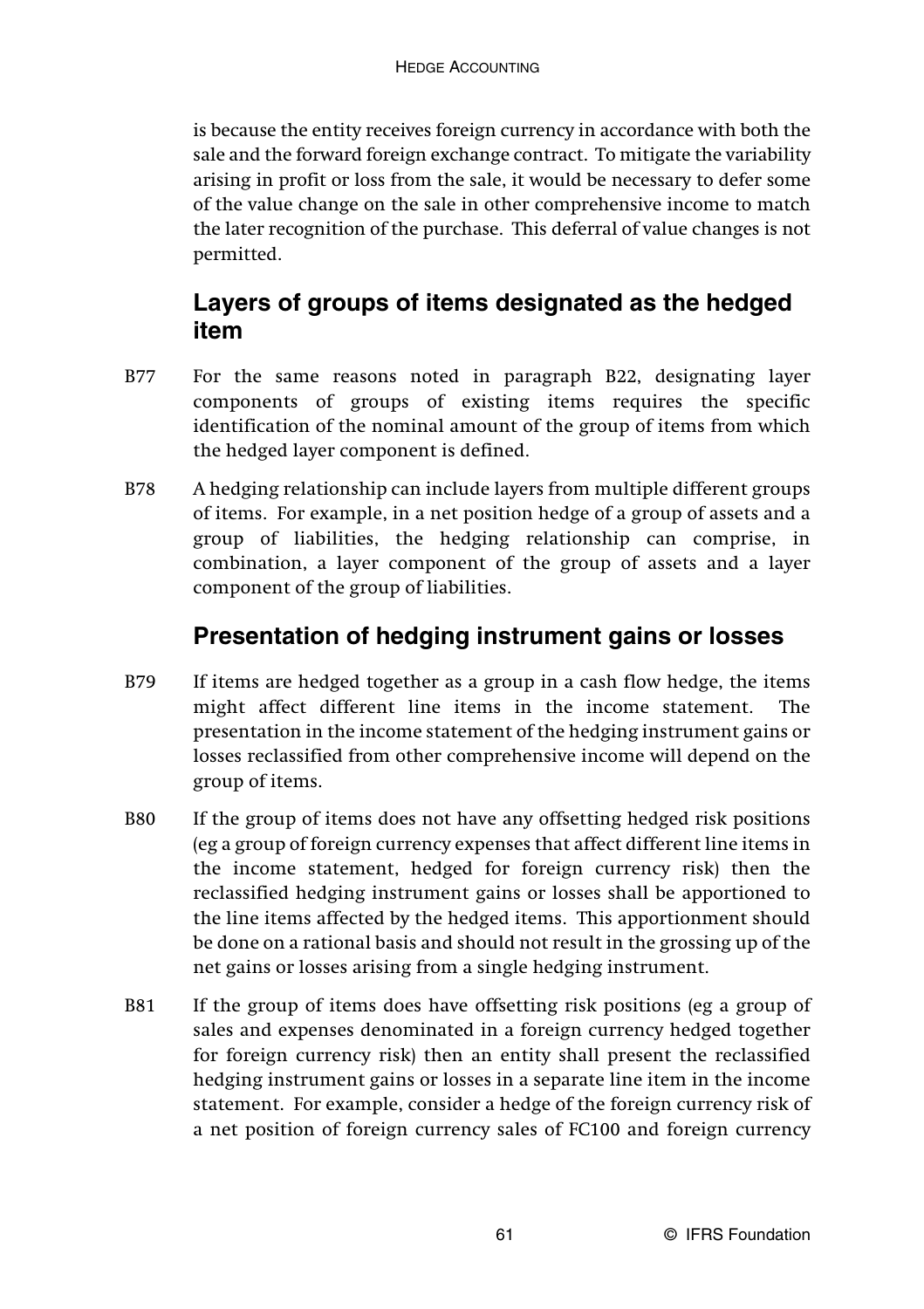is because the entity receives foreign currency in accordance with both the sale and the forward foreign exchange contract. To mitigate the variability arising in profit or loss from the sale, it would be necessary to defer some of the value change on the sale in other comprehensive income to match the later recognition of the purchase. This deferral of value changes is not permitted.

## Layers of groups of items designated as the hedged item

B77 For the same reasons noted in paragraph B22, designating layer components of groups of existing items requires the specific identification of the nominal amount of the group of items from which the hedged layer component is defined.

B78 A hedging relationship can include layers from multiple different groups of items. For example, in a net position hedge of a group of assets and a group of liabilities, the hedging relationship can comprise, in combination, a layer component of the group of assets and a layer component of the group of liabilities.

## Presentation of hedging instrument gains or losses

B79 If items are hedged together as a group in a cash flow hedge, the items might affect different line items in the income statement. The presentation in the income statement of the hedging instrument gains or losses reclassified from other comprehensive income will depend on the group of items.

B80 If the group of items does not have any offsetting hedged risk positions (eg a group of foreign currency expenses that affect different line items in the income statement, hedged for foreign currency risk) then the reclassified hedging instrument gains or losses shall be apportioned to the line items affected by the hedged items. This apportionment should be done on a rational basis and should not result in the grossing up of the net gains or losses arising from a single hedging instrument.

B81 If the group of items does have offsetting risk positions (eg a group of sales and expenses denominated in a foreign currency hedged together for foreign currency risk) then an entity shall present the reclassified hedging instrument gains or losses in a separate line item in the income statement. For example, consider a hedge of the foreign currency risk of a net position of foreign currency sales of FC100 and foreign currency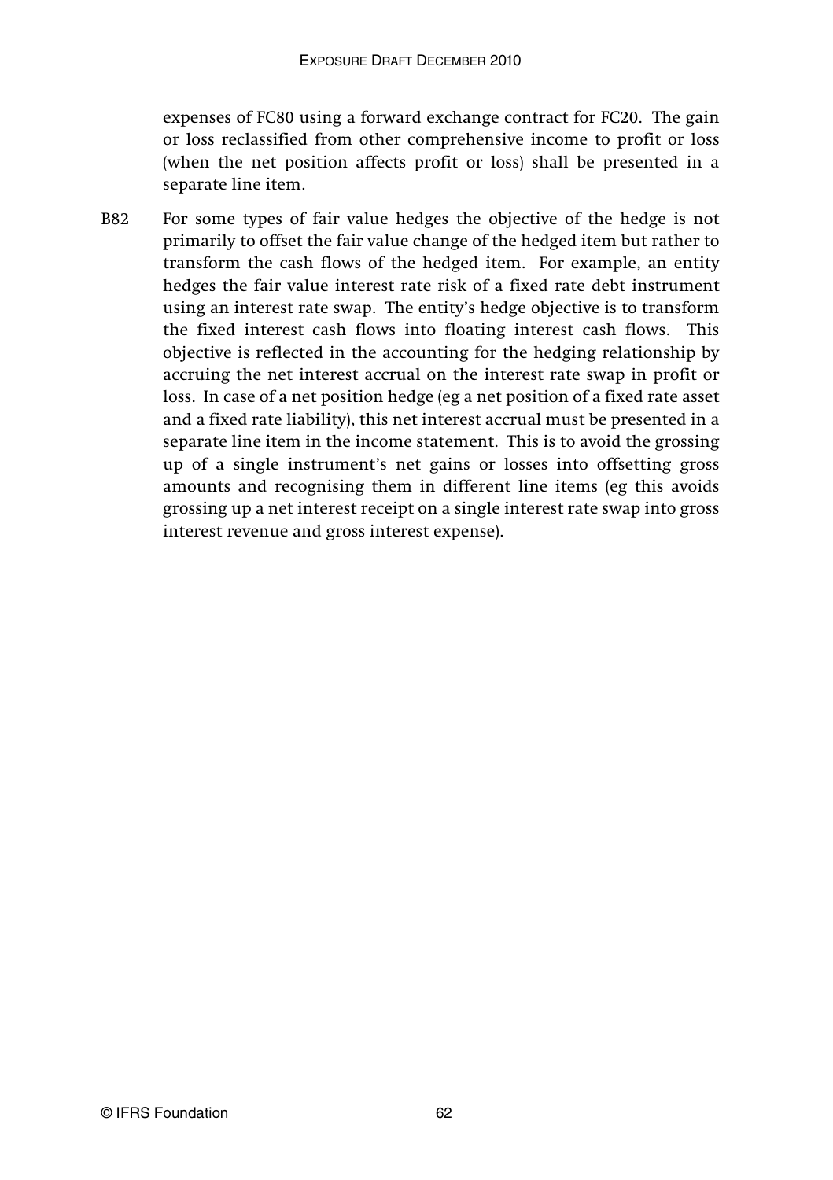expenses of FC80 using a forward exchange contract for FC20. The gain or loss reclassified from other comprehensive income to profit or loss (when the net position affects profit or loss) shall be presented in a separate line item.

B82 For some types of fair value hedges the objective of the hedge is not primarily to offset the fair value change of the hedged item but rather to transform the cash flows of the hedged item. For example, an entity hedges the fair value interest rate risk of a fixed rate debt instrument using an interest rate swap. The entity's hedge objective is to transform the fixed interest cash flows into floating interest cash flows. This objective is reflected in the accounting for the hedging relationship by accruing the net interest accrual on the interest rate swap in profit or loss. In case of a net position hedge (eg a net position of a fixed rate asset and a fixed rate liability), this net interest accrual must be presented in a separate line item in the income statement. This is to avoid the grossing up of a single instrument's net gains or losses into offsetting gross amounts and recognising them in different line items (eg this avoids grossing up a net interest receipt on a single interest rate swap into gross interest revenue and gross interest expense).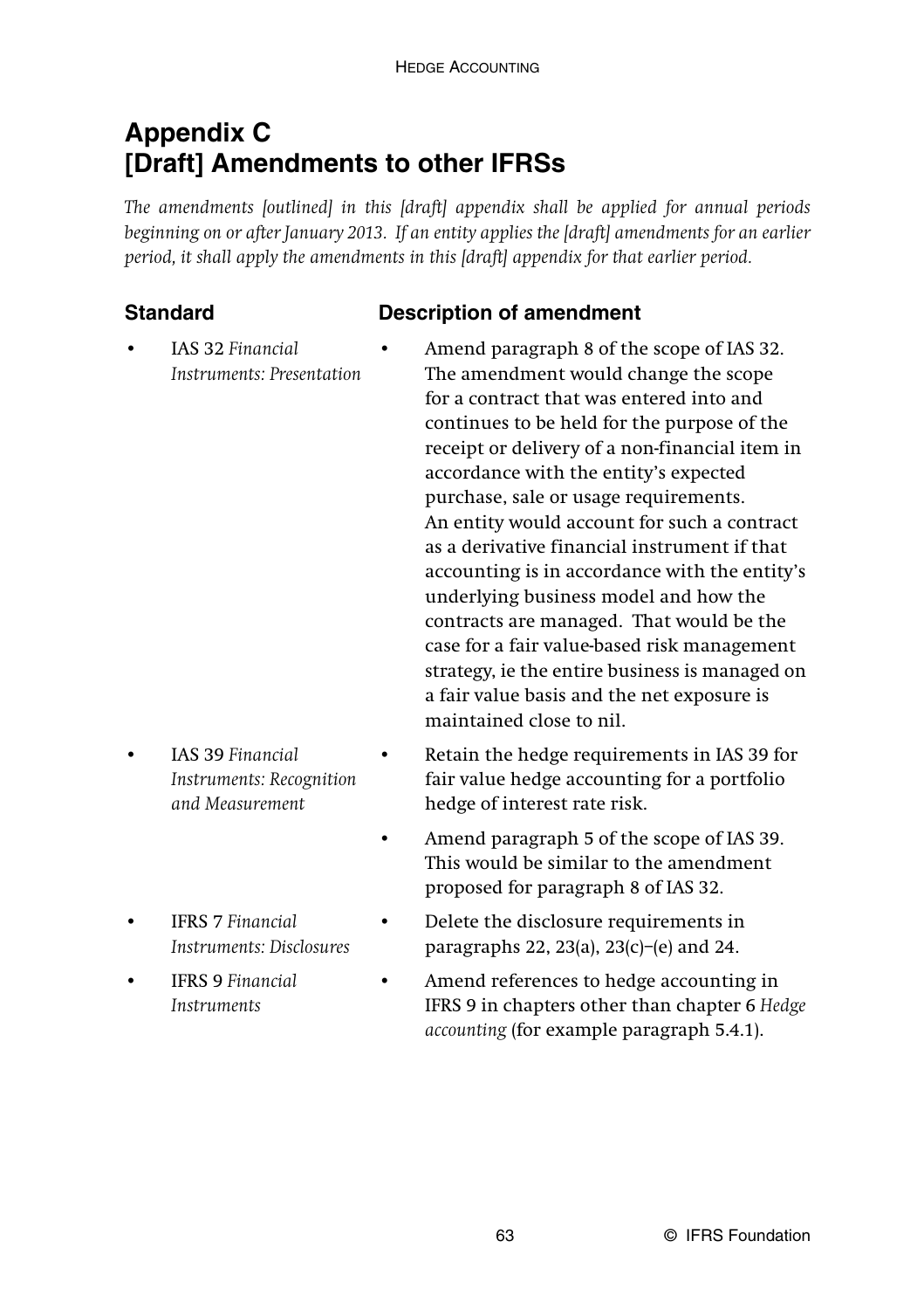# Appendix C
# [Draft] Amendments to other IFRSs

*The amendments [outlined] in this [draft] appendix shall be applied for annual periods beginning on or after January 2013. If an entity applies the [draft] amendments for an earlier period, it shall apply the amendments in this [draft] appendix for that earlier period.*

| Standard | Description of amendment |
|---|---|
| • IAS 32 *Financial Instruments: Presentation* | • Amend paragraph 8 of the scope of IAS 32. The amendment would change the scope for a contract that was entered into and continues to be held for the purpose of the receipt or delivery of a non-financial item in accordance with the entity's expected purchase, sale or usage requirements. An entity would account for such a contract as a derivative financial instrument if that accounting is in accordance with the entity's underlying business model and how the contracts are managed. That would be the case for a fair value-based risk management strategy, ie the entire business is managed on a fair value basis and the net exposure is maintained close to nil. |
| • IAS 39 *Financial Instruments: Recognition and Measurement* | • Retain the hedge requirements in IAS 39 for fair value hedge accounting for a portfolio hedge of interest rate risk.<br>• Amend paragraph 5 of the scope of IAS 39. This would be similar to the amendment proposed for paragraph 8 of IAS 32. |
| • IFRS 7 *Financial Instruments: Disclosures* | • Delete the disclosure requirements in paragraphs 22, 23(a), 23(c)–(e) and 24. |
| • IFRS 9 *Financial Instruments* | • Amend references to hedge accounting in IFRS 9 in chapters other than chapter 6 *Hedge accounting* (for example paragraph 5.4.1). |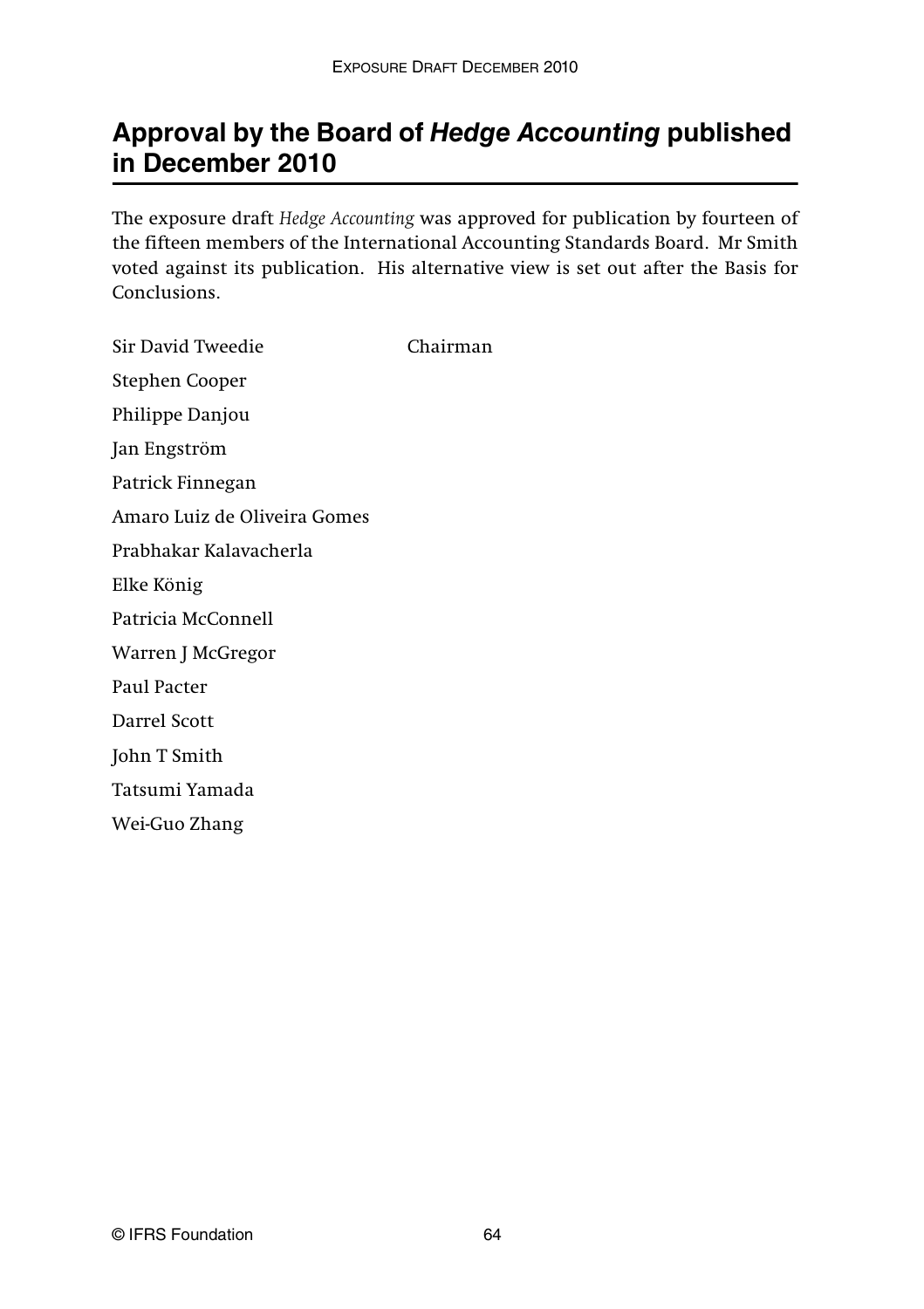## Approval by the Board of *Hedge Accounting* published in December 2010

The exposure draft *Hedge Accounting* was approved for publication by fourteen of the fifteen members of the International Accounting Standards Board. Mr Smith voted against its publication. His alternative view is set out after the Basis for Conclusions.

| | |
|---|---|
| Sir David Tweedie | Chairman |
| Stephen Cooper | |
| Philippe Danjou | |
| Jan Engström | |
| Patrick Finnegan | |
| Amaro Luiz de Oliveira Gomes | |
| Prabhakar Kalavacherla | |
| Elke König | |
| Patricia McConnell | |
| Warren J McGregor | |
| Paul Pacter | |
| Darrel Scott | |
| John T Smith | |
| Tatsumi Yamada | |
| Wei-Guo Zhang | |